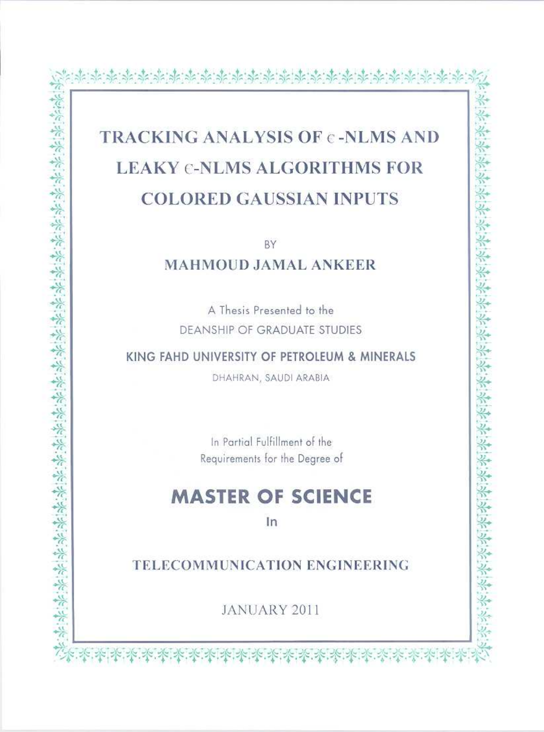# TRACKING ANALYSIS OF $\epsilon$-NLMS AND LEAKY $\epsilon$-NLMS ALGORITHMS FOR COLORED GAUSSIAN INPUTS

BY

## MAHMOUD JAMAL ANKEER

A Thesis Presented to the

DEANSHIP OF GRADUATE STUDIES

KING FAHD UNIVERSITY OF PETROLEUM & MINERALS

DHAHRAN, SAUDI ARABIA

In Partial Fulfillment of the

Requirements for the Degree of

## MASTER OF SCIENCE

In

## TELECOMMUNICATION ENGINEERING

JANUARY 2011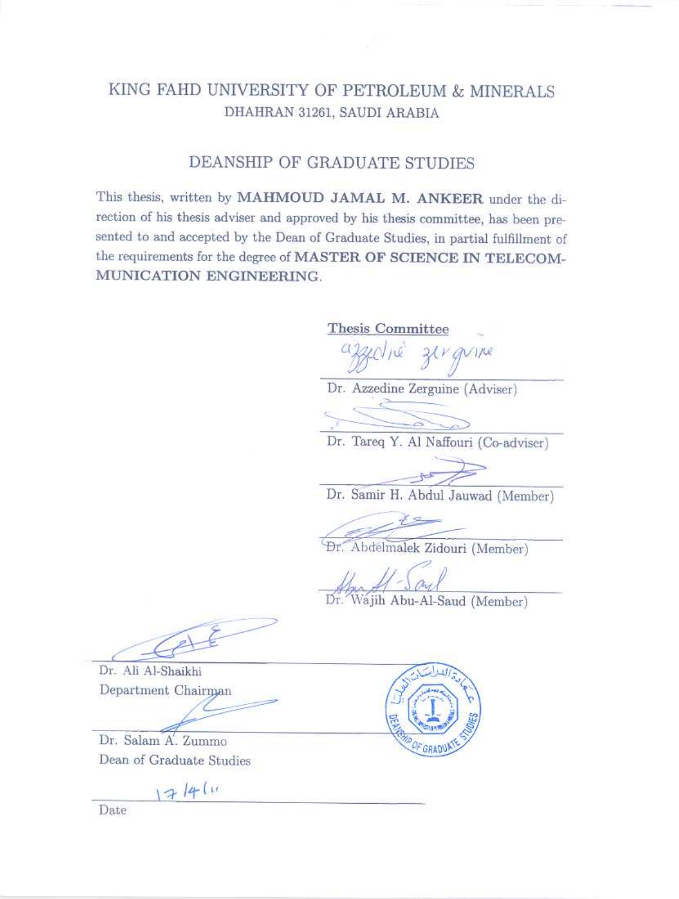# KING FAHD UNIVERSITY OF PETROLEUM & MINERALS

DHAHRAN 31261, SAUDI ARABIA

## DEANSHIP OF GRADUATE STUDIES

This thesis, written by **MAHMOUD JAMAL M. ANKEER** under the direction of his thesis adviser and approved by his thesis committee, has been presented to and accepted by the Dean of Graduate Studies, in partial fulfillment of the requirements for the degree of **MASTER OF SCIENCE IN TELECOMMUNICATION ENGINEERING**.

**Thesis Committee**

Dr. Azzedine Zerguine (Adviser)

Dr. Tareq Y. Al Naffouri (Co-adviser)

Dr. Samir H. Abdul Jauwad (Member)

Dr. Abdelmalek Zidouri (Member)

Dr. Wajih Abu-Al-Saud (Member)

Dr. Ali Al-Shaikhi
Department Chairman

Dr. Salam A. Zummo
Dean of Graduate Studies

17/4/10

Date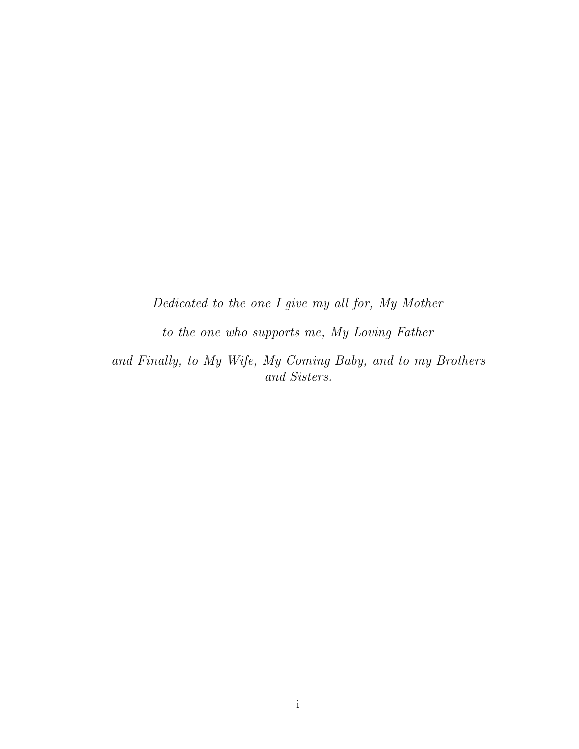*Dedicated to the one I give my all for, My Mother*

*to the one who supports me, My Loving Father*

*and Finally, to My Wife, My Coming Baby, and to my Brothers and Sisters.*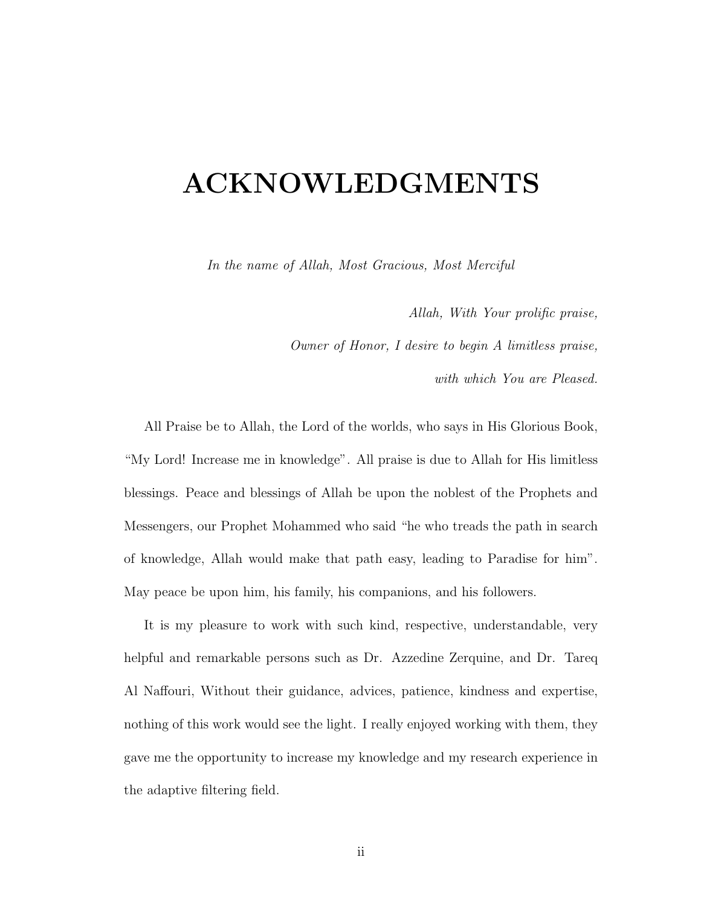# ACKNOWLEDGMENTS

*In the name of Allah, Most Gracious, Most Merciful*

*Allah, With Your prolific praise,*

*Owner of Honor, I desire to begin A limitless praise,*

*with which You are Pleased.*

All Praise be to Allah, the Lord of the worlds, who says in His Glorious Book, "My Lord! Increase me in knowledge". All praise is due to Allah for His limitless blessings. Peace and blessings of Allah be upon the noblest of the Prophets and Messengers, our Prophet Mohammed who said "he who treads the path in search of knowledge, Allah would make that path easy, leading to Paradise for him". May peace be upon him, his family, his companions, and his followers.

It is my pleasure to work with such kind, respective, understandable, very helpful and remarkable persons such as Dr. Azzedine Zerquine, and Dr. Tareq Al Naffouri, Without their guidance, advices, patience, kindness and expertise, nothing of this work would see the light. I really enjoyed working with them, they gave me the opportunity to increase my knowledge and my research experience in the adaptive filtering field.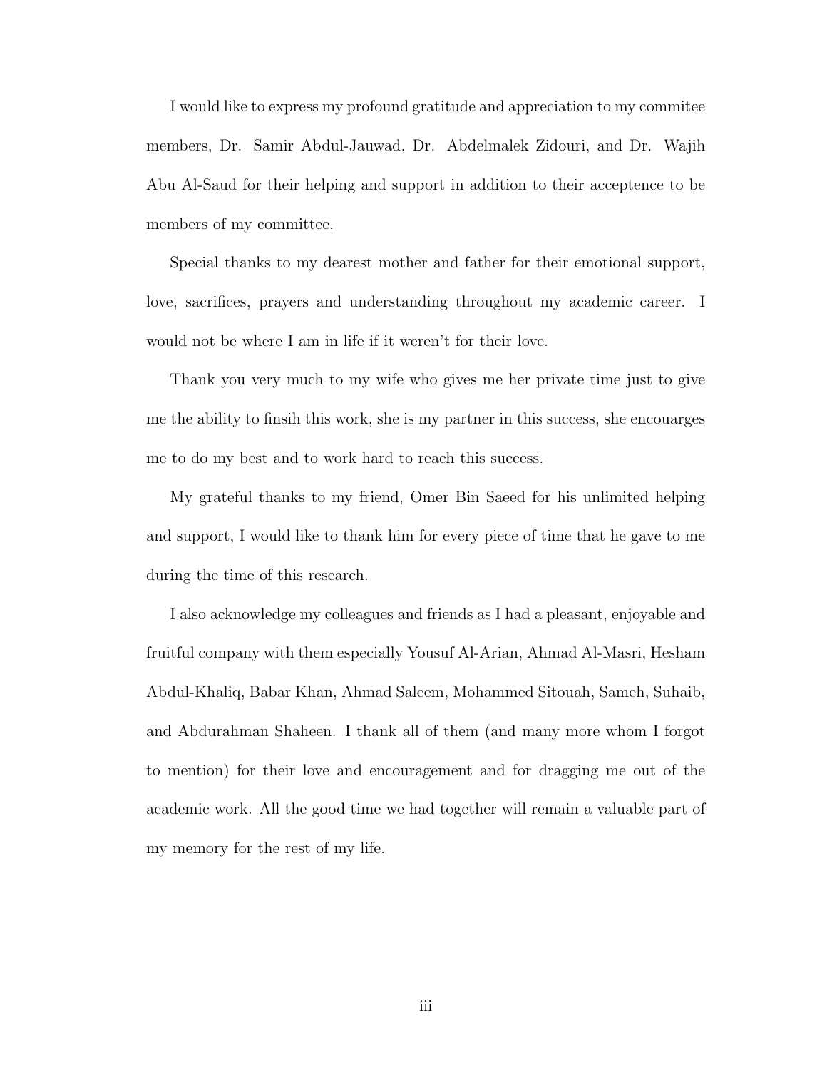I would like to express my profound gratitude and appreciation to my commitee members, Dr. Samir Abdul-Jauwad, Dr. Abdelmalek Zidouri, and Dr. Wajih Abu Al-Saud for their helping and support in addition to their acceptence to be members of my committee.

Special thanks to my dearest mother and father for their emotional support, love, sacrifices, prayers and understanding throughout my academic career. I would not be where I am in life if it weren't for their love.

Thank you very much to my wife who gives me her private time just to give me the ability to finsih this work, she is my partner in this success, she encouarges me to do my best and to work hard to reach this success.

My grateful thanks to my friend, Omer Bin Saeed for his unlimited helping and support, I would like to thank him for every piece of time that he gave to me during the time of this research.

I also acknowledge my colleagues and friends as I had a pleasant, enjoyable and fruitful company with them especially Yousuf Al-Arian, Ahmad Al-Masri, Hesham Abdul-Khaliq, Babar Khan, Ahmad Saleem, Mohammed Sitouah, Sameh, Suhaib, and Abdurahman Shaheen. I thank all of them (and many more whom I forgot to mention) for their love and encouragement and for dragging me out of the academic work. All the good time we had together will remain a valuable part of my memory for the rest of my life.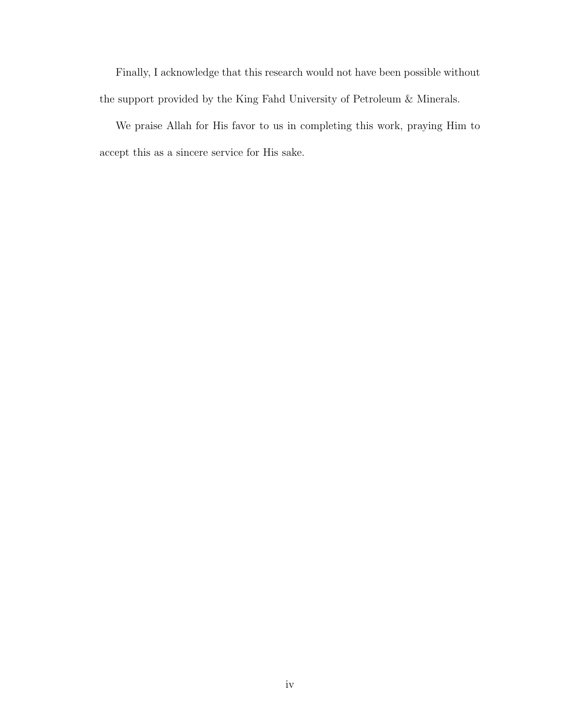Finally, I acknowledge that this research would not have been possible without the support provided by the King Fahd University of Petroleum & Minerals.

We praise Allah for His favor to us in completing this work, praying Him to accept this as a sincere service for His sake.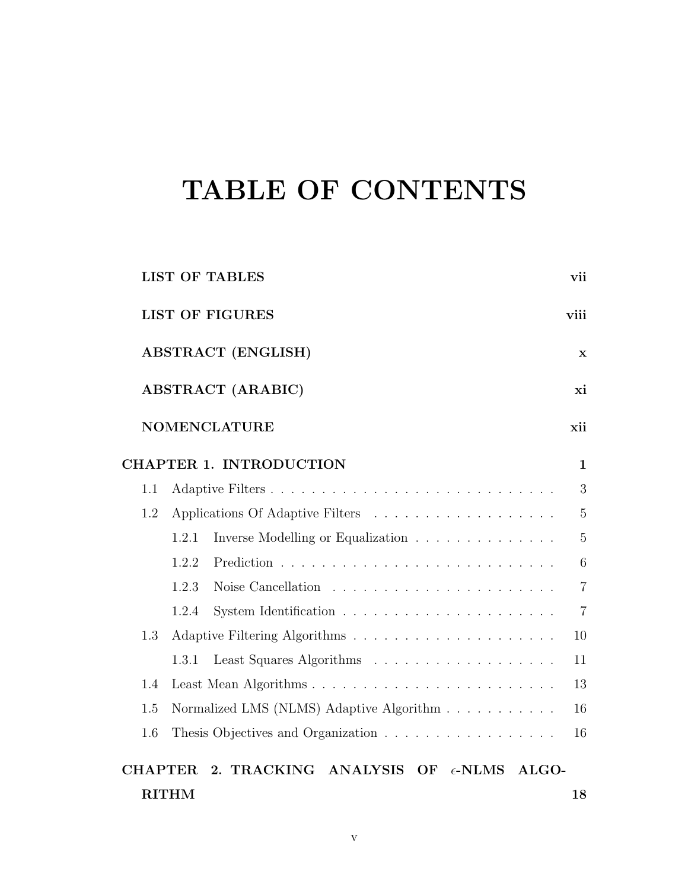# TABLE OF CONTENTS

**LIST OF TABLES** vii

**LIST OF FIGURES** viii

**ABSTRACT (ENGLISH)** x

**ABSTRACT (ARABIC)** xi

**NOMENCLATURE** xii

**CHAPTER 1. INTRODUCTION** 1

- 1.1 Adaptive Filters . . . . . . . . . . . . . . . . . . . . . . . . . . . . 3
- 1.2 Applications Of Adaptive Filters . . . . . . . . . . . . . . . . . . . 5
  - 1.2.1 Inverse Modelling or Equalization . . . . . . . . . . . . . . . 5
  - 1.2.2 Prediction . . . . . . . . . . . . . . . . . . . . . . . . . . . 6
  - 1.2.3 Noise Cancellation . . . . . . . . . . . . . . . . . . . . . . 7
  - 1.2.4 System Identification . . . . . . . . . . . . . . . . . . . . . 7
- 1.3 Adaptive Filtering Algorithms . . . . . . . . . . . . . . . . . . . . 10
  - 1.3.1 Least Squares Algorithms . . . . . . . . . . . . . . . . . . 11
- 1.4 Least Mean Algorithms . . . . . . . . . . . . . . . . . . . . . . . . 13
- 1.5 Normalized LMS (NLMS) Adaptive Algorithm . . . . . . . . . . . 16
- 1.6 Thesis Objectives and Organization . . . . . . . . . . . . . . . . . 16

**CHAPTER 2. TRACKING ANALYSIS OF $\epsilon$-NLMS ALGORITHM** 18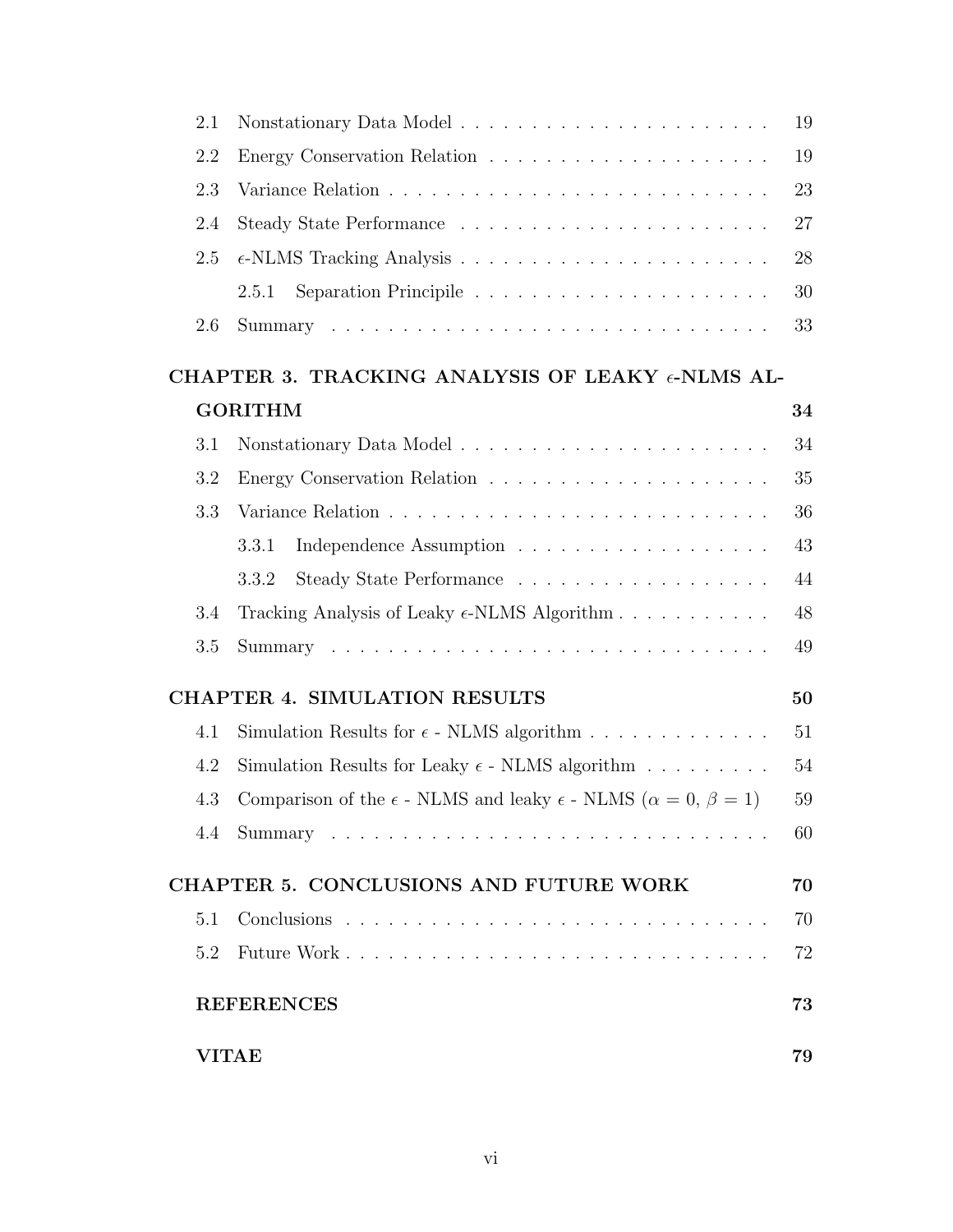2.1 Nonstationary Data Model . . . . . . . . . . . . . . . . . . . . . . 19

2.2 Energy Conservation Relation . . . . . . . . . . . . . . . . . . . . 19

2.3 Variance Relation . . . . . . . . . . . . . . . . . . . . . . . . . . 23

2.4 Steady State Performance . . . . . . . . . . . . . . . . . . . . . . 27

2.5 $\epsilon$-NLMS Tracking Analysis . . . . . . . . . . . . . . . . . . . . . 28

2.5.1 Separation Principipile . . . . . . . . . . . . . . . . . . . . 30

2.6 Summary . . . . . . . . . . . . . . . . . . . . . . . . . . . . . . . 33

**CHAPTER 3. TRACKING ANALYSIS OF LEAKY $\epsilon$-NLMS ALGORITHM** **34**

3.1 Nonstationary Data Model . . . . . . . . . . . . . . . . . . . . . . 34

3.2 Energy Conservation Relation . . . . . . . . . . . . . . . . . . . . 35

3.3 Variance Relation . . . . . . . . . . . . . . . . . . . . . . . . . . 36

3.3.1 Independence Assumption . . . . . . . . . . . . . . . . . . 43

3.3.2 Steady State Performance . . . . . . . . . . . . . . . . . . 44

3.4 Tracking Analysis of Leaky $\epsilon$-NLMS Algorithm . . . . . . . . . . . 48

3.5 Summary . . . . . . . . . . . . . . . . . . . . . . . . . . . . . . . 49

**CHAPTER 4. SIMULATION RESULTS** **50**

4.1 Simulation Results for $\epsilon$ - NLMS algorithm . . . . . . . . . . . . . 51

4.2 Simulation Results for Leaky $\epsilon$ - NLMS algorithm . . . . . . . . . 54

4.3 Comparison of the $\epsilon$ - NLMS and leaky $\epsilon$ - NLMS ($\alpha = 0$, $\beta = 1$) 59

4.4 Summary . . . . . . . . . . . . . . . . . . . . . . . . . . . . . . . 60

**CHAPTER 5. CONCLUSIONS AND FUTURE WORK** **70**

5.1 Conclusions . . . . . . . . . . . . . . . . . . . . . . . . . . . . . . 70

5.2 Future Work . . . . . . . . . . . . . . . . . . . . . . . . . . . . . 72

**REFERENCES** **73**

**VITAE** **79**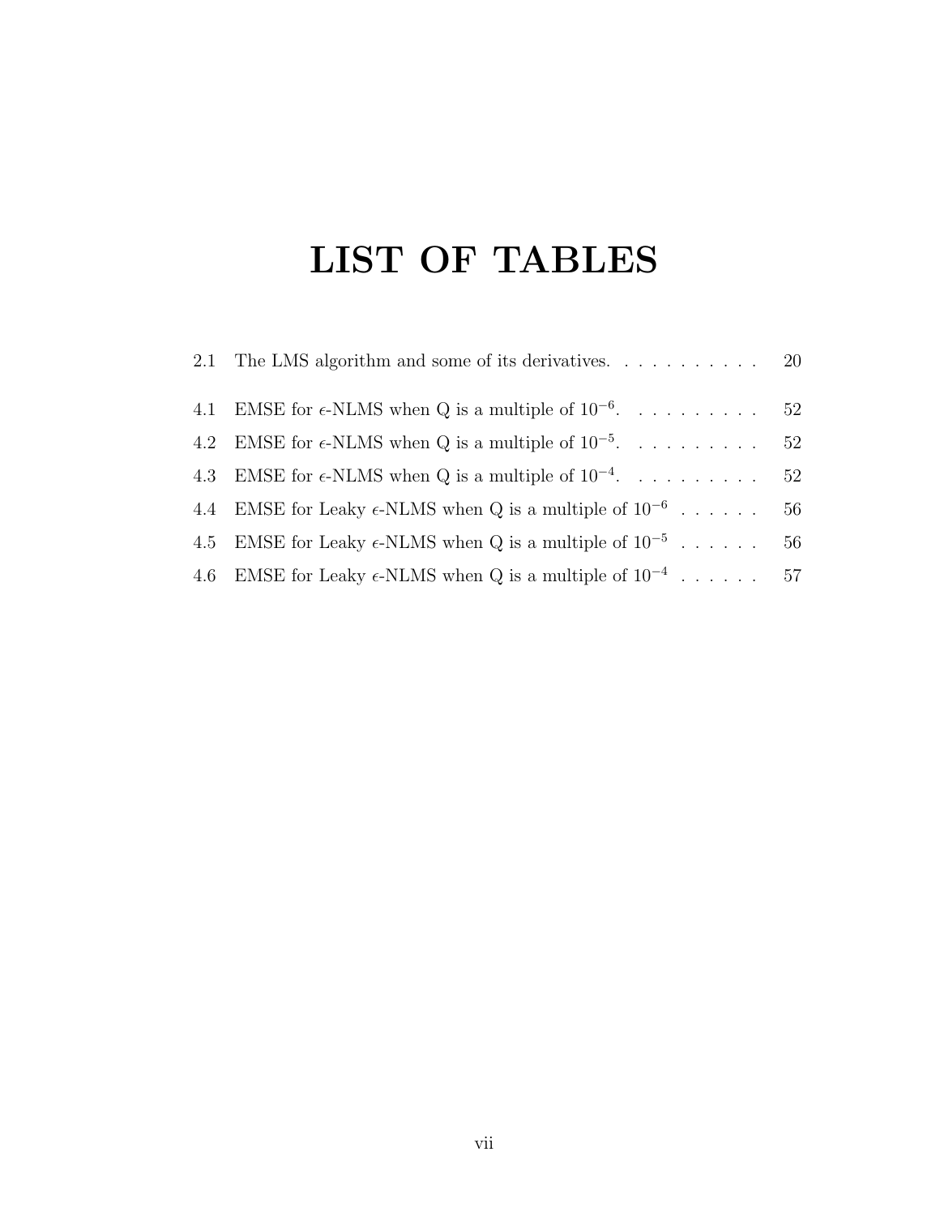# LIST OF TABLES

2.1 The LMS algorithm and some of its derivatives. . . . . . . . . . . 20

4.1 EMSE for $\epsilon$-NLMS when Q is a multiple of $10^{-6}$. . . . . . . . . . 52

4.2 EMSE for $\epsilon$-NLMS when Q is a multiple of $10^{-5}$. . . . . . . . . . 52

4.3 EMSE for $\epsilon$-NLMS when Q is a multiple of $10^{-4}$. . . . . . . . . . 52

4.4 EMSE for Leaky $\epsilon$-NLMS when Q is a multiple of $10^{-6}$ . . . . . . 56

4.5 EMSE for Leaky $\epsilon$-NLMS when Q is a multiple of $10^{-5}$ . . . . . . 56

4.6 EMSE for Leaky $\epsilon$-NLMS when Q is a multiple of $10^{-4}$ . . . . . . 57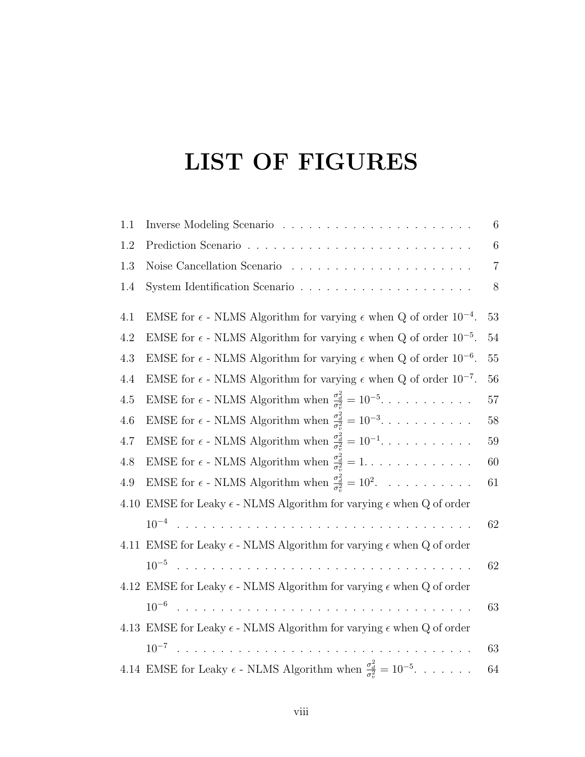# LIST OF FIGURES

1.1 Inverse Modeling Scenario . . . . . . . . . . . . . . . . . . . . . . 6

1.2 Prediction Scenario . . . . . . . . . . . . . . . . . . . . . . . . . . 6

1.3 Noise Cancellation Scenario . . . . . . . . . . . . . . . . . . . . . 7

1.4 System Identification Scenario . . . . . . . . . . . . . . . . . . . . 8

4.1 EMSE for $\epsilon$ - NLMS Algorithm for varying $\epsilon$ when Q of order $10^{-4}$. 53

4.2 EMSE for $\epsilon$ - NLMS Algorithm for varying $\epsilon$ when Q of order $10^{-5}$. 54

4.3 EMSE for $\epsilon$ - NLMS Algorithm for varying $\epsilon$ when Q of order $10^{-6}$. 55

4.4 EMSE for $\epsilon$ - NLMS Algorithm for varying $\epsilon$ when Q of order $10^{-7}$. 56

4.5 EMSE for $\epsilon$ - NLMS Algorithm when $\frac{\sigma_d^2}{\sigma_v^2} = 10^{-5}$. . . . . . . . . . . 57

4.6 EMSE for $\epsilon$ - NLMS Algorithm when $\frac{\sigma_d^2}{\sigma_v^2} = 10^{-3}$. . . . . . . . . . . 58

4.7 EMSE for $\epsilon$ - NLMS Algorithm when $\frac{\sigma_d^2}{\sigma_v^2} = 10^{-1}$. . . . . . . . . . . 59

4.8 EMSE for $\epsilon$ - NLMS Algorithm when $\frac{\sigma_d^2}{\sigma_v^2} = 1$. . . . . . . . . . . . . 60

4.9 EMSE for $\epsilon$ - NLMS Algorithm when $\frac{\sigma_d^2}{\sigma_v^2} = 10^{2}$. . . . . . . . . . . 61

4.10 EMSE for Leaky $\epsilon$ - NLMS Algorithm for varying $\epsilon$ when Q of order $10^{-4}$ . . . . . . . . . . . . . . . . . . . . . . . . . . . . . . . . . . 62

4.11 EMSE for Leaky $\epsilon$ - NLMS Algorithm for varying $\epsilon$ when Q of order $10^{-5}$ . . . . . . . . . . . . . . . . . . . . . . . . . . . . . . . . . . 62

4.12 EMSE for Leaky $\epsilon$ - NLMS Algorithm for varying $\epsilon$ when Q of order $10^{-6}$ . . . . . . . . . . . . . . . . . . . . . . . . . . . . . . . . . . 63

4.13 EMSE for Leaky $\epsilon$ - NLMS Algorithm for varying $\epsilon$ when Q of order $10^{-7}$ . . . . . . . . . . . . . . . . . . . . . . . . . . . . . . . . . . 63

4.14 EMSE for Leaky $\epsilon$ - NLMS Algorithm when $\frac{\sigma_d^2}{\sigma_v^2} = 10^{-5}$. . . . . . . 64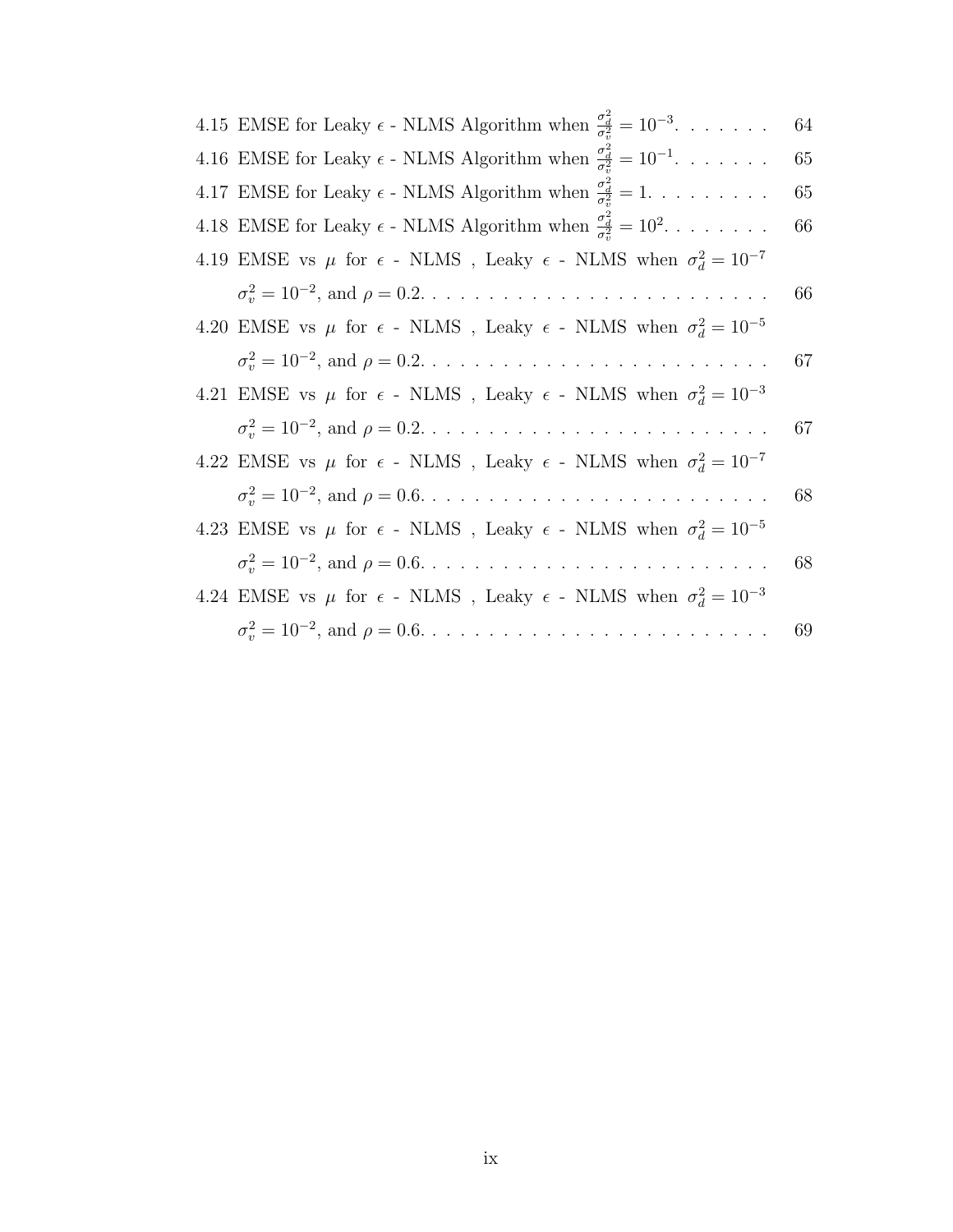4.15 EMSE for Leaky $\epsilon$ - NLMS Algorithm when $\frac{\sigma_d^2}{\sigma_v^2} = 10^{-3}$. . . . . . . 64

4.16 EMSE for Leaky $\epsilon$ - NLMS Algorithm when $\frac{\sigma_d^2}{\sigma_v^2} = 10^{-1}$. . . . . . . 65

4.17 EMSE for Leaky $\epsilon$ - NLMS Algorithm when $\frac{\sigma_d^2}{\sigma_v^2} = 1$. . . . . . . . . 65

4.18 EMSE for Leaky $\epsilon$ - NLMS Algorithm when $\frac{\sigma_d^2}{\sigma_v^2} = 10^{2}$. . . . . . . . 66

4.19 EMSE vs $\mu$ for $\epsilon$ - NLMS , Leaky $\epsilon$ - NLMS when $\sigma_d^2 = 10^{-7}$ $\sigma_v^2 = 10^{-2}$, and $\rho = 0.2$. . . . . . . . . . . . . . . . . . . . . . . . . 66

4.20 EMSE vs $\mu$ for $\epsilon$ - NLMS , Leaky $\epsilon$ - NLMS when $\sigma_d^2 = 10^{-5}$ $\sigma_v^2 = 10^{-2}$, and $\rho = 0.2$. . . . . . . . . . . . . . . . . . . . . . . . . 67

4.21 EMSE vs $\mu$ for $\epsilon$ - NLMS , Leaky $\epsilon$ - NLMS when $\sigma_d^2 = 10^{-3}$ $\sigma_v^2 = 10^{-2}$, and $\rho = 0.2$. . . . . . . . . . . . . . . . . . . . . . . . . 67

4.22 EMSE vs $\mu$ for $\epsilon$ - NLMS , Leaky $\epsilon$ - NLMS when $\sigma_d^2 = 10^{-7}$ $\sigma_v^2 = 10^{-2}$, and $\rho = 0.6$. . . . . . . . . . . . . . . . . . . . . . . . . 68

4.23 EMSE vs $\mu$ for $\epsilon$ - NLMS , Leaky $\epsilon$ - NLMS when $\sigma_d^2 = 10^{-5}$ $\sigma_v^2 = 10^{-2}$, and $\rho = 0.6$. . . . . . . . . . . . . . . . . . . . . . . . . 68

4.24 EMSE vs $\mu$ for $\epsilon$ - NLMS , Leaky $\epsilon$ - NLMS when $\sigma_d^2 = 10^{-3}$ $\sigma_v^2 = 10^{-2}$, and $\rho = 0.6$. . . . . . . . . . . . . . . . . . . . . . . . . 69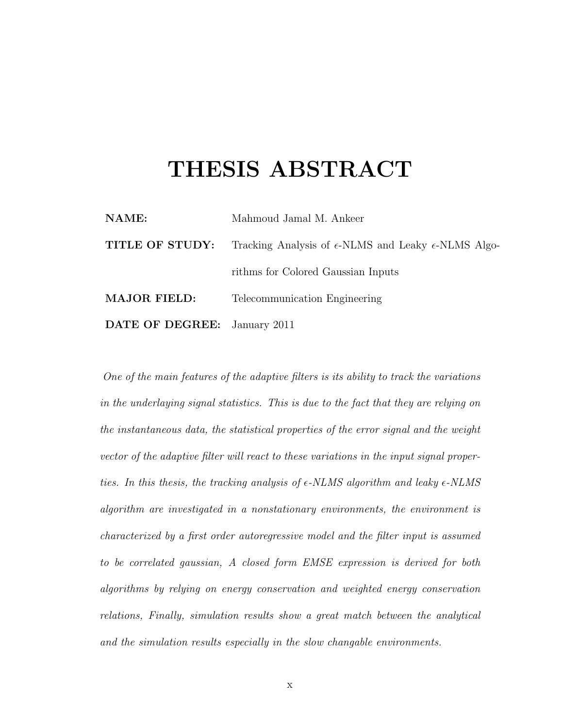# THESIS ABSTRACT

**NAME:** Mahmoud Jamal M. Ankeer

**TITLE OF STUDY:** Tracking Analysis of $\epsilon$-NLMS and Leaky $\epsilon$-NLMS Algorithms for Colored Gaussian Inputs

**MAJOR FIELD:** Telecommunication Engineering

**DATE OF DEGREE:** January 2011

*One of the main features of the adaptive filters is its ability to track the variations in the underlaying signal statistics. This is due to the fact that they are relying on the instantaneous data, the statistical properties of the error signal and the weight vector of the adaptive filter will react to these variations in the input signal properties. In this thesis, the tracking analysis of $\epsilon$-NLMS algorithm and leaky $\epsilon$-NLMS algorithm are investigated in a nonstationary environments, the environment is characterized by a first order autoregressive model and the filter input is assumed to be correlated gaussian, A closed form EMSE expression is derived for both algorithms by relying on energy conservation and weighted energy conservation relations, Finally, simulation results show a great match between the analytical and the simulation results especially in the slow changable environments.*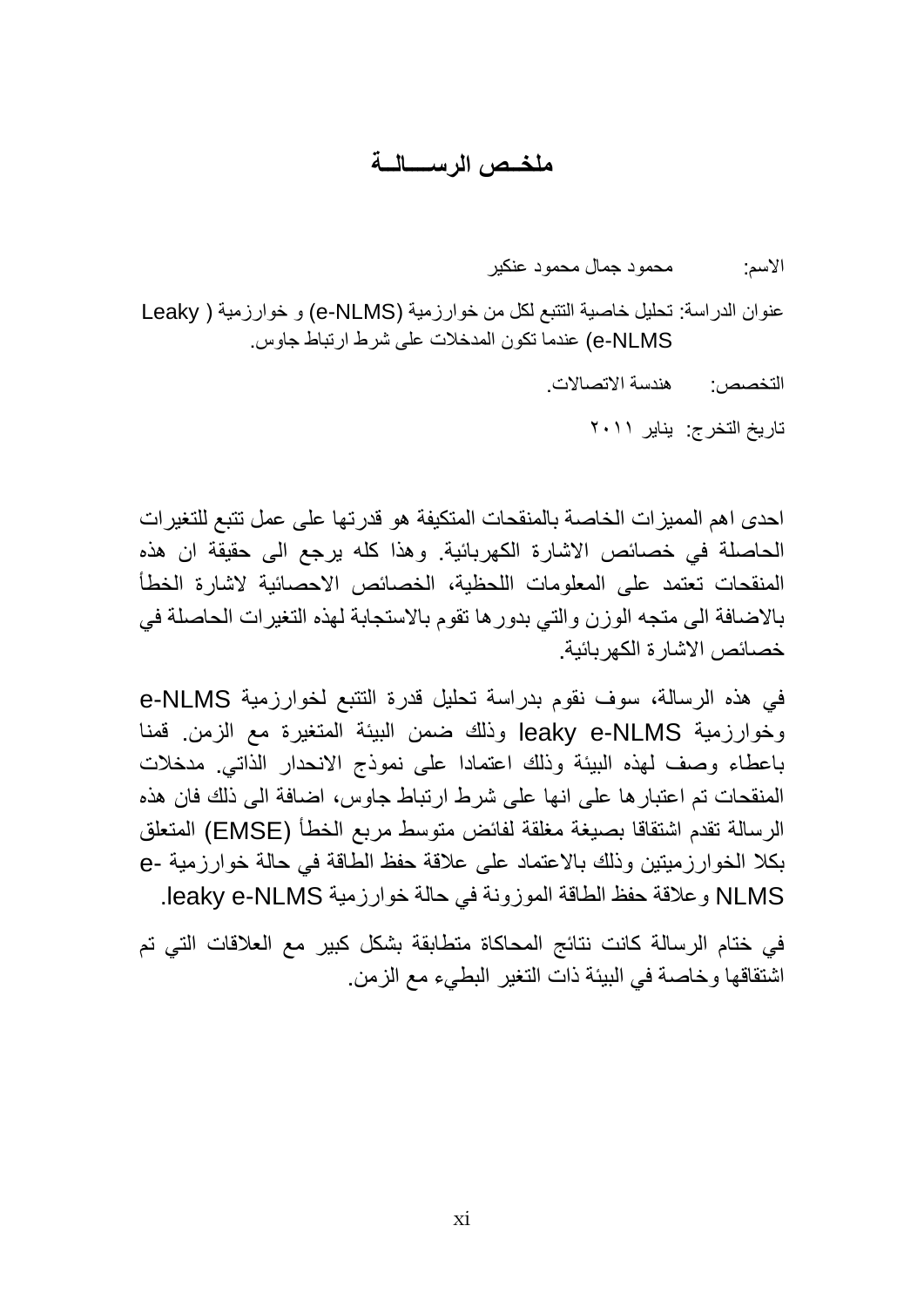# ملخـص الرســـالـة

الاسم: محمود جمال محمود عنكير

عنوان الدراسة: تحليل خاصية التتبع لكل من خوارزمية (e-NLMS) و خوارزمية ( Leaky e-NLMS) عندما تكون المدخلات على شرط ارتباط جاوس.

التخصص: هندسة الاتصالات.

تاريخ التخرج: يناير ٢٠١١

احدى اهم المميزات الخاصة بالمنقحات المتكيفة هو قدرتها على عمل تتبع للتغيرات الحاصلة في خصائص الاشارة الكهربائية. وهذا كله يرجع الى حقيقة ان هذه المنقحات تعتمد على المعلومات اللحظية، الخصائص الاحصائية لاشارة الخطأ بالاضافة الى متجه الوزن والتي بدورها تقوم بالاستجابة لهذه التغيرات الحاصلة في خصائص الاشارة الكهربائية.

في هذه الرسالة، سوف نقوم بدراسة تحليل قدرة التتبع لخوارزمية e-NLMS وخوارزمية leaky e-NLMS وذلك ضمن البيئة المتغيرة مع الزمن. قمنا باعطاء وصف لهذه البيئة وذلك اعتمادا على نموذج الانحدار الذاتي. مدخلات المنقحات تم اعتبارها على انها على شرط ارتباط جاوس، اضافة الى ذلك فان هذه الرسالة تقدم اشتقاقا بصيغة مغلقة لفائض متوسط مربع الخطأ (EMSE) المتعلق بكلا الخوارزميتين وذلك بالاعتماد على علاقة حفظ الطاقة في حالة خوارزمية e-NLMS وعلاقة حفظ الطاقة الموزونة في حالة خوارزمية leaky e-NLMS.

في ختام الرسالة كانت نتائج المحاكاة متطابقة بشكل كبير مع العلاقات التي تم اشتقاقها وخاصة في البيئة ذات التغير البطيء مع الزمن.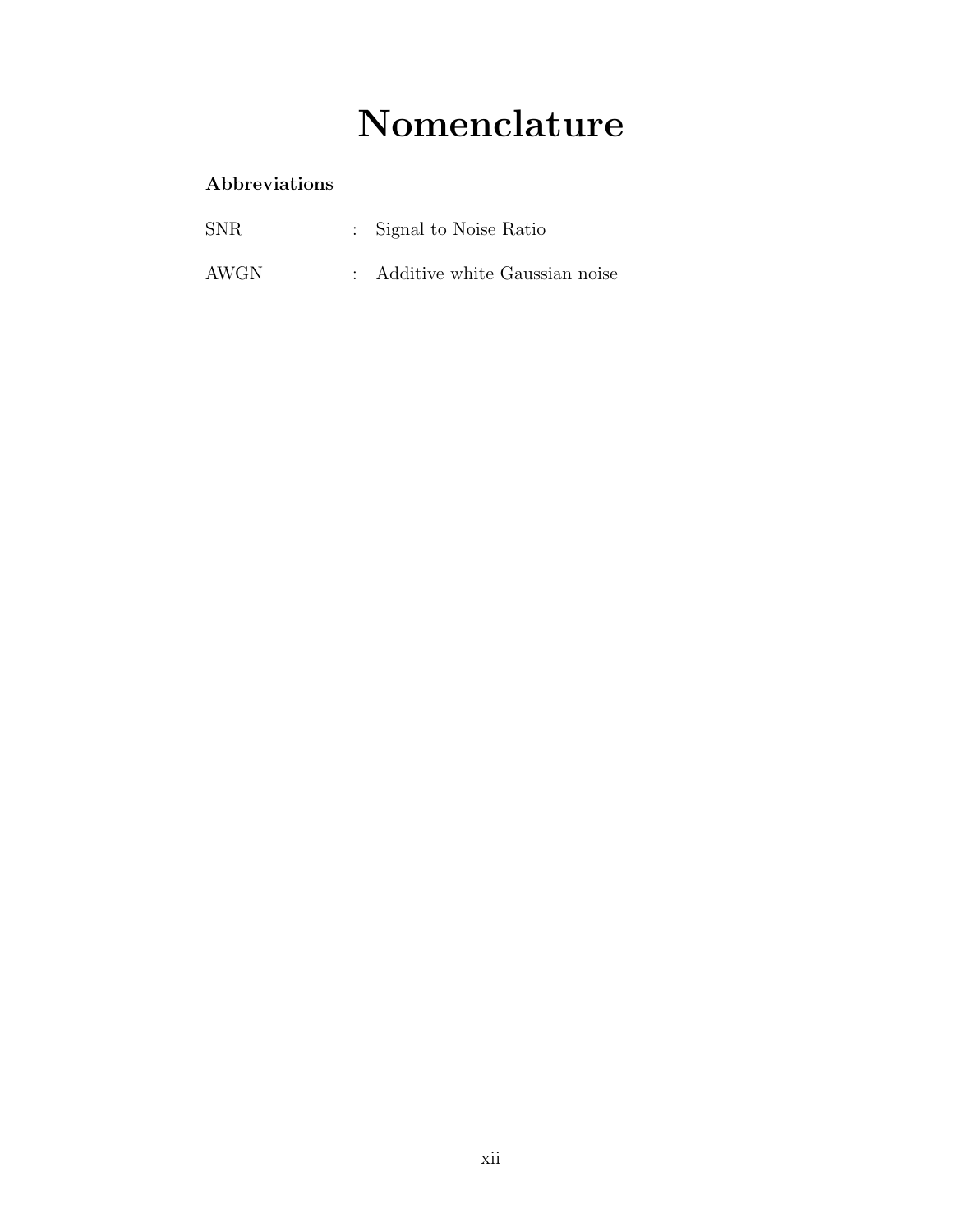# Nomenclature

### Abbreviations

SNR : Signal to Noise Ratio

AWGN : Additive white Gaussian noise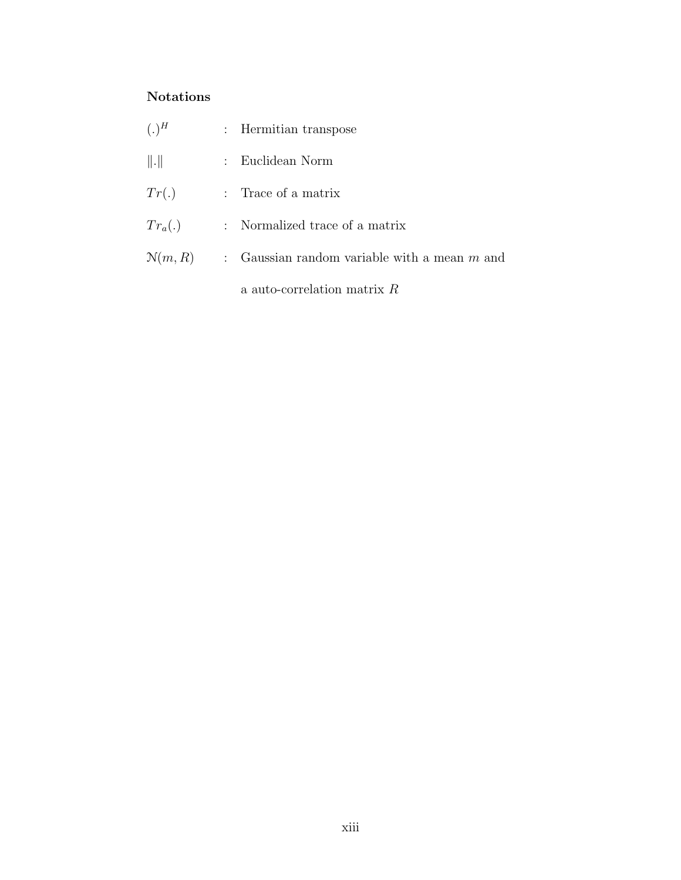### Notations

| | | |
|---|---|---|
| $(.)^H$ | : | Hermitian transpose |
| $\|.\|$ | : | Euclidean Norm |
| $Tr(.)$ | : | Trace of a matrix |
| $Tr_a(.)$ | : | Normalized trace of a matrix |
| $\mathcal{N}(m, R)$ | : | Gaussian random variable with a mean $m$ and a auto-correlation matrix $R$ |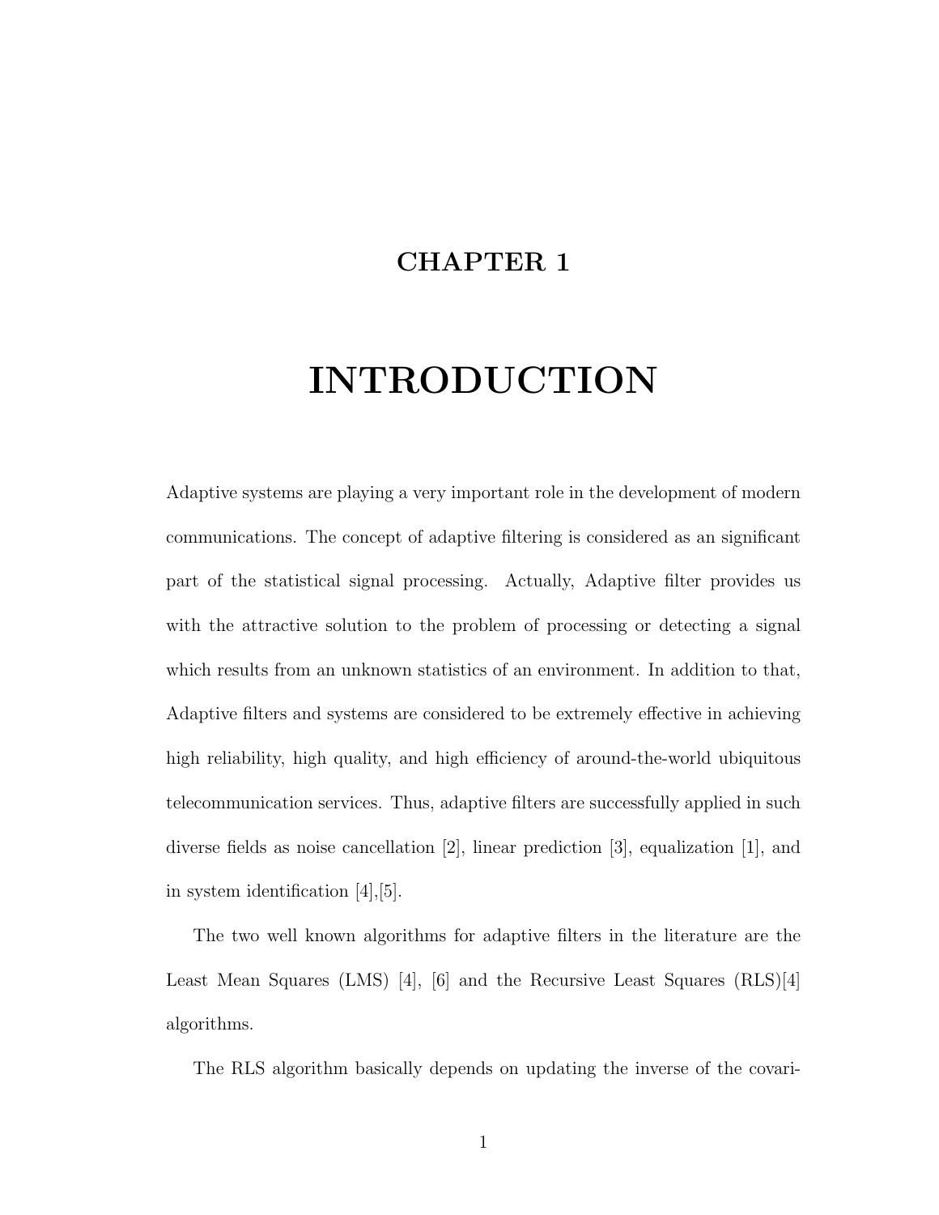# CHAPTER 1

# INTRODUCTION

Adaptive systems are playing a very important role in the development of modern communications. The concept of adaptive filtering is considered as an significant part of the statistical signal processing. Actually, Adaptive filter provides us with the attractive solution to the problem of processing or detecting a signal which results from an unknown statistics of an environment. In addition to that, Adaptive filters and systems are considered to be extremely effective in achieving high reliability, high quality, and high efficiency of around-the-world ubiquitous telecommunication services. Thus, adaptive filters are successfully applied in such diverse fields as noise cancellation [2], linear prediction [3], equalization [1], and in system identification [4],[5].

The two well known algorithms for adaptive filters in the literature are the Least Mean Squares (LMS) [4], [6] and the Recursive Least Squares (RLS)[4] algorithms.

The RLS algorithm basically depends on updating the inverse of the covari-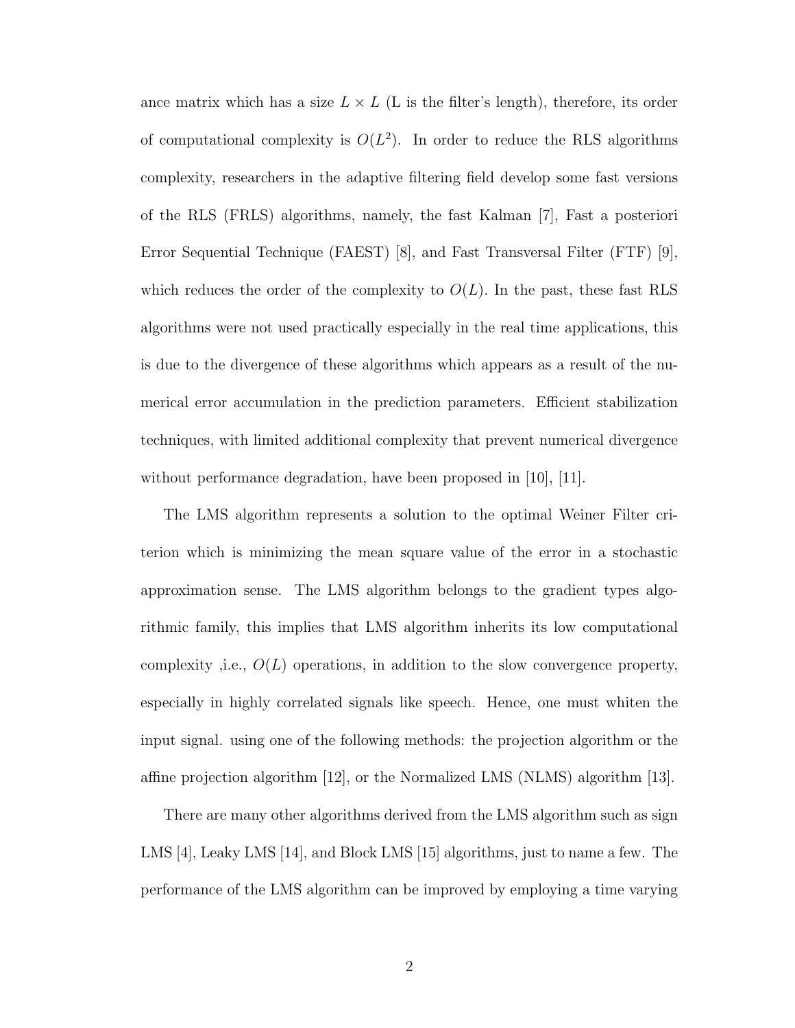ance matrix which has a size $L \times L$ (L is the filter's length), therefore, its order of computational complexity is $O(L^2)$. In order to reduce the RLS algorithms complexity, researchers in the adaptive filtering field develop some fast versions of the RLS (FRLS) algorithms, namely, the fast Kalman [7], Fast a posteriori Error Sequential Technique (FAEST) [8], and Fast Transversal Filter (FTF) [9], which reduces the order of the complexity to $O(L)$. In the past, these fast RLS algorithms were not used practically especially in the real time applications, this is due to the divergence of these algorithms which appears as a result of the numerical error accumulation in the prediction parameters. Efficient stabilization techniques, with limited additional complexity that prevent numerical divergence without performance degradation, have been proposed in [10], [11].

The LMS algorithm represents a solution to the optimal Weiner Filter criterion which is minimizing the mean square value of the error in a stochastic approximation sense. The LMS algorithm belongs to the gradient types algorithmic family, this implies that LMS algorithm inherits its low computational complexity ,i.e., $O(L)$ operations, in addition to the slow convergence property, especially in highly correlated signals like speech. Hence, one must whiten the input signal. using one of the following methods: the projection algorithm or the affine projection algorithm [12], or the Normalized LMS (NLMS) algorithm [13].

There are many other algorithms derived from the LMS algorithm such as sign LMS [4], Leaky LMS [14], and Block LMS [15] algorithms, just to name a few. The performance of the LMS algorithm can be improved by employing a time varying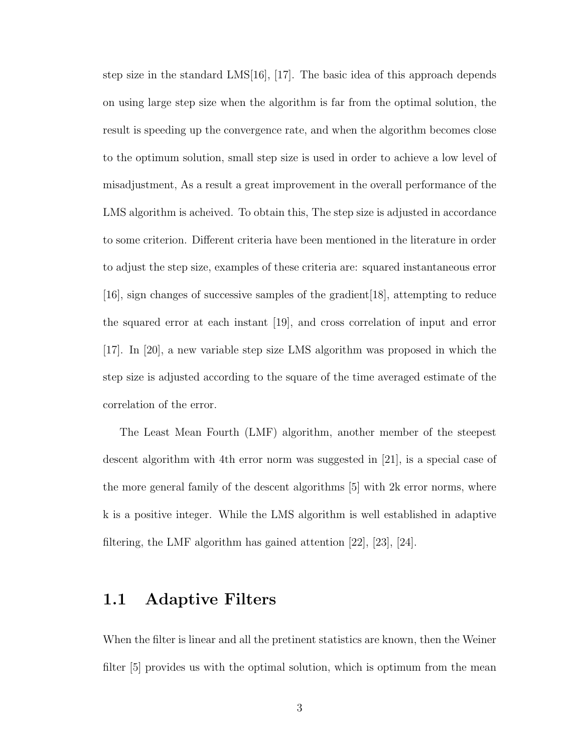step size in the standard LMS[16], [17]. The basic idea of this approach depends on using large step size when the algorithm is far from the optimal solution, the result is speeding up the convergence rate, and when the algorithm becomes close to the optimum solution, small step size is used in order to achieve a low level of misadjustment, As a result a great improvement in the overall performance of the LMS algorithm is acheived. To obtain this, The step size is adjusted in accordance to some criterion. Different criteria have been mentioned in the literature in order to adjust the step size, examples of these criteria are: squared instantaneous error [16], sign changes of successive samples of the gradient[18], attempting to reduce the squared error at each instant [19], and cross correlation of input and error [17]. In [20], a new variable step size LMS algorithm was proposed in which the step size is adjusted according to the square of the time averaged estimate of the correlation of the error.

The Least Mean Fourth (LMF) algorithm, another member of the steepest descent algorithm with 4th error norm was suggested in [21], is a special case of the more general family of the descent algorithms [5] with 2k error norms, where k is a positive integer. While the LMS algorithm is well established in adaptive filtering, the LMF algorithm has gained attention [22], [23], [24].

## 1.1 Adaptive Filters

When the filter is linear and all the pretinent statistics are known, then the Weiner filter [5] provides us with the optimal solution, which is optimum from the mean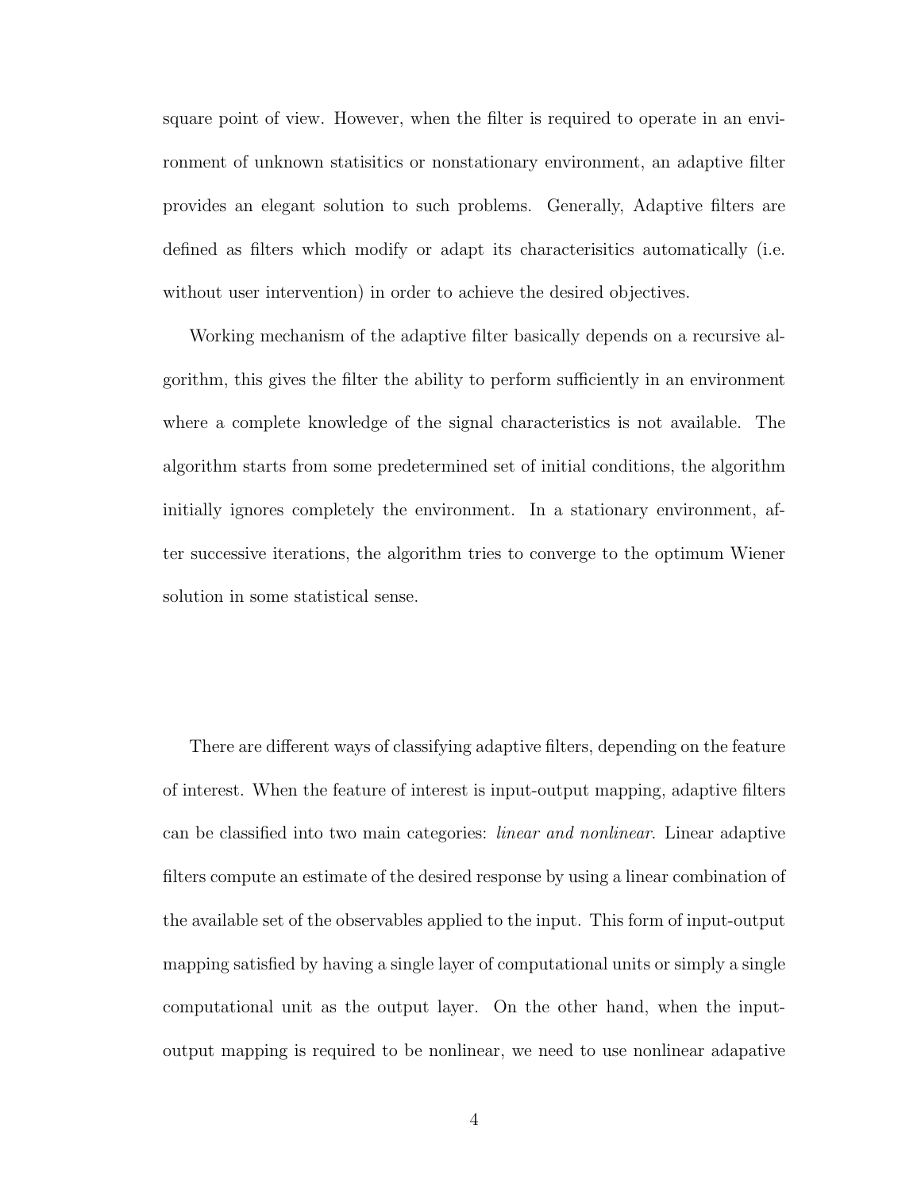square point of view. However, when the filter is required to operate in an environment of unknown statisitics or nonstationary environment, an adaptive filter provides an elegant solution to such problems. Generally, Adaptive filters are defined as filters which modify or adapt its characterisitics automatically (i.e. without user intervention) in order to achieve the desired objectives.

Working mechanism of the adaptive filter basically depends on a recursive algorithm, this gives the filter the ability to perform sufficiently in an environment where a complete knowledge of the signal characteristics is not available. The algorithm starts from some predetermined set of initial conditions, the algorithm initially ignores completely the environment. In a stationary environment, after successive iterations, the algorithm tries to converge to the optimum Wiener solution in some statistical sense.

There are different ways of classifying adaptive filters, depending on the feature of interest. When the feature of interest is input-output mapping, adaptive filters can be classified into two main categories: *linear and nonlinear*. Linear adaptive filters compute an estimate of the desired response by using a linear combination of the available set of the observables applied to the input. This form of input-output mapping satisfied by having a single layer of computational units or simply a single computational unit as the output layer. On the other hand, when the input-output mapping is required to be nonlinear, we need to use nonlinear adapative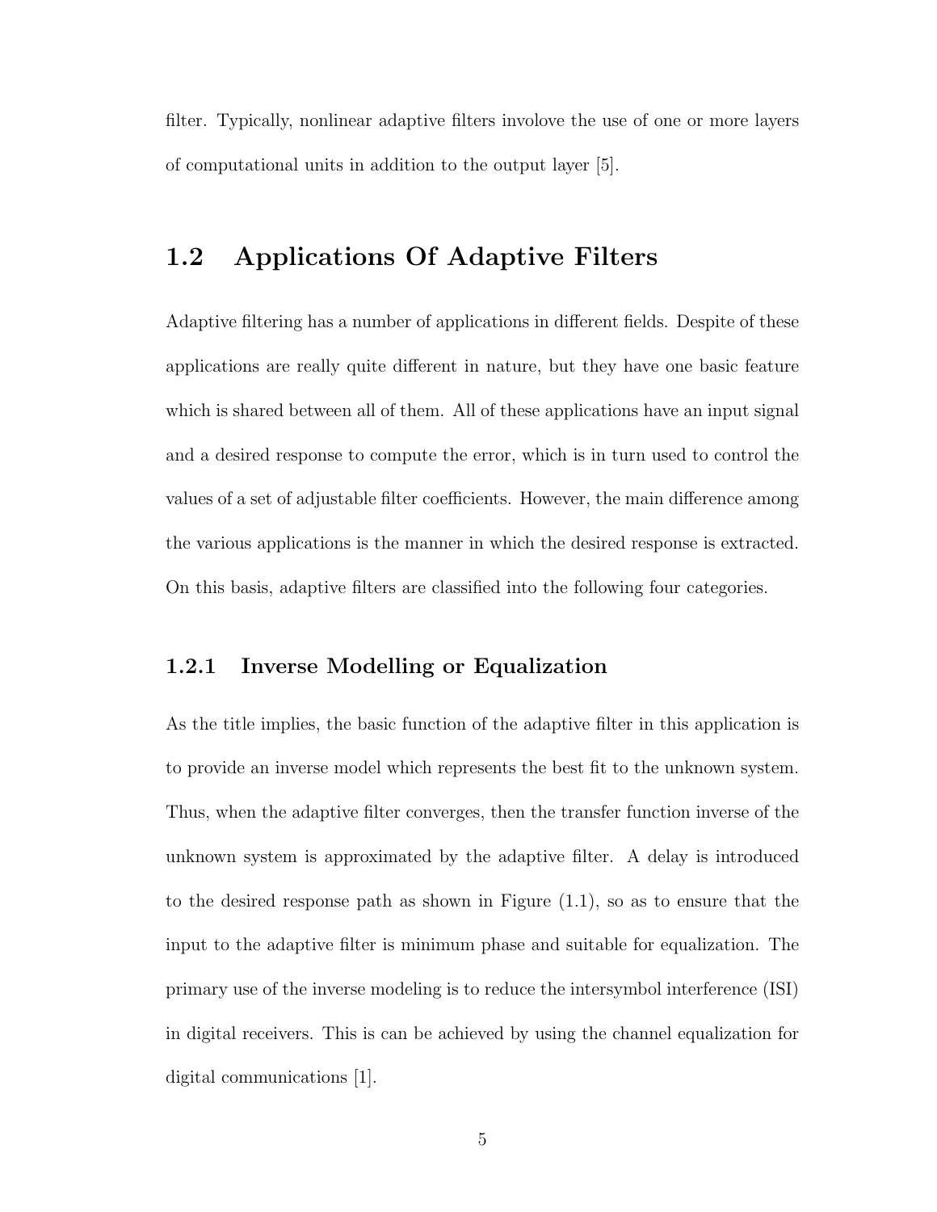filter. Typically, nonlinear adaptive filters involove the use of one or more layers of computational units in addition to the output layer [5].

## 1.2 Applications Of Adaptive Filters

Adaptive filtering has a number of applications in different fields. Despite of these applications are really quite different in nature, but they have one basic feature which is shared between all of them. All of these applications have an input signal and a desired response to compute the error, which is in turn used to control the values of a set of adjustable filter coefficients. However, the main difference among the various applications is the manner in which the desired response is extracted. On this basis, adaptive filters are classified into the following four categories.

### 1.2.1 Inverse Modelling or Equalization

As the title implies, the basic function of the adaptive filter in this application is to provide an inverse model which represents the best fit to the unknown system. Thus, when the adaptive filter converges, then the transfer function inverse of the unknown system is approximated by the adaptive filter. A delay is introduced to the desired response path as shown in Figure (1.1), so as to ensure that the input to the adaptive filter is minimum phase and suitable for equalization. The primary use of the inverse modeling is to reduce the intersymbol interference (ISI) in digital receivers. This is can be achieved by using the channel equalization for digital communications [1].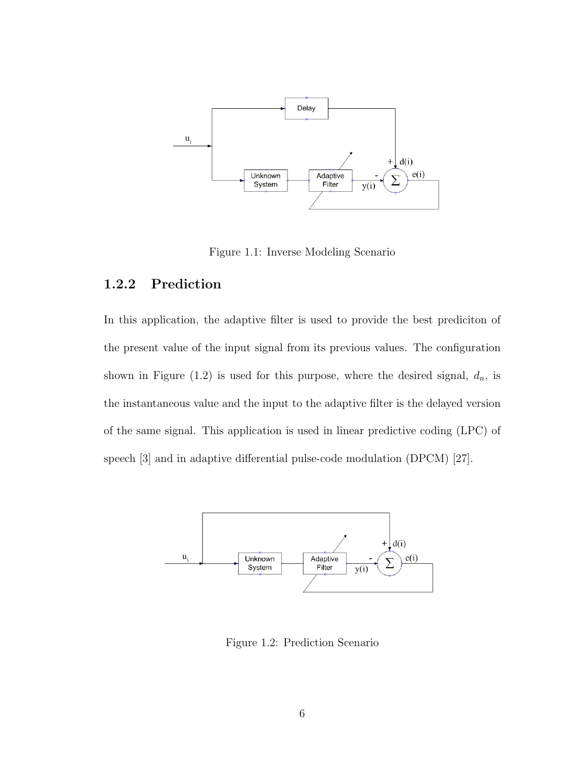Figure 1.1: Inverse Modeling Scenario

### 1.2.2 Prediction

In this application, the adaptive filter is used to provide the best prediciton of the present value of the input signal from its previous values. The configuration shown in Figure (1.2) is used for this purpose, where the desired signal, $d_n$, is the instantaneous value and the input to the adaptive filter is the delayed version of the same signal. This application is used in linear predictive coding (LPC) of speech [3] and in adaptive differential pulse-code modulation (DPCM) [27].

Figure 1.2: Prediction Scenario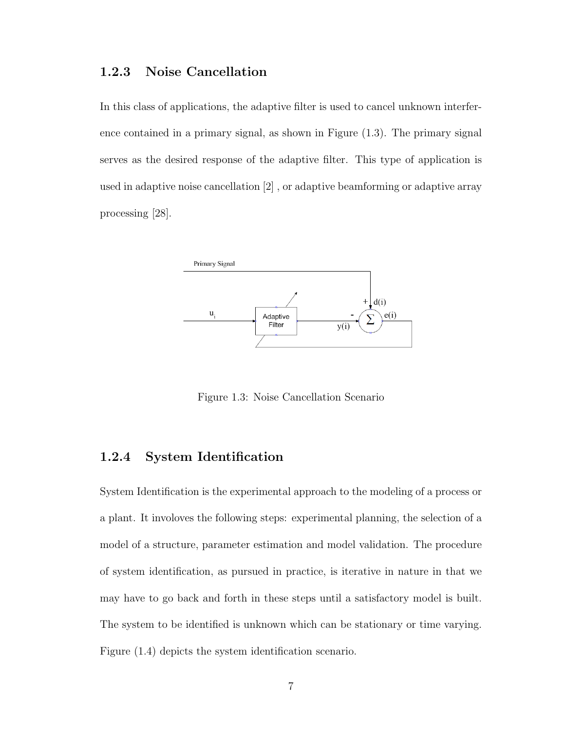### 1.2.3 Noise Cancellation

In this class of applications, the adaptive filter is used to cancel unknown interference contained in a primary signal, as shown in Figure (1.3). The primary signal serves as the desired response of the adaptive filter. This type of application is used in adaptive noise cancellation [2] , or adaptive beamforming or adaptive array processing [28].

Figure 1.3: Noise Cancellation Scenario

### 1.2.4 System Identification

System Identification is the experimental approach to the modeling of a process or a plant. It involoves the following steps: experimental planning, the selection of a model of a structure, parameter estimation and model validation. The procedure of system identification, as pursued in practice, is iterative in nature in that we may have to go back and forth in these steps until a satisfactory model is built. The system to be identified is unknown which can be stationary or time varying. Figure (1.4) depicts the system identification scenario.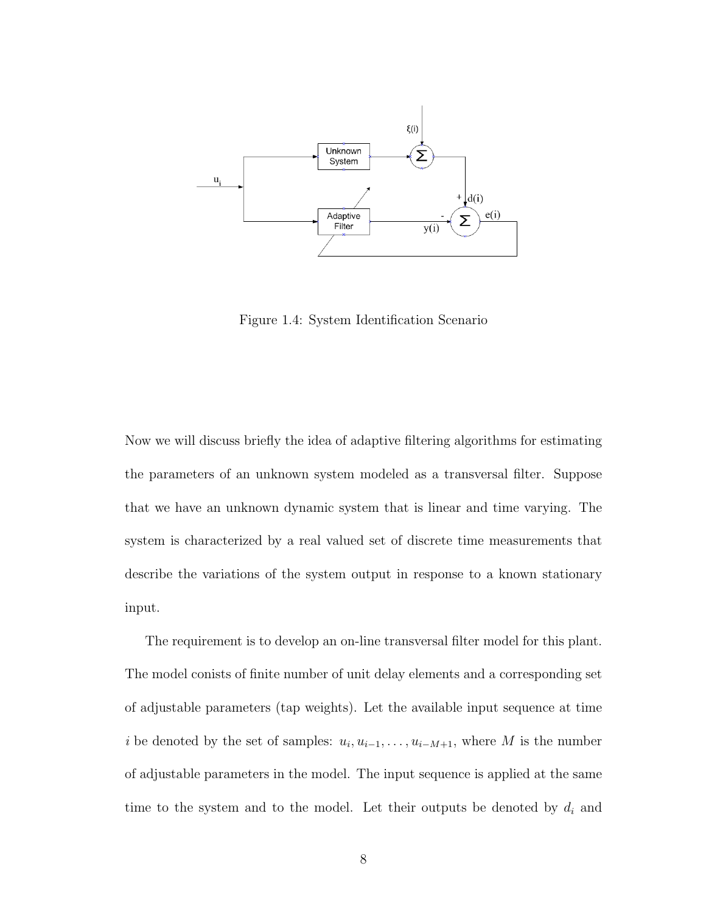Figure 1.4: System Identification Scenario

Now we will discuss briefly the idea of adaptive filtering algorithms for estimating the parameters of an unknown system modeled as a transversal filter. Suppose that we have an unknown dynamic system that is linear and time varying. The system is characterized by a real valued set of discrete time measurements that describe the variations of the system output in response to a known stationary input.

The requirement is to develop an on-line transversal filter model for this plant. The model conists of finite number of unit delay elements and a corresponding set of adjustable parameters (tap weights). Let the available input sequence at time $i$ be denoted by the set of samples: $u_i, u_{i-1}, \ldots, u_{i-M+1}$, where $M$ is the number of adjustable parameters in the model. The input sequence is applied at the same time to the system and to the model. Let their outputs be denoted by $d_i$ and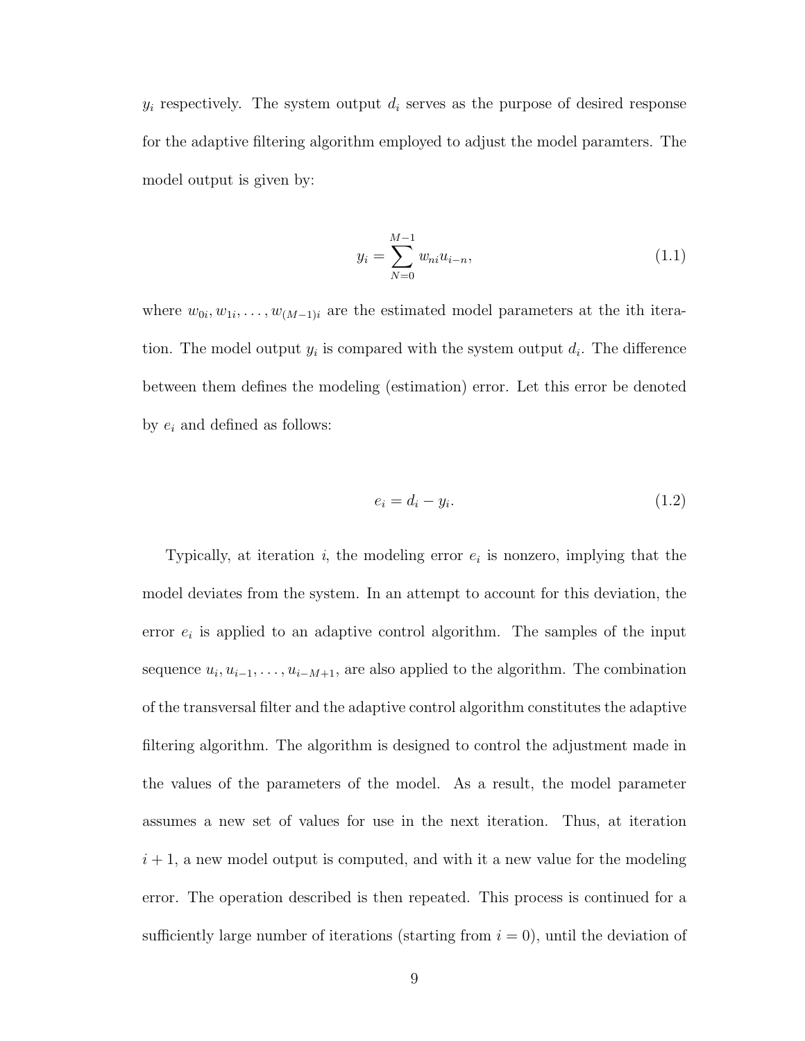$y_i$ respectively. The system output $d_i$ serves as the purpose of desired response for the adaptive filtering algorithm employed to adjust the model paramters. The model output is given by:

$$y_i = \sum_{N=0}^{M-1} w_{ni} u_{i-n}, \tag{1.1}$$

where $w_{0i}, w_{1i}, \ldots, w_{(M-1)i}$ are the estimated model parameters at the ith iteration. The model output $y_i$ is compared with the system output $d_i$. The difference between them defines the modeling (estimation) error. Let this error be denoted by $e_i$ and defined as follows:

$$e_i = d_i - y_i. \tag{1.2}$$

Typically, at iteration $i$, the modeling error $e_i$ is nonzero, implying that the model deviates from the system. In an attempt to account for this deviation, the error $e_i$ is applied to an adaptive control algorithm. The samples of the input sequence $u_i, u_{i-1}, \ldots, u_{i-M+1}$, are also applied to the algorithm. The combination of the transversal filter and the adaptive control algorithm constitutes the adaptive filtering algorithm. The algorithm is designed to control the adjustment made in the values of the parameters of the model. As a result, the model parameter assumes a new set of values for use in the next iteration. Thus, at iteration $i+1$, a new model output is computed, and with it a new value for the modeling error. The operation described is then repeated. This process is continued for a sufficiently large number of iterations (starting from $i = 0$), until the deviation of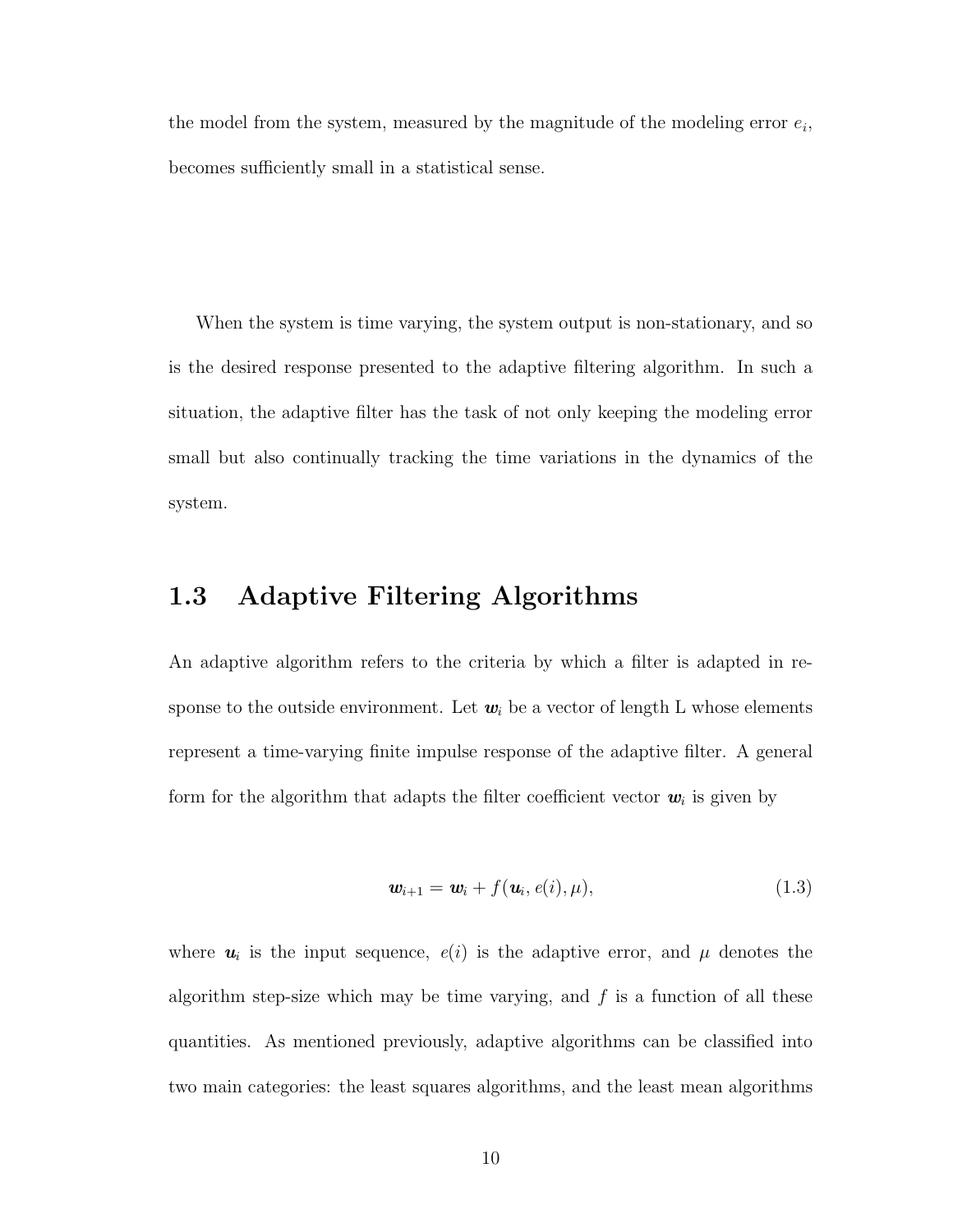the model from the system, measured by the magnitude of the modeling error $e_i$, becomes sufficiently small in a statistical sense.

When the system is time varying, the system output is non-stationary, and so is the desired response presented to the adaptive filtering algorithm. In such a situation, the adaptive filter has the task of not only keeping the modeling error small but also continually tracking the time variations in the dynamics of the system.

## 1.3 Adaptive Filtering Algorithms

An adaptive algorithm refers to the criteria by which a filter is adapted in response to the outside environment. Let $\boldsymbol{w}_i$ be a vector of length L whose elements represent a time-varying finite impulse response of the adaptive filter. A general form for the algorithm that adapts the filter coefficient vector $\boldsymbol{w}_i$ is given by

$$\boldsymbol{w}_{i+1} = \boldsymbol{w}_i + f(\boldsymbol{u}_i, e(i), \mu), \tag{1.3}$$

where $\boldsymbol{u}_i$ is the input sequence, $e(i)$ is the adaptive error, and $\mu$ denotes the algorithm step-size which may be time varying, and $f$ is a function of all these quantities. As mentioned previously, adaptive algorithms can be classified into two main categories: the least squares algorithms, and the least mean algorithms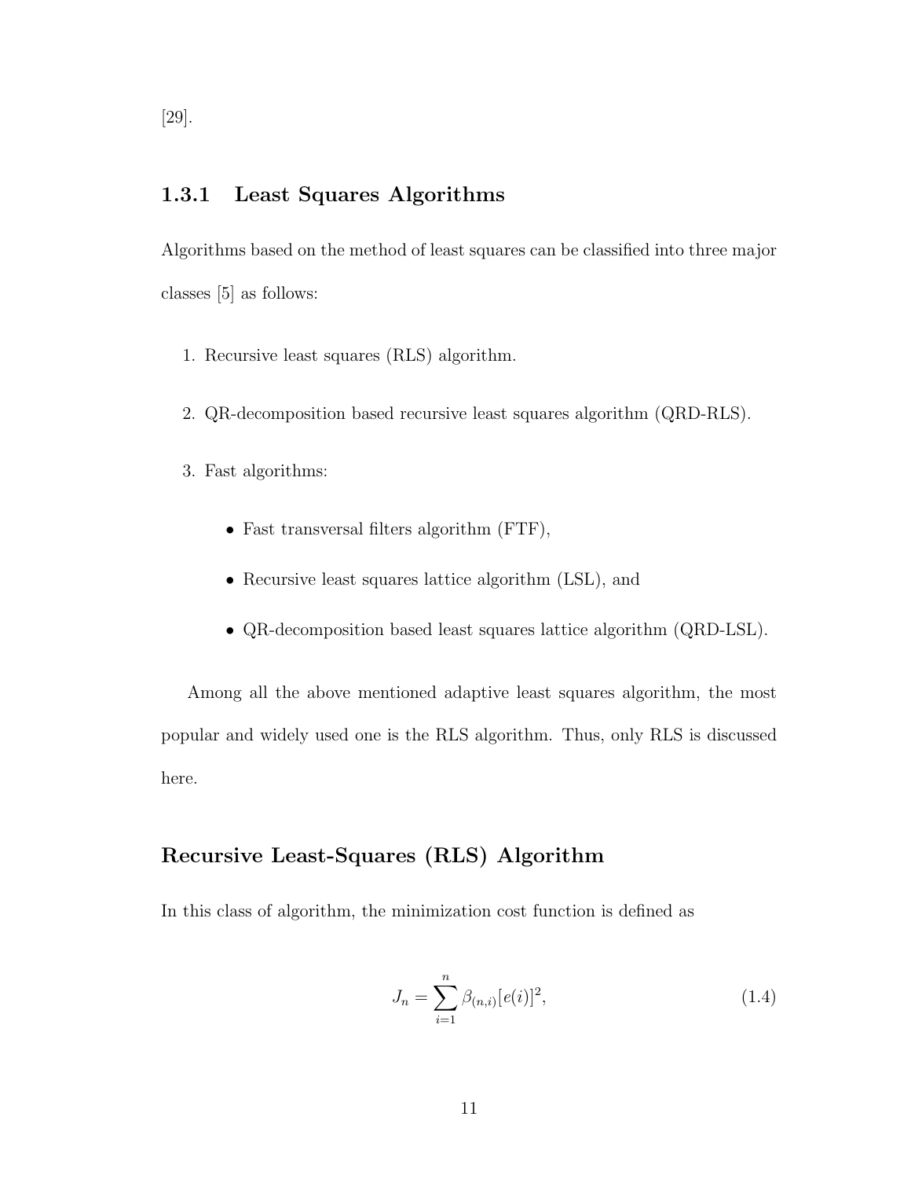[29].

### 1.3.1 Least Squares Algorithms

Algorithms based on the method of least squares can be classified into three major classes [5] as follows:

1. Recursive least squares (RLS) algorithm.
2. QR-decomposition based recursive least squares algorithm (QRD-RLS).
3. Fast algorithms:
   - Fast transversal filters algorithm (FTF),
   - Recursive least squares lattice algorithm (LSL), and
   - QR-decomposition based least squares lattice algorithm (QRD-LSL).

Among all the above mentioned adaptive least squares algorithm, the most popular and widely used one is the RLS algorithm. Thus, only RLS is discussed here.

#### Recursive Least-Squares (RLS) Algorithm

In this class of algorithm, the minimization cost function is defined as

$$J_n = \sum_{i=1}^{n} \beta_{(n,i)} [e(i)]^2, \tag{1.4}$$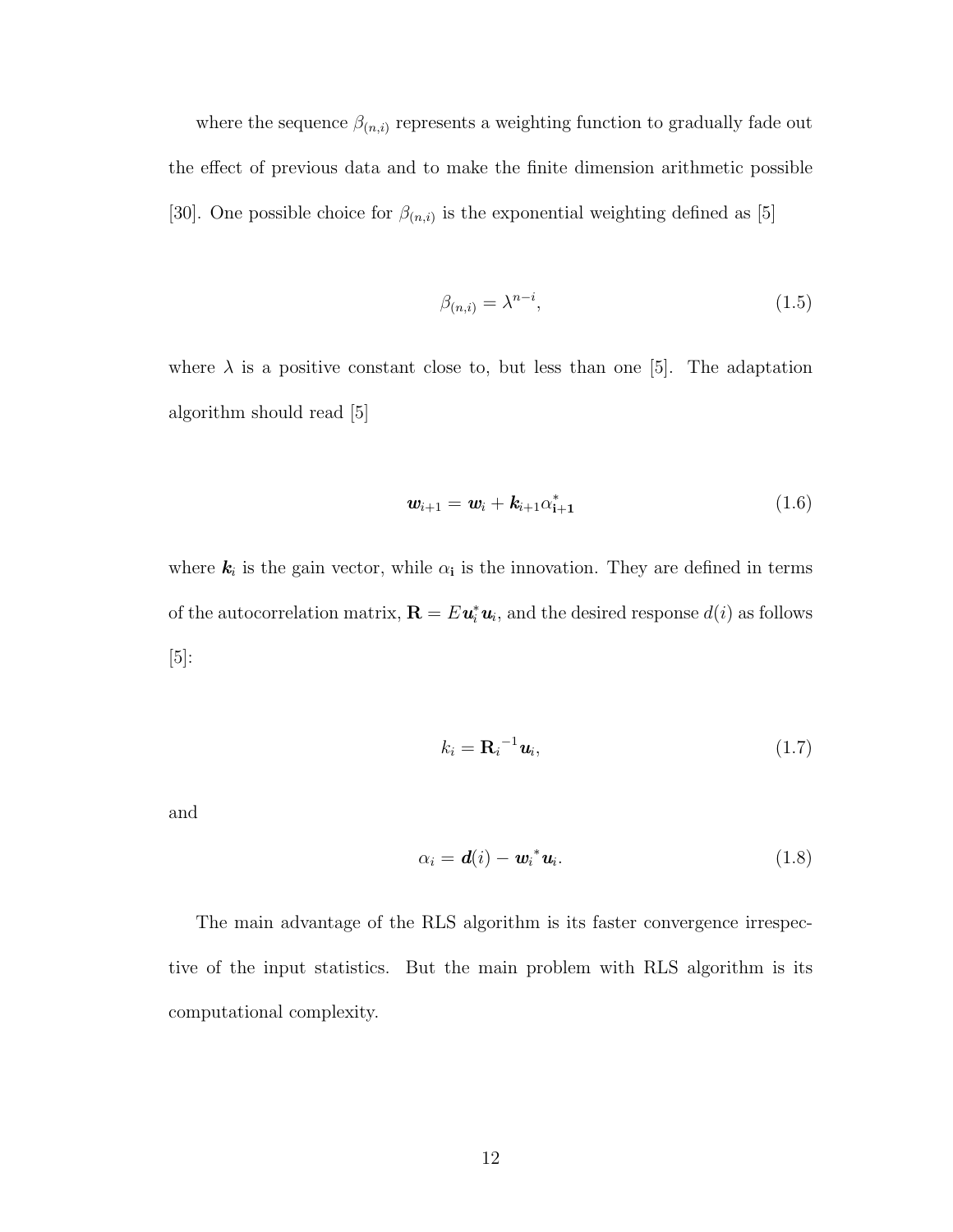where the sequence $\beta_{(n,i)}$ represents a weighting function to gradually fade out the effect of previous data and to make the finite dimension arithmetic possible [30]. One possible choice for $\beta_{(n,i)}$ is the exponential weighting defined as [5]

$$\beta_{(n,i)} = \lambda^{n-i}, \tag{1.5}$$

where $\lambda$ is a positive constant close to, but less than one [5]. The adaptation algorithm should read [5]

$$\boldsymbol{w}_{i+1} = \boldsymbol{w}_i + \boldsymbol{k}_{i+1}\alpha^*_{\mathbf{i+1}} \tag{1.6}$$

where $\boldsymbol{k}_i$ is the gain vector, while $\alpha_{\mathbf{i}}$ is the innovation. They are defined in terms of the autocorrelation matrix, $\mathbf{R} = E\boldsymbol{u}_i^*\boldsymbol{u}_i$, and the desired response $d(i)$ as follows [5]:

$$k_i = \mathbf{R}_i^{-1}\boldsymbol{u}_i, \tag{1.7}$$

and

$$\alpha_i = \boldsymbol{d}(i) - \boldsymbol{w}_i^*\boldsymbol{u}_i. \tag{1.8}$$

The main advantage of the RLS algorithm is its faster convergence irrespective of the input statistics. But the main problem with RLS algorithm is its computational complexity.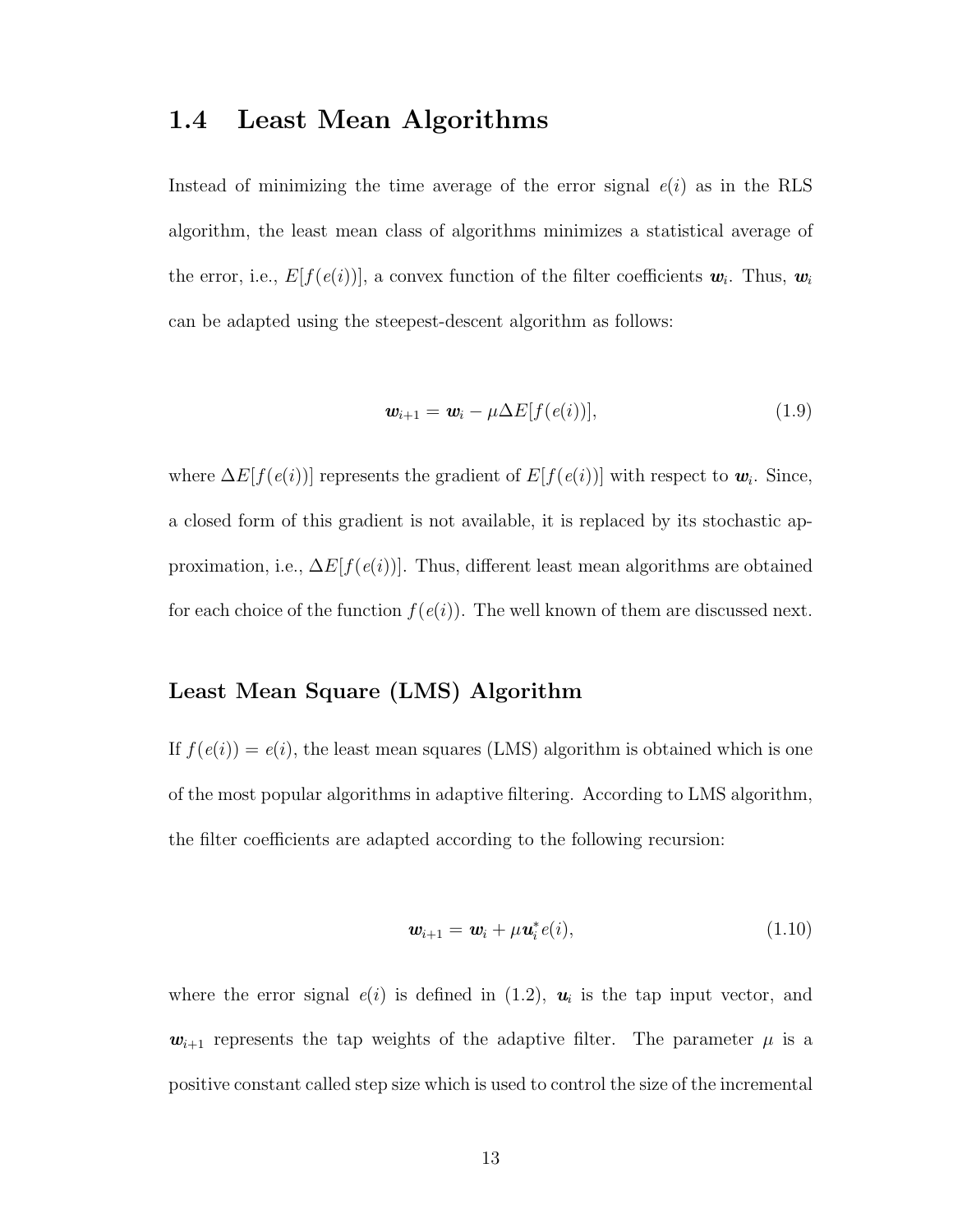## 1.4 Least Mean Algorithms

Instead of minimizing the time average of the error signal $e(i)$ as in the RLS algorithm, the least mean class of algorithms minimizes a statistical average of the error, i.e., $E[f(e(i))]$, a convex function of the filter coefficients $\boldsymbol{w}_i$. Thus, $\boldsymbol{w}_i$ can be adapted using the steepest-descent algorithm as follows:

$$\boldsymbol{w}_{i+1} = \boldsymbol{w}_i - \mu \Delta E[f(e(i))], \tag{1.9}$$

where $\Delta E[f(e(i))]$ represents the gradient of $E[f(e(i))]$ with respect to $\boldsymbol{w}_i$. Since, a closed form of this gradient is not available, it is replaced by its stochastic approximation, i.e., $\Delta E[f(e(i))]$. Thus, different least mean algorithms are obtained for each choice of the function $f(e(i))$. The well known of them are discussed next.

### Least Mean Square (LMS) Algorithm

If $f(e(i)) = e(i)$, the least mean squares (LMS) algorithm is obtained which is one of the most popular algorithms in adaptive filtering. According to LMS algorithm, the filter coefficients are adapted according to the following recursion:

$$\boldsymbol{w}_{i+1} = \boldsymbol{w}_i + \mu \boldsymbol{u}_i^* e(i), \tag{1.10}$$

where the error signal $e(i)$ is defined in (1.2), $\boldsymbol{u}_i$ is the tap input vector, and $\boldsymbol{w}_{i+1}$ represents the tap weights of the adaptive filter. The parameter $\mu$ is a positive constant called step size which is used to control the size of the incremental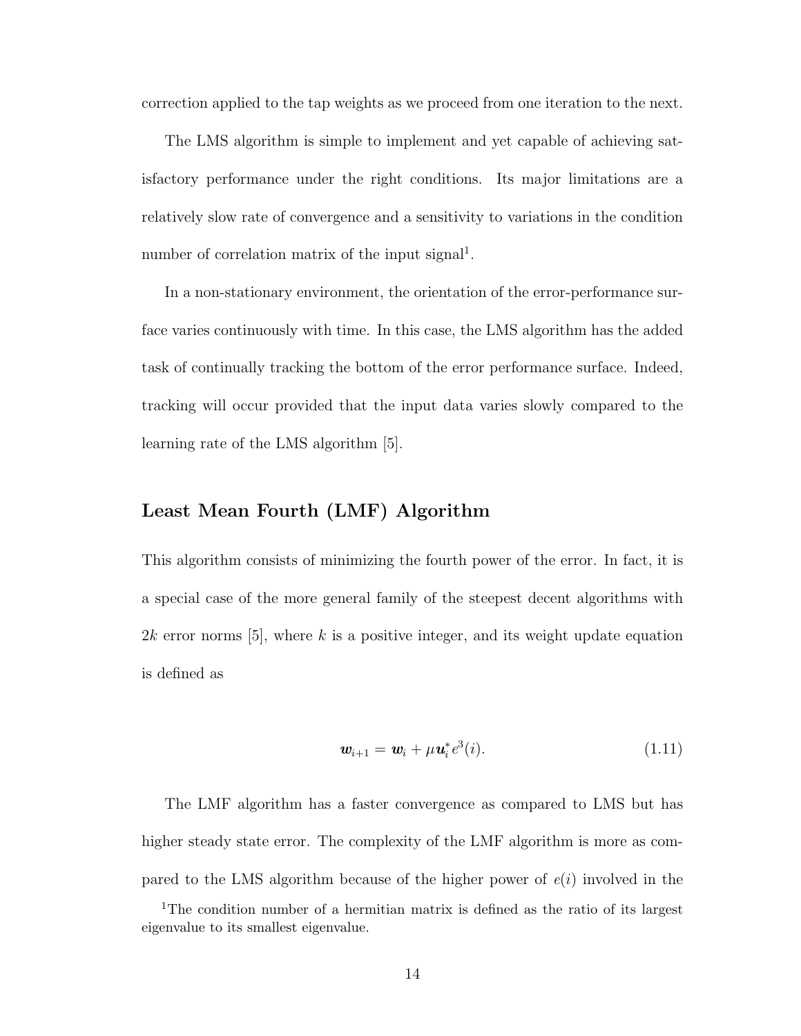correction applied to the tap weights as we proceed from one iteration to the next.

The LMS algorithm is simple to implement and yet capable of achieving satisfactory performance under the right conditions. Its major limitations are a relatively slow rate of convergence and a sensitivity to variations in the condition number of correlation matrix of the input signal[1].

In a non-stationary environment, the orientation of the error-performance surface varies continuously with time. In this case, the LMS algorithm has the added task of continually tracking the bottom of the error performance surface. Indeed, tracking will occur provided that the input data varies slowly compared to the learning rate of the LMS algorithm [5].

## Least Mean Fourth (LMF) Algorithm

This algorithm consists of minimizing the fourth power of the error. In fact, it is a special case of the more general family of the steepest decent algorithms with $2k$ error norms [5], where $k$ is a positive integer, and its weight update equation is defined as

$$\boldsymbol{w}_{i+1} = \boldsymbol{w}_i + \mu \boldsymbol{u}_i^* e^3(i). \tag{1.11}$$

The LMF algorithm has a faster convergence as compared to LMS but has higher steady state error. The complexity of the LMF algorithm is more as compared to the LMS algorithm because of the higher power of $e(i)$ involved in the

[1]The condition number of a hermitian matrix is defined as the ratio of its largest eigenvalue to its smallest eigenvalue.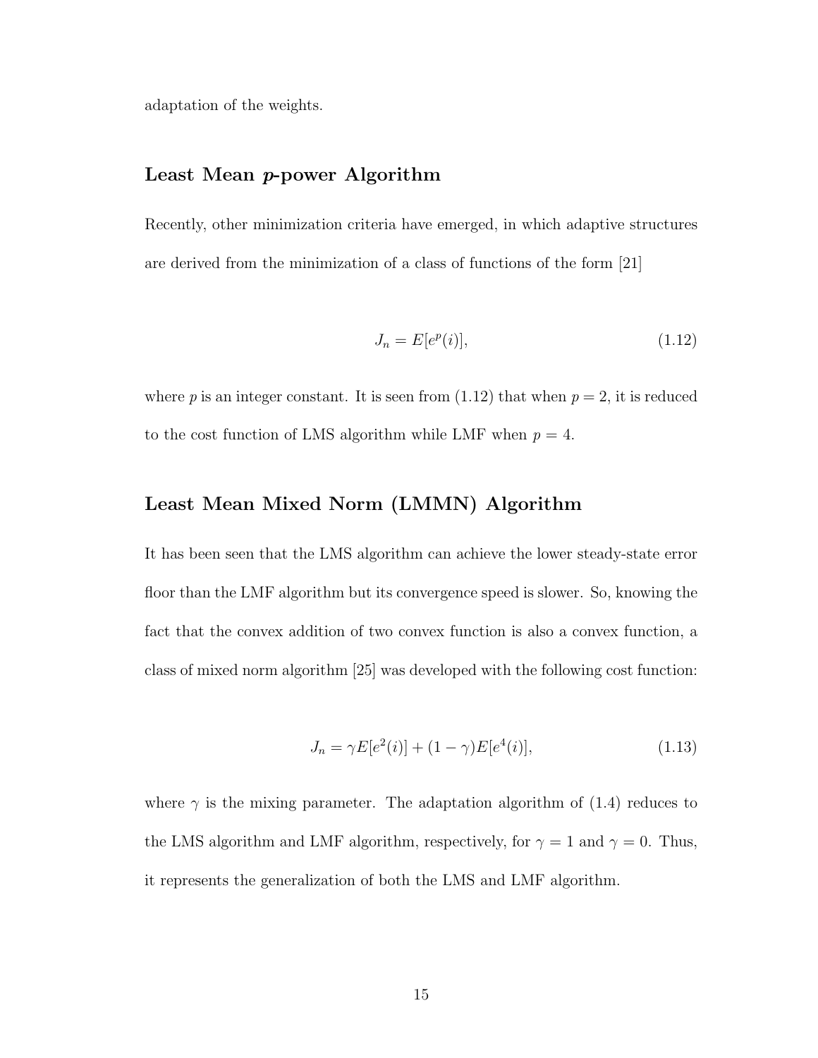adaptation of the weights.

### Least Mean *p*-power Algorithm

Recently, other minimization criteria have emerged, in which adaptive structures are derived from the minimization of a class of functions of the form [21]

$$J_n = E[e^p(i)], \tag{1.12}$$

where $p$ is an integer constant. It is seen from (1.12) that when $p = 2$, it is reduced to the cost function of LMS algorithm while LMF when $p = 4$.

### Least Mean Mixed Norm (LMMN) Algorithm

It has been seen that the LMS algorithm can achieve the lower steady-state error floor than the LMF algorithm but its convergence speed is slower. So, knowing the fact that the convex addition of two convex function is also a convex function, a class of mixed norm algorithm [25] was developed with the following cost function:

$$J_n = \gamma E[e^2(i)] + (1 - \gamma)E[e^4(i)], \tag{1.13}$$

where $\gamma$ is the mixing parameter. The adaptation algorithm of (1.4) reduces to the LMS algorithm and LMF algorithm, respectively, for $\gamma = 1$ and $\gamma = 0$. Thus, it represents the generalization of both the LMS and LMF algorithm.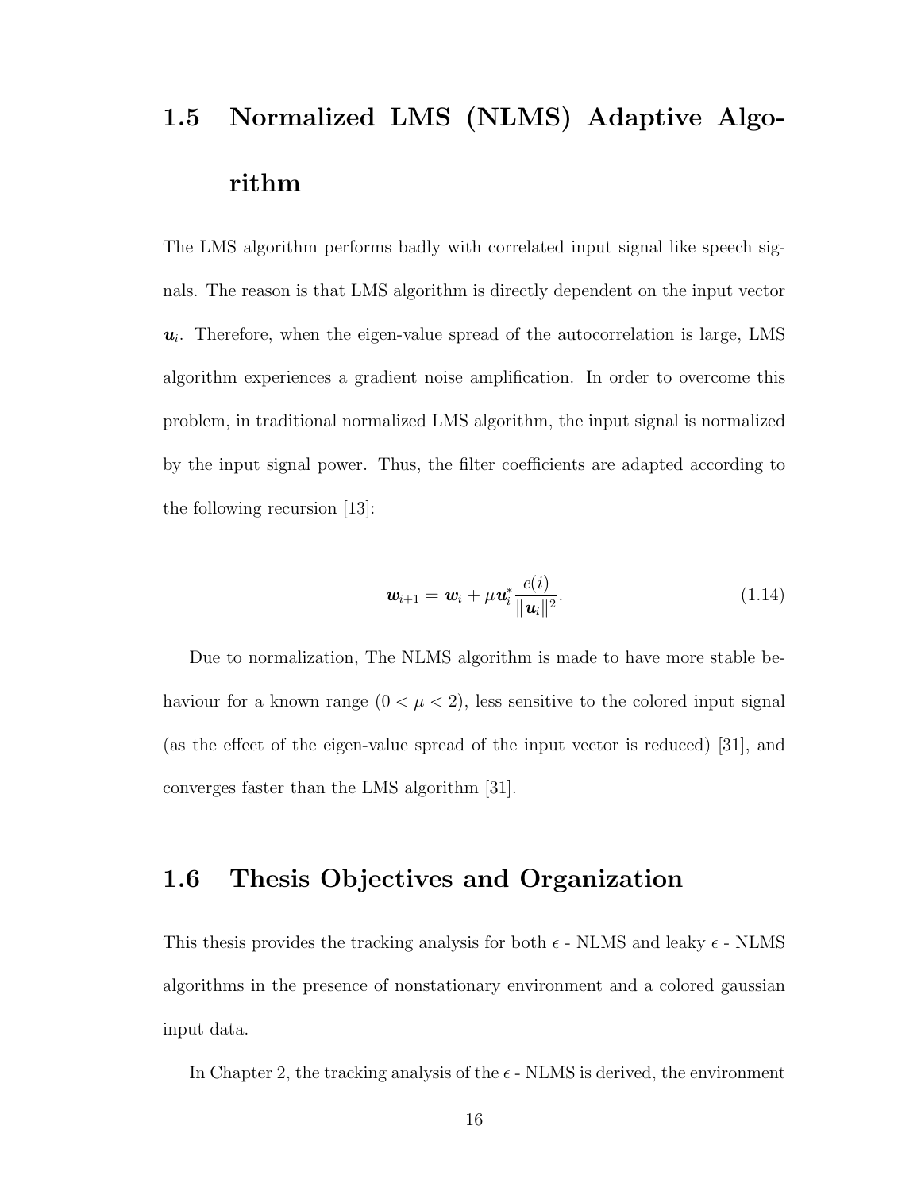## 1.5 Normalized LMS (NLMS) Adaptive Algorithm

The LMS algorithm performs badly with correlated input signal like speech signals. The reason is that LMS algorithm is directly dependent on the input vector $\boldsymbol{u}_i$. Therefore, when the eigen-value spread of the autocorrelation is large, LMS algorithm experiences a gradient noise amplification. In order to overcome this problem, in traditional normalized LMS algorithm, the input signal is normalized by the input signal power. Thus, the filter coefficients are adapted according to the following recursion [13]:

$$\boldsymbol{w}_{i+1} = \boldsymbol{w}_i + \mu \boldsymbol{u}_i^* \frac{e(i)}{\|\boldsymbol{u}_i\|^2}. \tag{1.14}$$

Due to normalization, The NLMS algorithm is made to have more stable behaviour for a known range ($0 < \mu < 2$), less sensitive to the colored input signal (as the effect of the eigen-value spread of the input vector is reduced) [31], and converges faster than the LMS algorithm [31].

## 1.6 Thesis Objectives and Organization

This thesis provides the tracking analysis for both $\epsilon$ - NLMS and leaky $\epsilon$ - NLMS algorithms in the presence of nonstationary environment and a colored gaussian input data.

In Chapter 2, the tracking analysis of the $\epsilon$ - NLMS is derived, the environment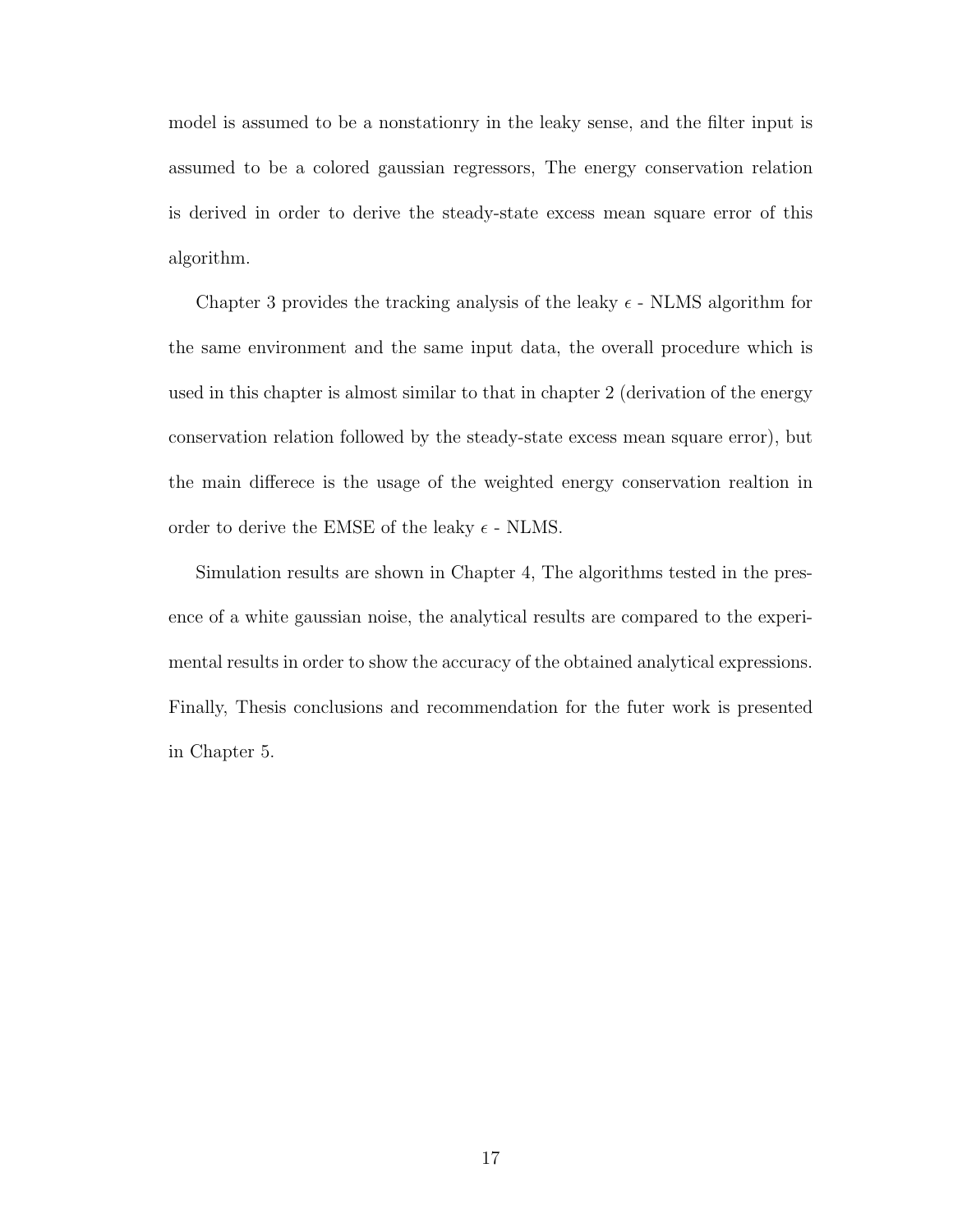model is assumed to be a nonstationry in the leaky sense, and the filter input is assumed to be a colored gaussian regressors, The energy conservation relation is derived in order to derive the steady-state excess mean square error of this algorithm.

Chapter 3 provides the tracking analysis of the leaky $\epsilon$ - NLMS algorithm for the same environment and the same input data, the overall procedure which is used in this chapter is almost similar to that in chapter 2 (derivation of the energy conservation relation followed by the steady-state excess mean square error), but the main differece is the usage of the weighted energy conservation realtion in order to derive the EMSE of the leaky $\epsilon$ - NLMS.

Simulation results are shown in Chapter 4, The algorithms tested in the presence of a white gaussian noise, the analytical results are compared to the experimental results in order to show the accuracy of the obtained analytical expressions. Finally, Thesis conclusions and recommendation for the futer work is presented in Chapter 5.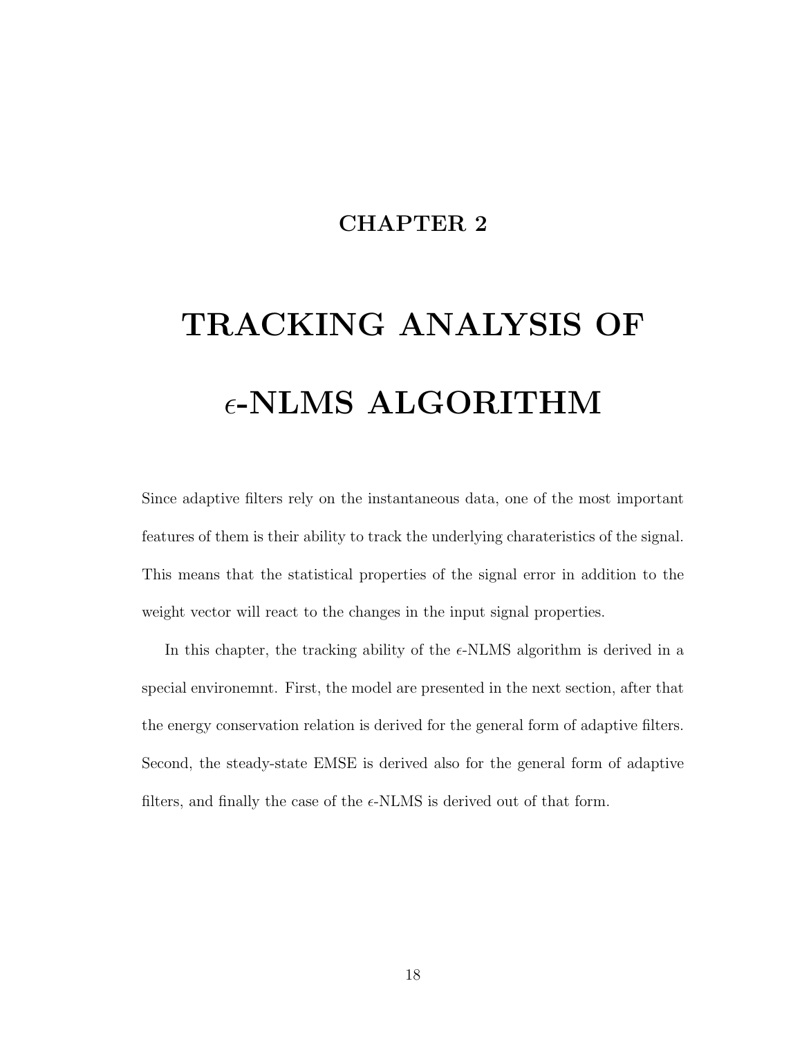# CHAPTER 2

# TRACKING ANALYSIS OF $\epsilon$-NLMS ALGORITHM

Since adaptive filters rely on the instantaneous data, one of the most important features of them is their ability to track the underlying charateristics of the signal. This means that the statistical properties of the signal error in addition to the weight vector will react to the changes in the input signal properties.

In this chapter, the tracking ability of the $\epsilon$-NLMS algorithm is derived in a special environemnt. First, the model are presented in the next section, after that the energy conservation relation is derived for the general form of adaptive filters. Second, the steady-state EMSE is derived also for the general form of adaptive filters, and finally the case of the $\epsilon$-NLMS is derived out of that form.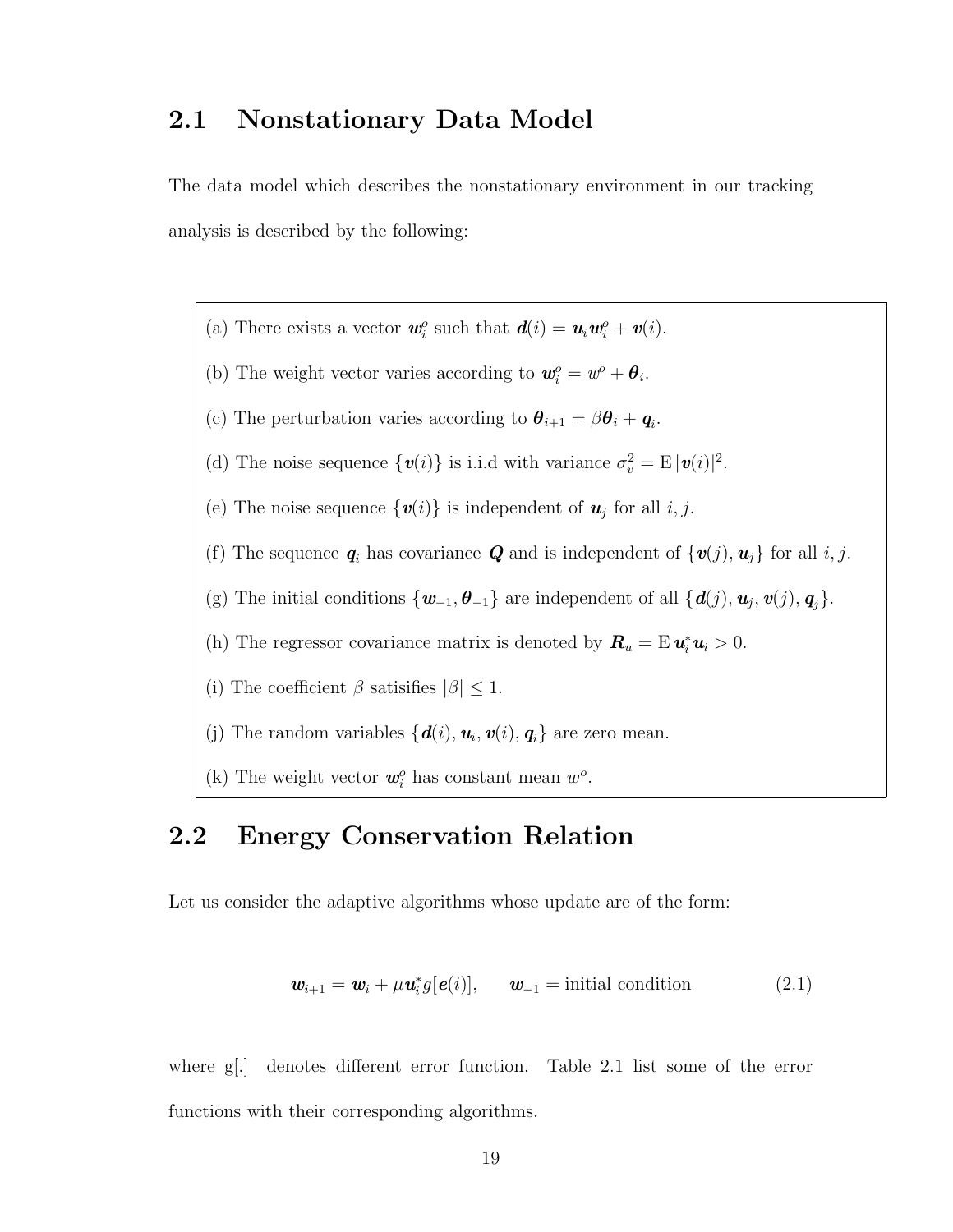## 2.1 Nonstationary Data Model

The data model which describes the nonstationary environment in our tracking analysis is described by the following:

(a) There exists a vector $\boldsymbol{w}_i^o$ such that $\boldsymbol{d}(i) = \boldsymbol{u}_i \boldsymbol{w}_i^o + \boldsymbol{v}(i)$.

(b) The weight vector varies according to $\boldsymbol{w}_i^o = w^o + \boldsymbol{\theta}_i$.

(c) The perturbation varies according to $\boldsymbol{\theta}_{i+1} = \beta \boldsymbol{\theta}_i + \boldsymbol{q}_i$.

(d) The noise sequence $\{\boldsymbol{v}(i)\}$ is i.i.d with variance $\sigma_v^2 = \mathrm{E}\,|\boldsymbol{v}(i)|^2$.

(e) The noise sequence $\{\boldsymbol{v}(i)\}$ is independent of $\boldsymbol{u}_j$ for all $i, j$.

(f) The sequence $\boldsymbol{q}_i$ has covariance $\boldsymbol{Q}$ and is independent of $\{\boldsymbol{v}(j), \boldsymbol{u}_j\}$ for all $i, j$.

(g) The initial conditions $\{\boldsymbol{w}_{-1}, \boldsymbol{\theta}_{-1}\}$ are independent of all $\{\boldsymbol{d}(j), \boldsymbol{u}_j, \boldsymbol{v}(j), \boldsymbol{q}_j\}$.

(h) The regressor covariance matrix is denoted by $\boldsymbol{R}_u = \mathrm{E}\,\boldsymbol{u}_i^* \boldsymbol{u}_i > 0$.

(i) The coefficient $\beta$ satisifies $|\beta| \leq 1$.

(j) The random variables $\{\boldsymbol{d}(i), \boldsymbol{u}_i, \boldsymbol{v}(i), \boldsymbol{q}_i\}$ are zero mean.

(k) The weight vector $\boldsymbol{w}_i^o$ has constant mean $w^o$.

## 2.2 Energy Conservation Relation

Let us consider the adaptive algorithms whose update are of the form:

$$\boldsymbol{w}_{i+1} = \boldsymbol{w}_i + \mu \boldsymbol{u}_i^* g[\boldsymbol{e}(i)], \qquad \boldsymbol{w}_{-1} = \text{initial condition} \tag{2.1}$$

where g[.] denotes different error function. Table 2.1 list some of the error functions with their corresponding algorithms.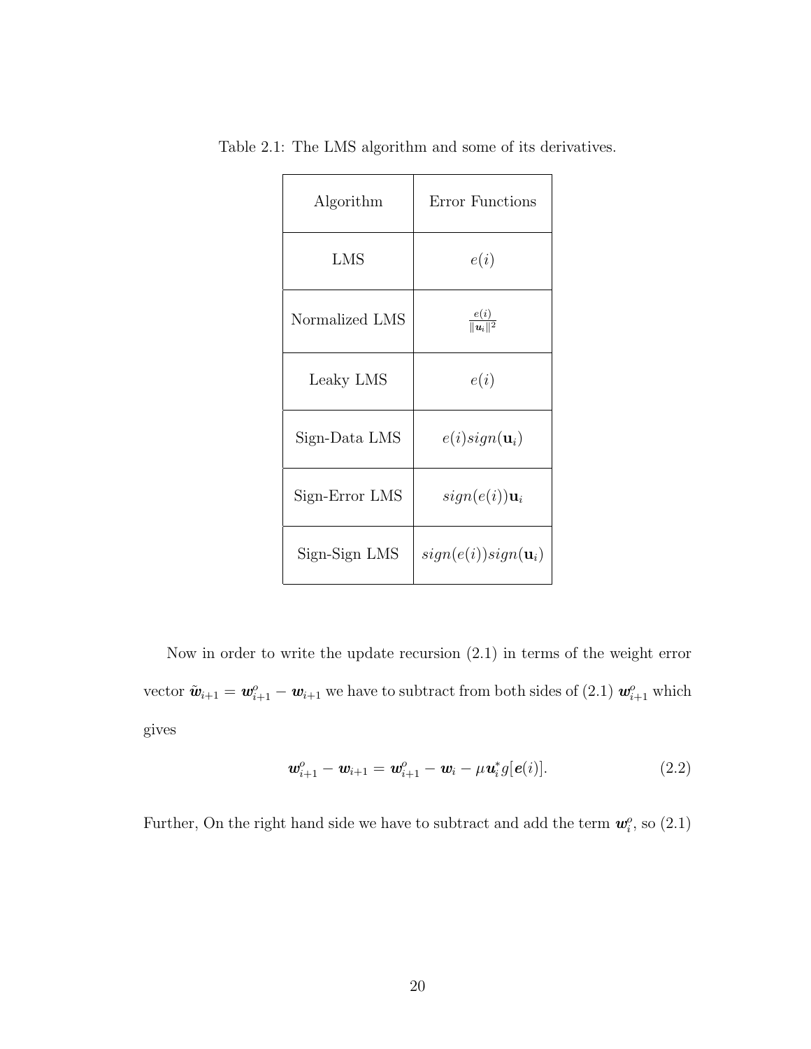Table 2.1: The LMS algorithm and some of its derivatives.

| Algorithm | Error Functions |
| --- | --- |
| LMS | $e(i)$ |
| Normalized LMS | $\frac{e(i)}{\|\boldsymbol{u}_i\|^2}$ |
| Leaky LMS | $e(i)$ |
| Sign-Data LMS | $e(i)sign(\mathbf{u}_i)$ |
| Sign-Error LMS | $sign(e(i))\mathbf{u}_i$ |
| Sign-Sign LMS | $sign(e(i))sign(\mathbf{u}_i)$ |

Now in order to write the update recursion (2.1) in terms of the weight error vector $\tilde{\boldsymbol{w}}_{i+1} = \boldsymbol{w}^o_{i+1} - \boldsymbol{w}_{i+1}$ we have to subtract from both sides of (2.1) $\boldsymbol{w}^o_{i+1}$ which gives

$$\boldsymbol{w}^o_{i+1} - \boldsymbol{w}_{i+1} = \boldsymbol{w}^o_{i+1} - \boldsymbol{w}_i - \mu \boldsymbol{u}^*_i g[\boldsymbol{e}(i)]. \tag{2.2}$$

Further, On the right hand side we have to subtract and add the term $\boldsymbol{w}^o_i$, so (2.1)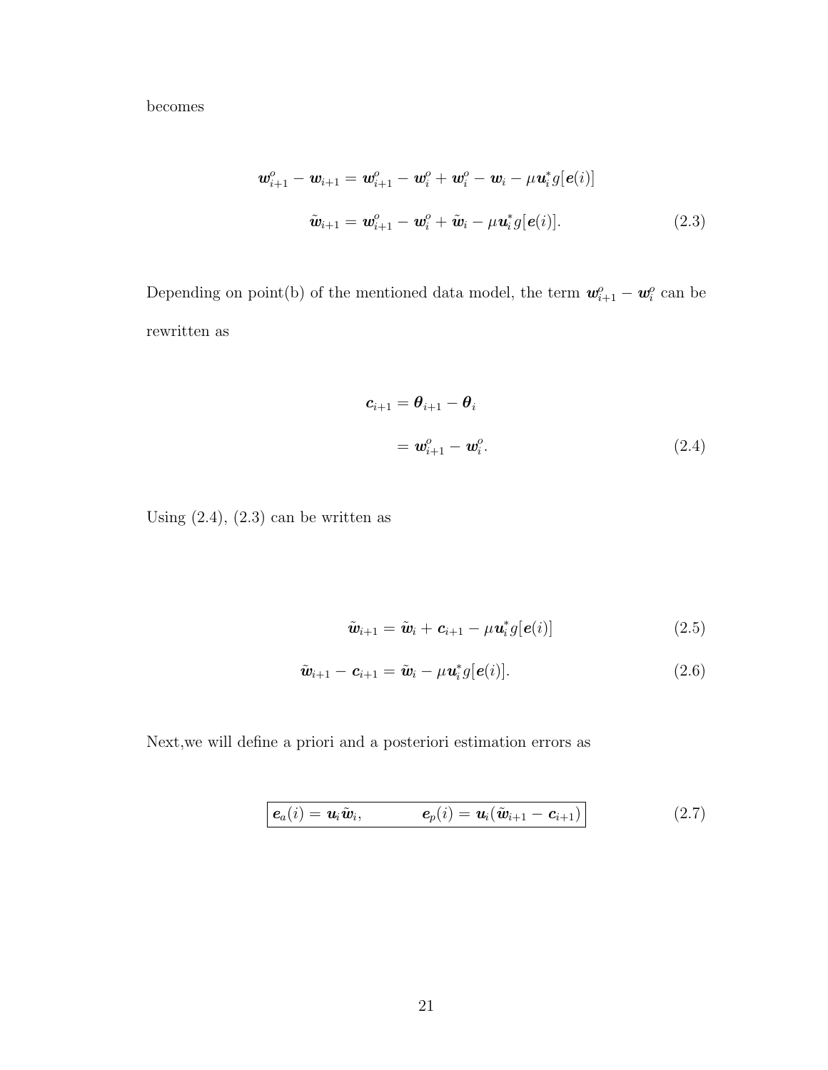becomes

$$\boldsymbol{w}_{i+1}^{o} - \boldsymbol{w}_{i+1} = \boldsymbol{w}_{i+1}^{o} - \boldsymbol{w}_{i}^{o} + \boldsymbol{w}_{i}^{o} - \boldsymbol{w}_{i} - \mu \boldsymbol{u}_{i}^{*} g[\boldsymbol{e}(i)]$$

$$\tilde{\boldsymbol{w}}_{i+1} = \boldsymbol{w}_{i+1}^{o} - \boldsymbol{w}_{i}^{o} + \tilde{\boldsymbol{w}}_{i} - \mu \boldsymbol{u}_{i}^{*} g[\boldsymbol{e}(i)]. \tag{2.3}$$

Depending on point(b) of the mentioned data model, the term $\boldsymbol{w}_{i+1}^{o} - \boldsymbol{w}_{i}^{o}$ can be rewritten as

$$\begin{aligned} \boldsymbol{c}_{i+1} &= \boldsymbol{\theta}_{i+1} - \boldsymbol{\theta}_{i} \\ &= \boldsymbol{w}_{i+1}^{o} - \boldsymbol{w}_{i}^{o}. \end{aligned} \tag{2.4}$$

Using (2.4), (2.3) can be written as

$$\tilde{\boldsymbol{w}}_{i+1} = \tilde{\boldsymbol{w}}_{i} + \boldsymbol{c}_{i+1} - \mu \boldsymbol{u}_{i}^{*} g[\boldsymbol{e}(i)] \tag{2.5}$$

$$\tilde{\boldsymbol{w}}_{i+1} - \boldsymbol{c}_{i+1} = \tilde{\boldsymbol{w}}_{i} - \mu \boldsymbol{u}_{i}^{*} g[\boldsymbol{e}(i)]. \tag{2.6}$$

Next,we will define a priori and a posteriori estimation errors as

$$\boxed{\boldsymbol{e}_{a}(i) = \boldsymbol{u}_{i} \tilde{\boldsymbol{w}}_{i}, \qquad \boldsymbol{e}_{p}(i) = \boldsymbol{u}_{i}(\tilde{\boldsymbol{w}}_{i+1} - \boldsymbol{c}_{i+1})} \tag{2.7}$$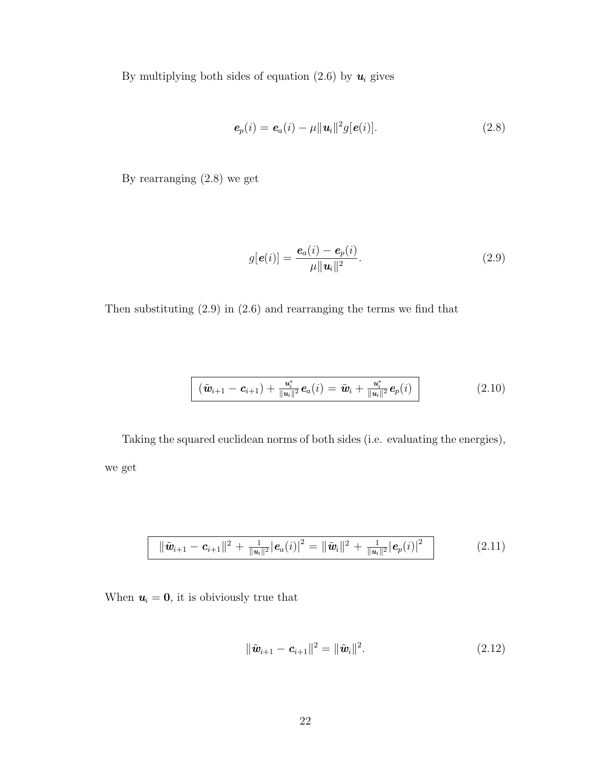By multiplying both sides of equation (2.6) by $\boldsymbol{u}_i$ gives

$$\boldsymbol{e}_p(i) = \boldsymbol{e}_a(i) - \mu \|\boldsymbol{u}_i\|^2 g[\boldsymbol{e}(i)]. \tag{2.8}$$

By rearranging (2.8) we get

$$g[\boldsymbol{e}(i)] = \frac{\boldsymbol{e}_a(i) - \boldsymbol{e}_p(i)}{\mu \|\boldsymbol{u}_i\|^2}. \tag{2.9}$$

Then substituting (2.9) in (2.6) and rearranging the terms we find that

$$\boxed{(\tilde{\boldsymbol{w}}_{i+1} - \boldsymbol{c}_{i+1}) + \frac{\boldsymbol{u}_i^*}{\|\boldsymbol{u}_i\|^2}\boldsymbol{e}_a(i) = \tilde{\boldsymbol{w}}_i + \frac{\boldsymbol{u}_i^*}{\|\boldsymbol{u}_i\|^2}\boldsymbol{e}_p(i)} \tag{2.10}$$

Taking the squared euclidean norms of both sides (i.e. evaluating the energies), we get

$$\boxed{\|\tilde{\boldsymbol{w}}_{i+1} - \boldsymbol{c}_{i+1}\|^2 + \frac{1}{\|\boldsymbol{u}_i\|^2}|\boldsymbol{e}_a(i)|^2 = \|\tilde{\boldsymbol{w}}_i\|^2 + \frac{1}{\|\boldsymbol{u}_i\|^2}|\boldsymbol{e}_p(i)|^2} \tag{2.11}$$

When $\boldsymbol{u}_i = \boldsymbol{0}$, it is obiviously true that

$$\|\tilde{\boldsymbol{w}}_{i+1} - \boldsymbol{c}_{i+1}\|^2 = \|\tilde{\boldsymbol{w}}_i\|^2. \tag{2.12}$$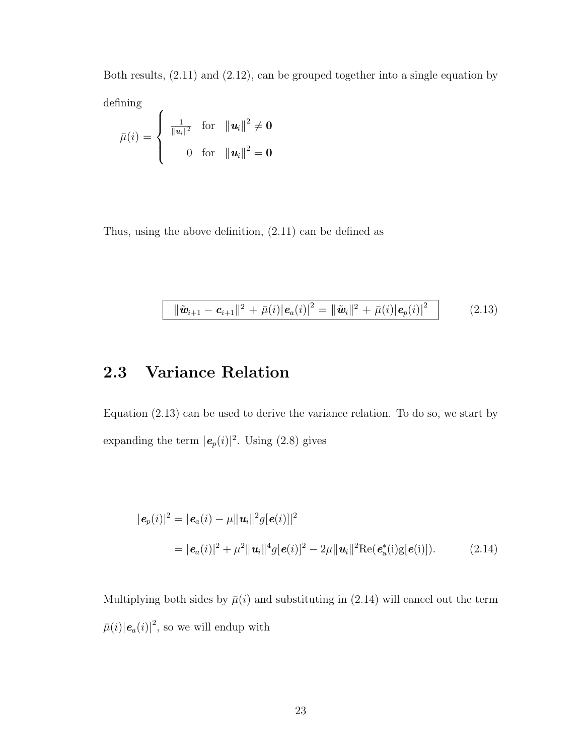Both results, (2.11) and (2.12), can be grouped together into a single equation by defining

$$\bar{\mu}(i) = \begin{cases} \frac{1}{\|\boldsymbol{u}_i\|^2} & \text{for} \quad \|\boldsymbol{u}_i\|^2 \neq \mathbf{0} \\ 0 & \text{for} \quad \|\boldsymbol{u}_i\|^2 = \mathbf{0} \end{cases}$$

Thus, using the above definition, (2.11) can be defined as

$$\boxed{\|\tilde{\boldsymbol{w}}_{i+1} - \boldsymbol{c}_{i+1}\|^2 + \bar{\mu}(i)|\boldsymbol{e}_a(i)|^2 = \|\tilde{\boldsymbol{w}}_i\|^2 + \bar{\mu}(i)|\boldsymbol{e}_p(i)|^2} \tag{2.13}$$

## 2.3 Variance Relation

Equation (2.13) can be used to derive the variance relation. To do so, we start by expanding the term $|\boldsymbol{e}_p(i)|^2$. Using (2.8) gives

$$\begin{aligned} |\boldsymbol{e}_p(i)|^2 &= |\boldsymbol{e}_a(i) - \mu\|\boldsymbol{u}_i\|^2 g[\boldsymbol{e}(i)]|^2 \\ &= |\boldsymbol{e}_a(i)|^2 + \mu^2\|\boldsymbol{u}_i\|^4 g[\boldsymbol{e}(i)]^2 - 2\mu\|\boldsymbol{u}_i\|^2 \mathrm{Re}(\boldsymbol{e}_\mathrm{a}^*(\mathrm{i})\mathrm{g}[\boldsymbol{e}(\mathrm{i})]). \end{aligned} \tag{2.14}$$

Multiplying both sides by $\bar{\mu}(i)$ and substituting in (2.14) will cancel out the term $\bar{\mu}(i)|\boldsymbol{e}_a(i)|^2$, so we will endup with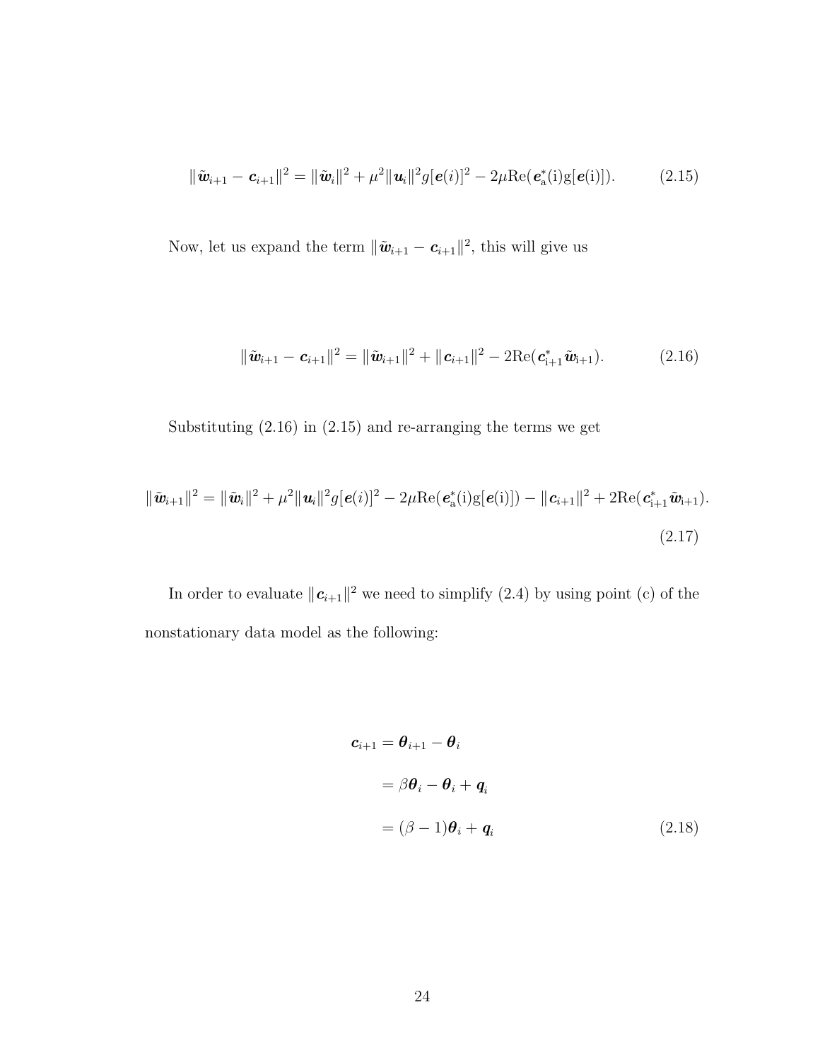$$\|\tilde{\boldsymbol{w}}_{i+1} - \boldsymbol{c}_{i+1}\|^2 = \|\tilde{\boldsymbol{w}}_i\|^2 + \mu^2\|\boldsymbol{u}_i\|^2 g[\boldsymbol{e}(i)]^2 - 2\mu\text{Re}(\boldsymbol{e}_{\text{a}}^*(\text{i})\text{g}[\boldsymbol{e}(\text{i})]). \tag{2.15}$$

Now, let us expand the term $\|\tilde{\boldsymbol{w}}_{i+1} - \boldsymbol{c}_{i+1}\|^2$, this will give us

$$\|\tilde{\boldsymbol{w}}_{i+1} - \boldsymbol{c}_{i+1}\|^2 = \|\tilde{\boldsymbol{w}}_{i+1}\|^2 + \|\boldsymbol{c}_{i+1}\|^2 - 2\text{Re}(\boldsymbol{c}_{\text{i+1}}^*\tilde{\boldsymbol{w}}_{\text{i+1}}). \tag{2.16}$$

Substituting (2.16) in (2.15) and re-arranging the terms we get

$$\|\tilde{\boldsymbol{w}}_{i+1}\|^2 = \|\tilde{\boldsymbol{w}}_i\|^2 + \mu^2\|\boldsymbol{u}_i\|^2 g[\boldsymbol{e}(i)]^2 - 2\mu\text{Re}(\boldsymbol{e}_{\text{a}}^*(\text{i})\text{g}[\boldsymbol{e}(\text{i})]) - \|\boldsymbol{c}_{i+1}\|^2 + 2\text{Re}(\boldsymbol{c}_{\text{i+1}}^*\tilde{\boldsymbol{w}}_{\text{i+1}}). \tag{2.17}$$

In order to evaluate $\|\boldsymbol{c}_{i+1}\|^2$ we need to simplify (2.4) by using point (c) of the nonstationary data model as the following:

$$\begin{aligned}
\boldsymbol{c}_{i+1} &= \boldsymbol{\theta}_{i+1} - \boldsymbol{\theta}_i \\
&= \beta\boldsymbol{\theta}_i - \boldsymbol{\theta}_i + \boldsymbol{q}_i \\
&= (\beta - 1)\boldsymbol{\theta}_i + \boldsymbol{q}_i
\end{aligned} \tag{2.18}$$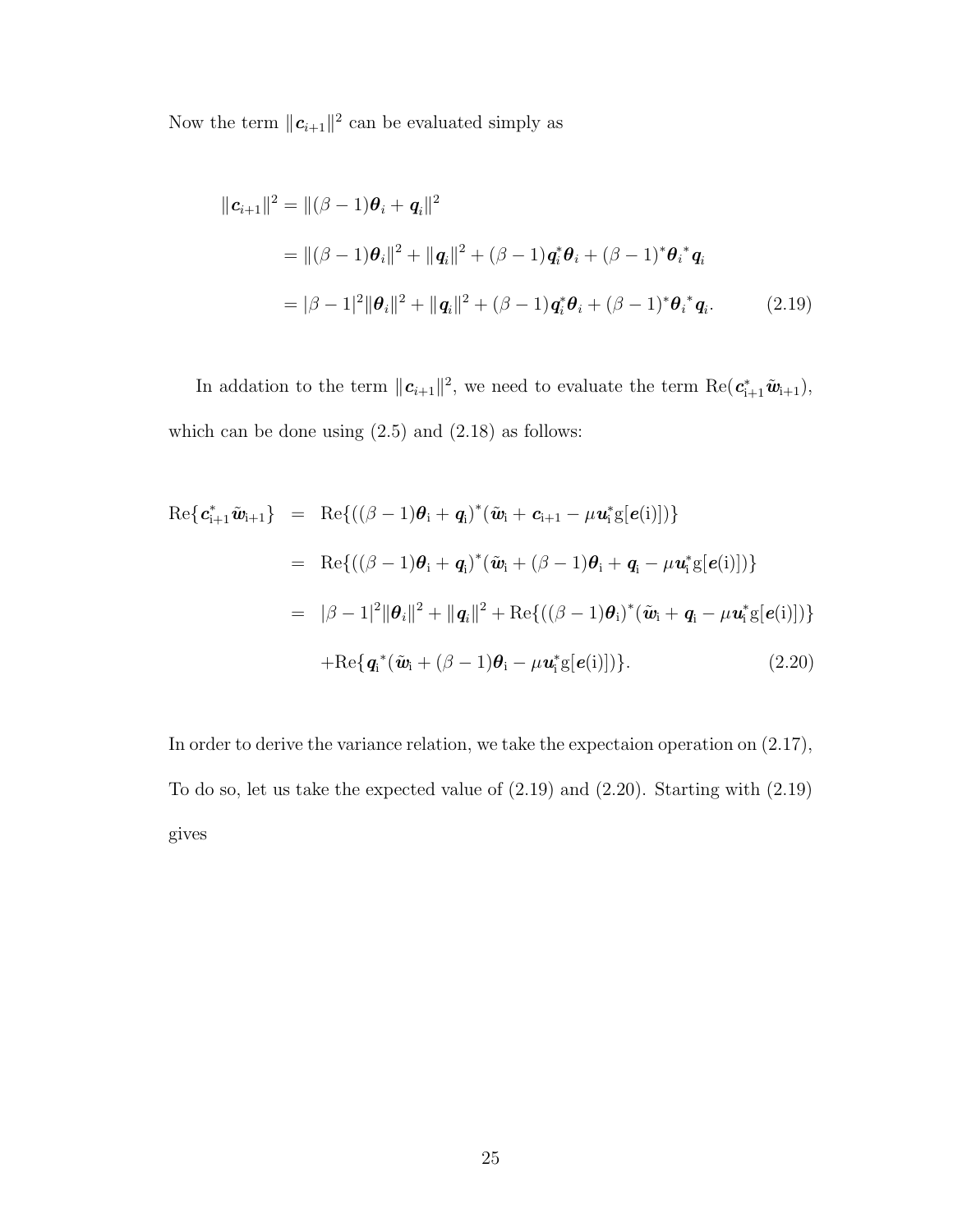Now the term $\|\boldsymbol{c}_{i+1}\|^2$ can be evaluated simply as

$$
\begin{aligned}
\|\boldsymbol{c}_{i+1}\|^2 &= \|(\beta-1)\boldsymbol{\theta}_i + \boldsymbol{q}_i\|^2 \\
&= \|(\beta-1)\boldsymbol{\theta}_i\|^2 + \|\boldsymbol{q}_i\|^2 + (\beta-1)\boldsymbol{q}_i^*\boldsymbol{\theta}_i + (\beta-1)^*\boldsymbol{\theta}_i{}^*\boldsymbol{q}_i \\
&= |\beta-1|^2\|\boldsymbol{\theta}_i\|^2 + \|\boldsymbol{q}_i\|^2 + (\beta-1)\boldsymbol{q}_i^*\boldsymbol{\theta}_i + (\beta-1)^*\boldsymbol{\theta}_i{}^*\boldsymbol{q}_i. \qquad (2.19)
\end{aligned}
$$

In addation to the term $\|\boldsymbol{c}_{i+1}\|^2$, we need to evaluate the term $\mathrm{Re}(\boldsymbol{c}_{\mathrm{i}+1}^*\tilde{\boldsymbol{w}}_{\mathrm{i}+1})$, which can be done using (2.5) and (2.18) as follows:

$$
\begin{aligned}
\mathrm{Re}\{\boldsymbol{c}_{\mathrm{i}+1}^*\tilde{\boldsymbol{w}}_{\mathrm{i}+1}\} &= \mathrm{Re}\{((\beta-1)\boldsymbol{\theta}_{\mathrm{i}} + \boldsymbol{q}_{\mathrm{i}})^*(\tilde{\boldsymbol{w}}_{\mathrm{i}} + \boldsymbol{c}_{\mathrm{i}+1} - \mu\boldsymbol{u}_{\mathrm{i}}^*\mathrm{g}[\boldsymbol{e}(\mathrm{i})])\} \\
&= \mathrm{Re}\{((\beta-1)\boldsymbol{\theta}_{\mathrm{i}} + \boldsymbol{q}_{\mathrm{i}})^*(\tilde{\boldsymbol{w}}_{\mathrm{i}} + (\beta-1)\boldsymbol{\theta}_{\mathrm{i}} + \boldsymbol{q}_{\mathrm{i}} - \mu\boldsymbol{u}_{\mathrm{i}}^*\mathrm{g}[\boldsymbol{e}(\mathrm{i})])\} \\
&= |\beta-1|^2\|\boldsymbol{\theta}_i\|^2 + \|\boldsymbol{q}_i\|^2 + \mathrm{Re}\{((\beta-1)\boldsymbol{\theta}_{\mathrm{i}})^*(\tilde{\boldsymbol{w}}_{\mathrm{i}} + \boldsymbol{q}_{\mathrm{i}} - \mu\boldsymbol{u}_{\mathrm{i}}^*\mathrm{g}[\boldsymbol{e}(\mathrm{i})])\} \\
&\quad + \mathrm{Re}\{\boldsymbol{q}_{\mathrm{i}}{}^*(\tilde{\boldsymbol{w}}_{\mathrm{i}} + (\beta-1)\boldsymbol{\theta}_{\mathrm{i}} - \mu\boldsymbol{u}_{\mathrm{i}}^*\mathrm{g}[\boldsymbol{e}(\mathrm{i})])\}. \qquad (2.20)
\end{aligned}
$$

In order to derive the variance relation, we take the expectaion operation on (2.17), To do so, let us take the expected value of (2.19) and (2.20). Starting with (2.19) gives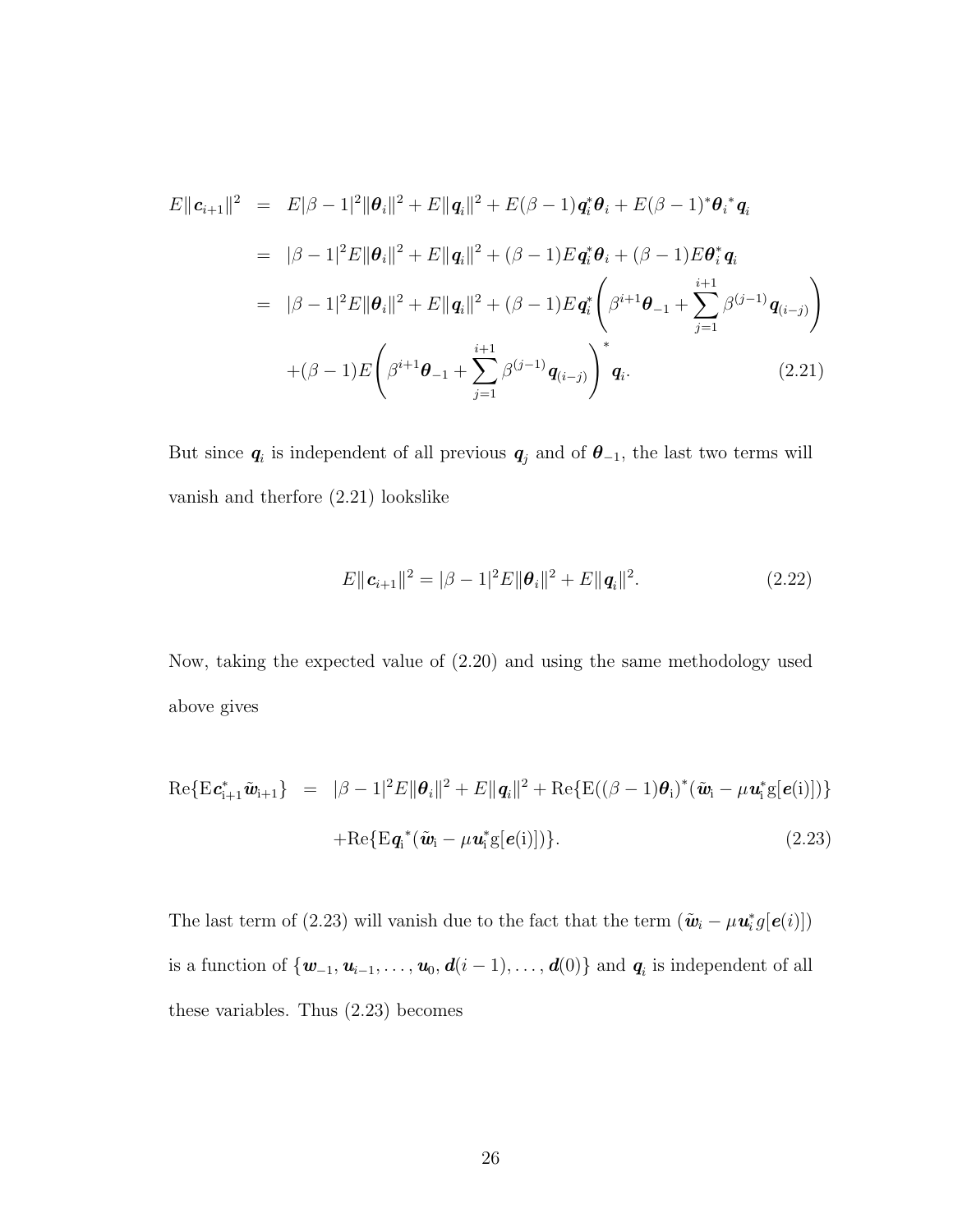$$
\begin{aligned}
E\|\boldsymbol{c}_{i+1}\|^2 &= E|\beta-1|^2\|\boldsymbol{\theta}_i\|^2 + E\|\boldsymbol{q}_i\|^2 + E(\beta-1)\boldsymbol{q}_i^*\boldsymbol{\theta}_i + E(\beta-1)^*{\boldsymbol{\theta}_i}^*\boldsymbol{q}_i \\
&= |\beta-1|^2E\|\boldsymbol{\theta}_i\|^2 + E\|\boldsymbol{q}_i\|^2 + (\beta-1)E\boldsymbol{q}_i^*\boldsymbol{\theta}_i + (\beta-1)E\boldsymbol{\theta}_i^*\boldsymbol{q}_i \\
&= |\beta-1|^2E\|\boldsymbol{\theta}_i\|^2 + E\|\boldsymbol{q}_i\|^2 + (\beta-1)E\boldsymbol{q}_i^*\left(\beta^{i+1}\boldsymbol{\theta}_{-1} + \sum_{j=1}^{i+1}\beta^{(j-1)}\boldsymbol{q}_{(i-j)}\right) \\
&\quad +(\beta-1)E\left(\beta^{i+1}\boldsymbol{\theta}_{-1} + \sum_{j=1}^{i+1}\beta^{(j-1)}\boldsymbol{q}_{(i-j)}\right)^*\boldsymbol{q}_i. \qquad (2.21)
\end{aligned}
$$

But since $\boldsymbol{q}_i$ is independent of all previous $\boldsymbol{q}_j$ and of $\boldsymbol{\theta}_{-1}$, the last two terms will vanish and therfore (2.21) lookslike

$$
E\|\boldsymbol{c}_{i+1}\|^2 = |\beta-1|^2E\|\boldsymbol{\theta}_i\|^2 + E\|\boldsymbol{q}_i\|^2. \qquad (2.22)
$$

Now, taking the expected value of (2.20) and using the same methodology used above gives

$$
\begin{aligned}
\mathrm{Re}\{\mathrm{E}\boldsymbol{c}_{\mathrm{i+1}}^*\tilde{\boldsymbol{w}}_{\mathrm{i+1}}\} &= |\beta-1|^2E\|\boldsymbol{\theta}_i\|^2 + E\|\boldsymbol{q}_i\|^2 + \mathrm{Re}\{\mathrm{E}((\beta-1)\boldsymbol{\theta}_{\mathrm{i}})^*(\tilde{\boldsymbol{w}}_{\mathrm{i}} - \mu\boldsymbol{u}_{\mathrm{i}}^*\mathrm{g}[\boldsymbol{e}(\mathrm{i})])\} \\
&\quad +\mathrm{Re}\{\mathrm{E}{\boldsymbol{q}_{\mathrm{i}}}^*(\tilde{\boldsymbol{w}}_{\mathrm{i}} - \mu\boldsymbol{u}_{\mathrm{i}}^*\mathrm{g}[\boldsymbol{e}(\mathrm{i})])\}. \qquad (2.23)
\end{aligned}
$$

The last term of (2.23) will vanish due to the fact that the term $(\tilde{\boldsymbol{w}}_i - \mu\boldsymbol{u}_i^*g[\boldsymbol{e}(i)])$ is a function of $\{\boldsymbol{w}_{-1}, \boldsymbol{u}_{i-1}, \ldots, \boldsymbol{u}_0, \boldsymbol{d}(i-1), \ldots, \boldsymbol{d}(0)\}$ and $\boldsymbol{q}_i$ is independent of all these variables. Thus (2.23) becomes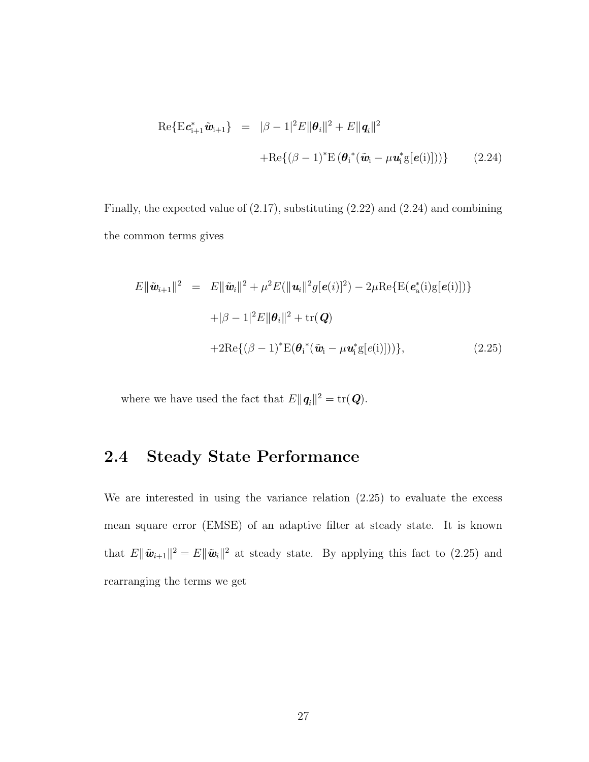$$\text{Re}\{\text{E}\boldsymbol{c}_{\text{i+1}}^{*}\tilde{\boldsymbol{w}}_{\text{i+1}}\} = |\beta-1|^2 E\|\boldsymbol{\theta}_i\|^2 + E\|\boldsymbol{q}_i\|^2 + \text{Re}\{(\beta-1)^*\text{E}\left(\boldsymbol{\theta}_{\text{i}}{}^*(\tilde{\boldsymbol{w}}_{\text{i}} - \mu\boldsymbol{u}_{\text{i}}^*\text{g}[\boldsymbol{e}(\text{i})])\right)\} \tag{2.24}$$

Finally, the expected value of (2.17), substituting (2.22) and (2.24) and combining the common terms gives

$$\begin{aligned} E\|\tilde{\boldsymbol{w}}_{i+1}\|^2 &= E\|\tilde{\boldsymbol{w}}_i\|^2 + \mu^2 E(\|\boldsymbol{u}_i\|^2 g[\boldsymbol{e}(i)]^2) - 2\mu\text{Re}\{\text{E}(\boldsymbol{e}_{\text{a}}^*(\text{i})\text{g}[\boldsymbol{e}(\text{i})])\} \\ &\quad + |\beta-1|^2 E\|\boldsymbol{\theta}_i\|^2 + \text{tr}(\boldsymbol{Q}) \\ &\quad + 2\text{Re}\{(\beta-1)^*\text{E}(\boldsymbol{\theta}_{\text{i}}{}^*(\tilde{\boldsymbol{w}}_{\text{i}} - \mu\boldsymbol{u}_{\text{i}}^*\text{g}[e(\text{i})]))\}, \end{aligned} \tag{2.25}$$

where we have used the fact that $E\|\boldsymbol{q}_i\|^2 = \text{tr}(\boldsymbol{Q})$.

## 2.4 Steady State Performance

We are interested in using the variance relation (2.25) to evaluate the excess mean square error (EMSE) of an adaptive filter at steady state. It is known that $E\|\tilde{\boldsymbol{w}}_{i+1}\|^2 = E\|\tilde{\boldsymbol{w}}_i\|^2$ at steady state. By applying this fact to (2.25) and rearranging the terms we get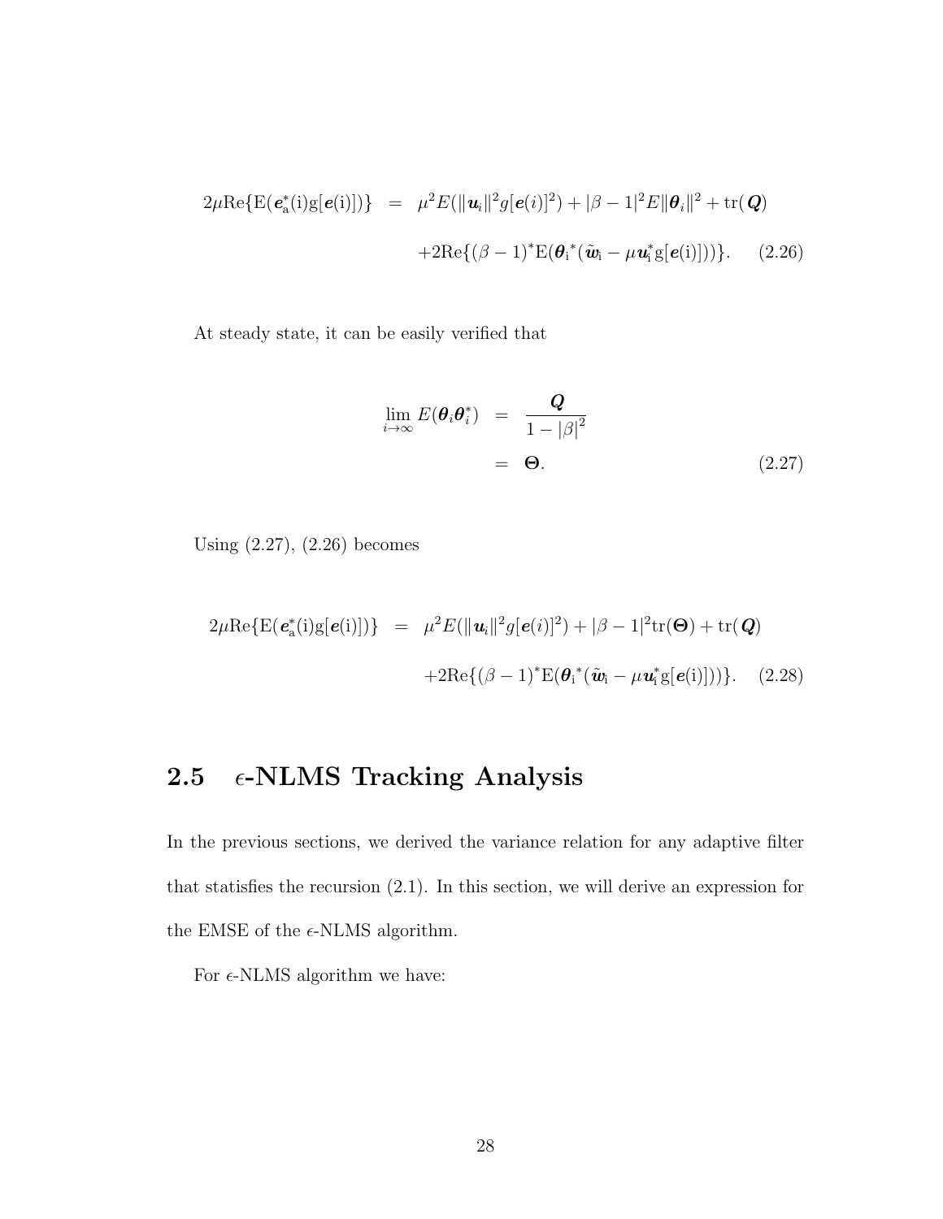$$
\begin{aligned}
2\mu \mathrm{Re}\{\mathrm{E}(\boldsymbol{e}_{\mathrm{a}}^{*}(\mathrm{i})\mathrm{g}[\boldsymbol{e}(\mathrm{i})])\} &= \mu^2 E(\|\boldsymbol{u}_i\|^2 g[\boldsymbol{e}(i)]^2) + |\beta - 1|^2 E\|\boldsymbol{\theta}_i\|^2 + \mathrm{tr}(\boldsymbol{Q}) \\
&\quad + 2\mathrm{Re}\{(\beta - 1)^{*}\mathrm{E}(\boldsymbol{\theta}_{\mathrm{i}}{}^{*}(\tilde{\boldsymbol{w}}_{\mathrm{i}} - \mu \boldsymbol{u}_{\mathrm{i}}^{*}\mathrm{g}[\boldsymbol{e}(\mathrm{i})]))\}. \qquad (2.26)
\end{aligned}
$$

At steady state, it can be easily verified that

$$
\begin{aligned}
\lim_{i\to\infty} E(\boldsymbol{\theta}_i \boldsymbol{\theta}_i^{*}) &= \frac{\boldsymbol{Q}}{1 - |\beta|^2} \\
&= \boldsymbol{\Theta}. \qquad (2.27)
\end{aligned}
$$

Using (2.27), (2.26) becomes

$$
\begin{aligned}
2\mu \mathrm{Re}\{\mathrm{E}(\boldsymbol{e}_{\mathrm{a}}^{*}(\mathrm{i})\mathrm{g}[\boldsymbol{e}(\mathrm{i})])\} &= \mu^2 E(\|\boldsymbol{u}_i\|^2 g[\boldsymbol{e}(i)]^2) + |\beta - 1|^2 \mathrm{tr}(\boldsymbol{\Theta}) + \mathrm{tr}(\boldsymbol{Q}) \\
&\quad + 2\mathrm{Re}\{(\beta - 1)^{*}\mathrm{E}(\boldsymbol{\theta}_{\mathrm{i}}{}^{*}(\tilde{\boldsymbol{w}}_{\mathrm{i}} - \mu \boldsymbol{u}_{\mathrm{i}}^{*}\mathrm{g}[\boldsymbol{e}(\mathrm{i})]))\}. \qquad (2.28)
\end{aligned}
$$

## 2.5 $\epsilon$-NLMS Tracking Analysis

In the previous sections, we derived the variance relation for any adaptive filter that statisfies the recursion (2.1). In this section, we will derive an expression for the EMSE of the $\epsilon$-NLMS algorithm.

For $\epsilon$-NLMS algorithm we have: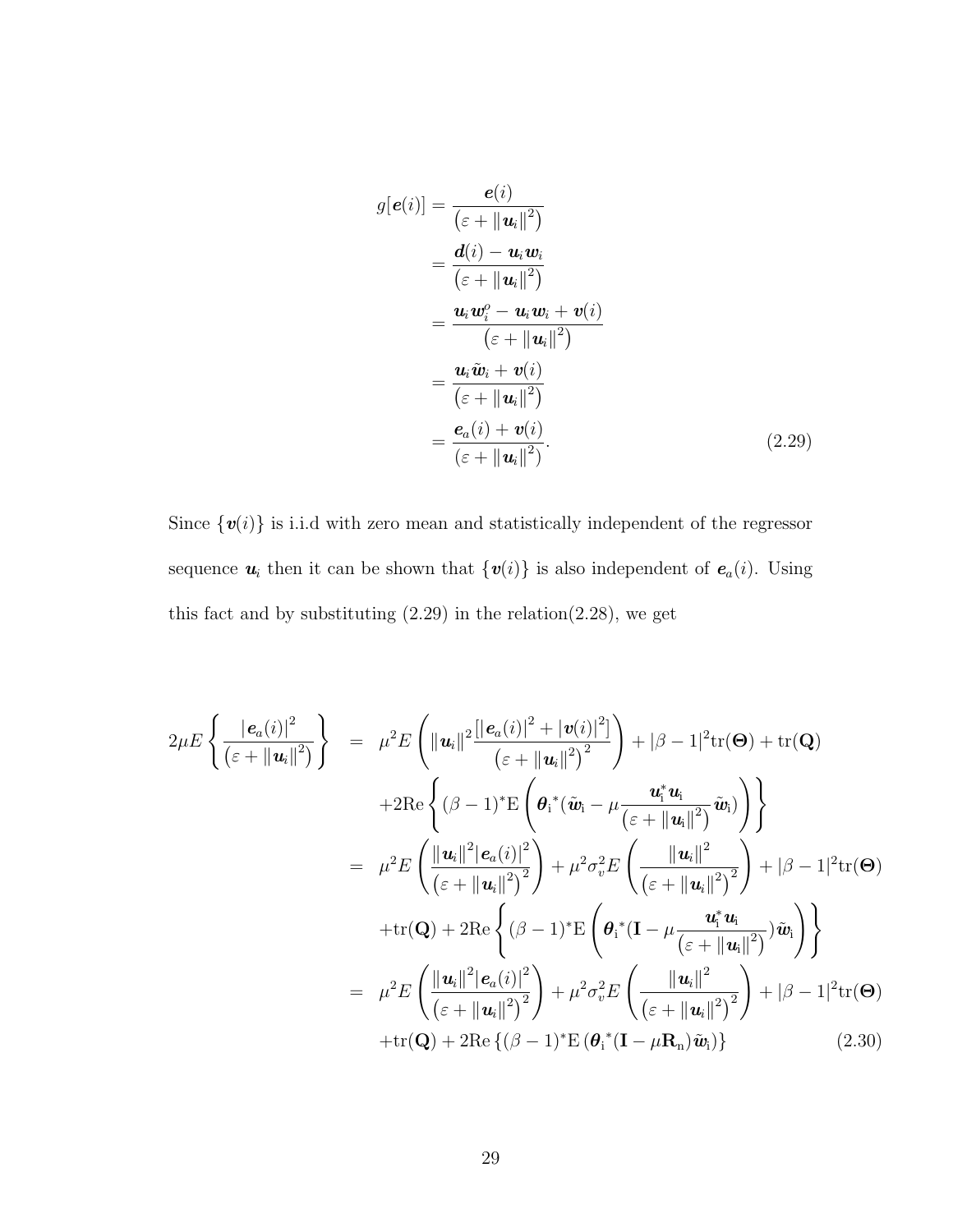$$
\begin{aligned}
g[\boldsymbol{e}(i)] &= \frac{\boldsymbol{e}(i)}{\left(\varepsilon + \|\boldsymbol{u}_i\|^2\right)} \\
&= \frac{\boldsymbol{d}(i) - \boldsymbol{u}_i \boldsymbol{w}_i}{\left(\varepsilon + \|\boldsymbol{u}_i\|^2\right)} \\
&= \frac{\boldsymbol{u}_i \boldsymbol{w}_i^o - \boldsymbol{u}_i \boldsymbol{w}_i + \boldsymbol{v}(i)}{\left(\varepsilon + \|\boldsymbol{u}_i\|^2\right)} \\
&= \frac{\boldsymbol{u}_i \tilde{\boldsymbol{w}}_i + \boldsymbol{v}(i)}{\left(\varepsilon + \|\boldsymbol{u}_i\|^2\right)} \\
&= \frac{\boldsymbol{e}_a(i) + \boldsymbol{v}(i)}{\left(\varepsilon + \|\boldsymbol{u}_i\|^2\right)}.
\end{aligned} \tag{2.29}
$$

Since $\{\boldsymbol{v}(i)\}$ is i.i.d with zero mean and statistically independent of the regressor sequence $\boldsymbol{u}_i$ then it can be shown that $\{\boldsymbol{v}(i)\}$ is also independent of $\boldsymbol{e}_a(i)$. Using this fact and by substituting (2.29) in the relation(2.28), we get

$$
\begin{aligned}
2\mu E\left\{\frac{|\boldsymbol{e}_a(i)|^2}{\left(\varepsilon + \|\boldsymbol{u}_i\|^2\right)}\right\} &= \mu^2 E\left(\|\boldsymbol{u}_i\|^2 \frac{\left[|\boldsymbol{e}_a(i)|^2 + |\boldsymbol{v}(i)|^2\right]}{\left(\varepsilon + \|\boldsymbol{u}_i\|^2\right)^2}\right) + |\beta - 1|^2 \mathrm{tr}(\boldsymbol{\Theta}) + \mathrm{tr}(\mathbf{Q}) \\
&\quad + 2\mathrm{Re}\left\{(\beta - 1)^* \mathrm{E}\left(\boldsymbol{\theta}_{\mathrm{i}}^{\ *}(\tilde{\boldsymbol{w}}_{\mathrm{i}} - \mu \frac{\boldsymbol{u}_{\mathrm{i}}^* \boldsymbol{u}_{\mathrm{i}}}{\left(\varepsilon + \|\boldsymbol{u}_{\mathrm{i}}\|^2\right)} \tilde{\boldsymbol{w}}_{\mathrm{i}})\right)\right\} \\
&= \mu^2 E\left(\frac{\|\boldsymbol{u}_i\|^2 |\boldsymbol{e}_a(i)|^2}{\left(\varepsilon + \|\boldsymbol{u}_i\|^2\right)^2}\right) + \mu^2 \sigma_v^2 E\left(\frac{\|\boldsymbol{u}_i\|^2}{\left(\varepsilon + \|\boldsymbol{u}_i\|^2\right)^2}\right) + |\beta - 1|^2 \mathrm{tr}(\boldsymbol{\Theta}) \\
&\quad + \mathrm{tr}(\mathbf{Q}) + 2\mathrm{Re}\left\{(\beta - 1)^* \mathrm{E}\left(\boldsymbol{\theta}_{\mathrm{i}}^{\ *}(\mathbf{I} - \mu \frac{\boldsymbol{u}_{\mathrm{i}}^* \boldsymbol{u}_{\mathrm{i}}}{\left(\varepsilon + \|\boldsymbol{u}_{\mathrm{i}}\|^2\right)}) \tilde{\boldsymbol{w}}_{\mathrm{i}}\right)\right\} \\
&= \mu^2 E\left(\frac{\|\boldsymbol{u}_i\|^2 |\boldsymbol{e}_a(i)|^2}{\left(\varepsilon + \|\boldsymbol{u}_i\|^2\right)^2}\right) + \mu^2 \sigma_v^2 E\left(\frac{\|\boldsymbol{u}_i\|^2}{\left(\varepsilon + \|\boldsymbol{u}_i\|^2\right)^2}\right) + |\beta - 1|^2 \mathrm{tr}(\boldsymbol{\Theta}) \\
&\quad + \mathrm{tr}(\mathbf{Q}) + 2\mathrm{Re}\left\{(\beta - 1)^* \mathrm{E}\left(\boldsymbol{\theta}_{\mathrm{i}}^{\ *}(\mathbf{I} - \mu \mathbf{R}_{\mathrm{n}}) \tilde{\boldsymbol{w}}_{\mathrm{i}}\right)\right\}
\end{aligned} \tag{2.30}
$$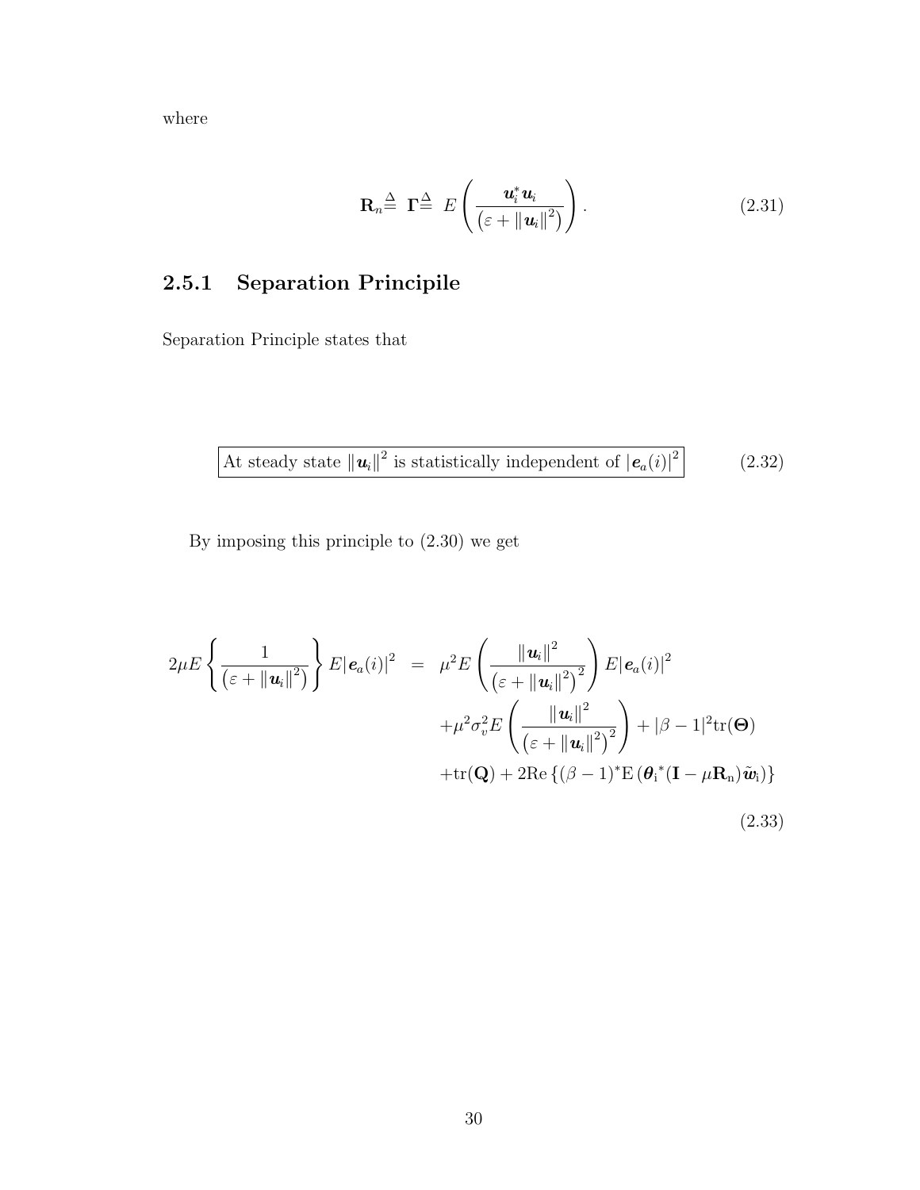where

$$\mathbf{R}_n \triangleq \mathbf{\Gamma} \triangleq E\left(\frac{\boldsymbol{u}_i^* \boldsymbol{u}_i}{\left(\varepsilon + \|\boldsymbol{u}_i\|^2\right)}\right). \tag{2.31}$$

### 2.5.1 Separation Principile

Separation Principle states that

$$\boxed{\text{At steady state } \|\boldsymbol{u}_i\|^2 \text{ is statistically independent of } |\boldsymbol{e}_a(i)|^2} \tag{2.32}$$

By imposing this principle to (2.30) we get

$$\begin{aligned}
2\mu E\left\{\frac{1}{\left(\varepsilon + \|\boldsymbol{u}_i\|^2\right)}\right\} E|\boldsymbol{e}_a(i)|^2 &= \mu^2 E\left(\frac{\|\boldsymbol{u}_i\|^2}{\left(\varepsilon + \|\boldsymbol{u}_i\|^2\right)^2}\right) E|\boldsymbol{e}_a(i)|^2 \\
&\quad + \mu^2 \sigma_v^2 E\left(\frac{\|\boldsymbol{u}_i\|^2}{\left(\varepsilon + \|\boldsymbol{u}_i\|^2\right)^2}\right) + |\beta - 1|^2 \mathrm{tr}(\boldsymbol{\Theta}) \\
&\quad + \mathrm{tr}(\mathbf{Q}) + 2\mathrm{Re}\left\{(\beta - 1)^* \mathrm{E}\left(\boldsymbol{\theta}_\mathrm{i}{}^*(\mathbf{I} - \mu \mathbf{R}_\mathrm{n})\tilde{\boldsymbol{w}}_\mathrm{i}\right)\right\}
\end{aligned} \tag{2.33}$$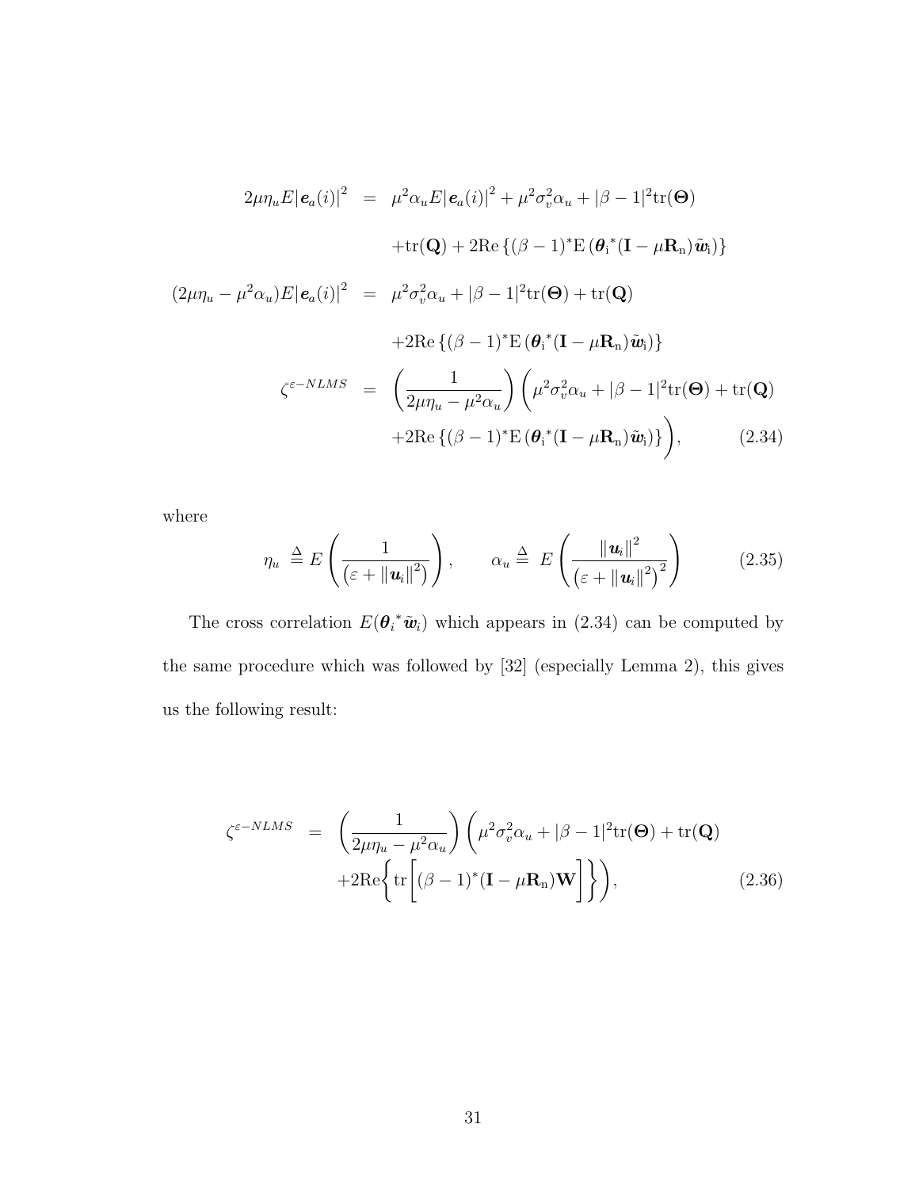$$
\begin{aligned}
2\mu\eta_u E|\boldsymbol{e}_a(i)|^2 &= \mu^2\alpha_u E|\boldsymbol{e}_a(i)|^2 + \mu^2\sigma_v^2\alpha_u + |\beta-1|^2\mathrm{tr}(\boldsymbol{\Theta}) \\
&\quad + \mathrm{tr}(\mathbf{Q}) + 2\mathrm{Re}\left\{(\beta-1)^*\mathrm{E}\left(\boldsymbol{\theta}_{\mathrm{i}}{}^*(\mathbf{I}-\mu\mathbf{R}_{\mathrm{n}})\tilde{\boldsymbol{w}}_{\mathrm{i}}\right)\right\} \\
(2\mu\eta_u - \mu^2\alpha_u)E|\boldsymbol{e}_a(i)|^2 &= \mu^2\sigma_v^2\alpha_u + |\beta-1|^2\mathrm{tr}(\boldsymbol{\Theta}) + \mathrm{tr}(\mathbf{Q}) \\
&\quad + 2\mathrm{Re}\left\{(\beta-1)^*\mathrm{E}\left(\boldsymbol{\theta}_{\mathrm{i}}{}^*(\mathbf{I}-\mu\mathbf{R}_{\mathrm{n}})\tilde{\boldsymbol{w}}_{\mathrm{i}}\right)\right\} \\
\zeta^{\varepsilon-NLMS} &= \left(\frac{1}{2\mu\eta_u-\mu^2\alpha_u}\right)\Bigg(\mu^2\sigma_v^2\alpha_u + |\beta-1|^2\mathrm{tr}(\boldsymbol{\Theta}) + \mathrm{tr}(\mathbf{Q}) \\
&\quad + 2\mathrm{Re}\left\{(\beta-1)^*\mathrm{E}\left(\boldsymbol{\theta}_{\mathrm{i}}{}^*(\mathbf{I}-\mu\mathbf{R}_{\mathrm{n}})\tilde{\boldsymbol{w}}_{\mathrm{i}}\right)\right\}\Bigg), \qquad (2.34)
\end{aligned}
$$

where

$$
\eta_u \triangleq E\left(\frac{1}{\left(\varepsilon + \|\boldsymbol{u}_i\|^2\right)}\right), \qquad \alpha_u \triangleq E\left(\frac{\|\boldsymbol{u}_i\|^2}{\left(\varepsilon + \|\boldsymbol{u}_i\|^2\right)^2}\right) \qquad (2.35)
$$

The cross correlation $E(\boldsymbol{\theta}_i{}^*\tilde{\boldsymbol{w}}_i)$ which appears in (2.34) can be computed by the same procedure which was followed by [32] (especially Lemma 2), this gives us the following result:

$$
\begin{aligned}
\zeta^{\varepsilon-NLMS} &= \left(\frac{1}{2\mu\eta_u-\mu^2\alpha_u}\right)\Bigg(\mu^2\sigma_v^2\alpha_u + |\beta-1|^2\mathrm{tr}(\boldsymbol{\Theta}) + \mathrm{tr}(\mathbf{Q}) \\
&\quad + 2\mathrm{Re}\Bigg\{\mathrm{tr}\Big[(\beta-1)^*(\mathbf{I}-\mu\mathbf{R}_{\mathrm{n}})\mathbf{W}\Big]\Bigg\}\Bigg), \qquad (2.36)
\end{aligned}
$$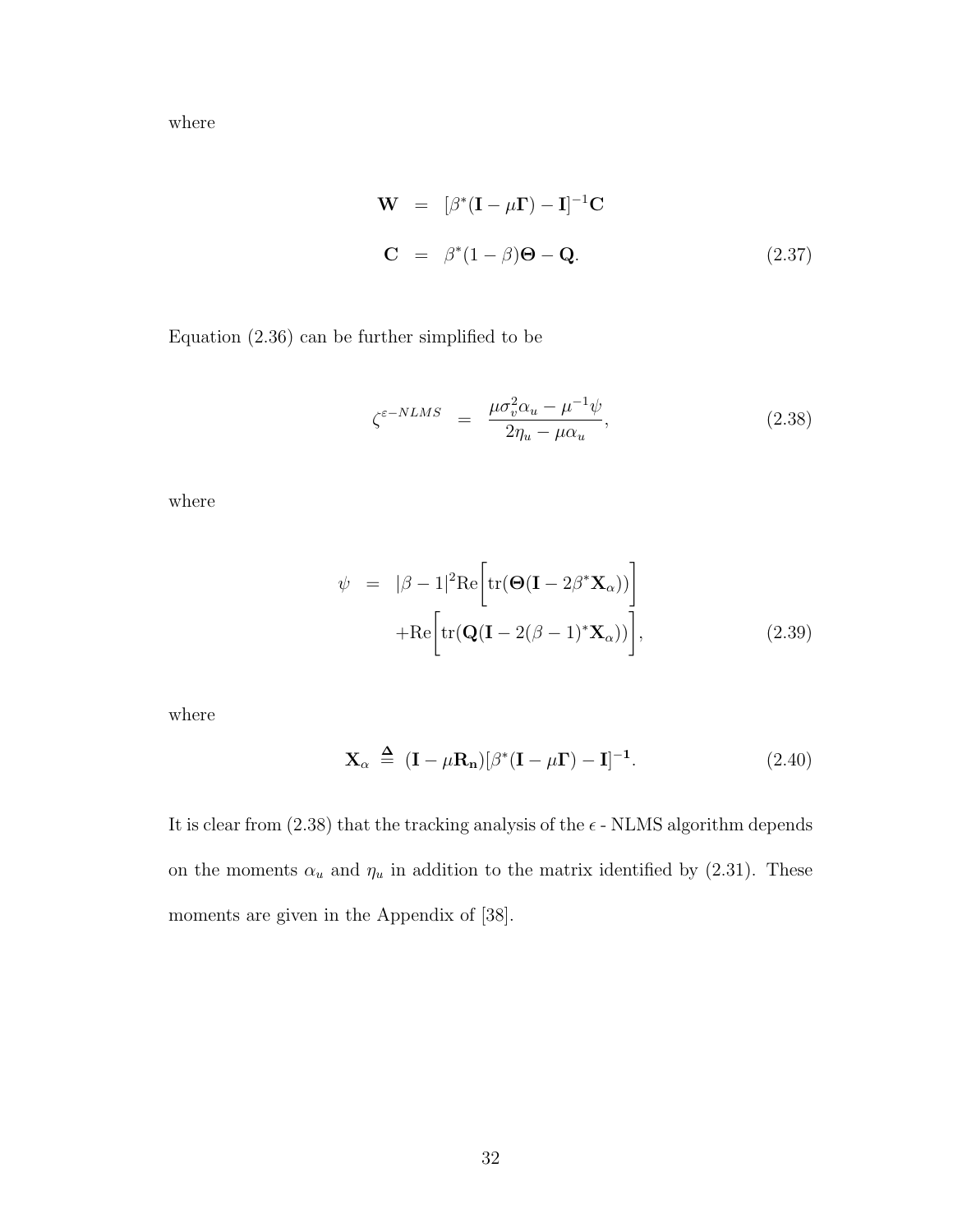where

$$
\begin{aligned}
\mathbf{W} &= [\beta^*(\mathbf{I} - \mu\mathbf{\Gamma}) - \mathbf{I}]^{-1}\mathbf{C} \\
\mathbf{C} &= \beta^*(1-\beta)\mathbf{\Theta} - \mathbf{Q}.
\end{aligned} \tag{2.37}
$$

Equation (2.36) can be further simplified to be

$$
\zeta^{\varepsilon-NLMS} = \frac{\mu\sigma_v^2\alpha_u - \mu^{-1}\psi}{2\eta_u - \mu\alpha_u}, \tag{2.38}
$$

where

$$
\begin{aligned}
\psi &= |\beta-1|^2 \text{Re}\Big[\text{tr}(\mathbf{\Theta}(\mathbf{I} - 2\beta^*\mathbf{X}_\alpha))\Big] \\
&\quad + \text{Re}\Big[\text{tr}(\mathbf{Q}(\mathbf{I} - 2(\beta-1)^*\mathbf{X}_\alpha))\Big],
\end{aligned} \tag{2.39}
$$

where

$$
\mathbf{X}_\alpha \triangleq (\mathbf{I} - \mu\mathbf{R_n})[\beta^*(\mathbf{I} - \mu\mathbf{\Gamma}) - \mathbf{I}]^{-\mathbf{1}}. \tag{2.40}
$$

It is clear from (2.38) that the tracking analysis of the $\epsilon$ - NLMS algorithm depends on the moments $\alpha_u$ and $\eta_u$ in addition to the matrix identified by (2.31). These moments are given in the Appendix of [38].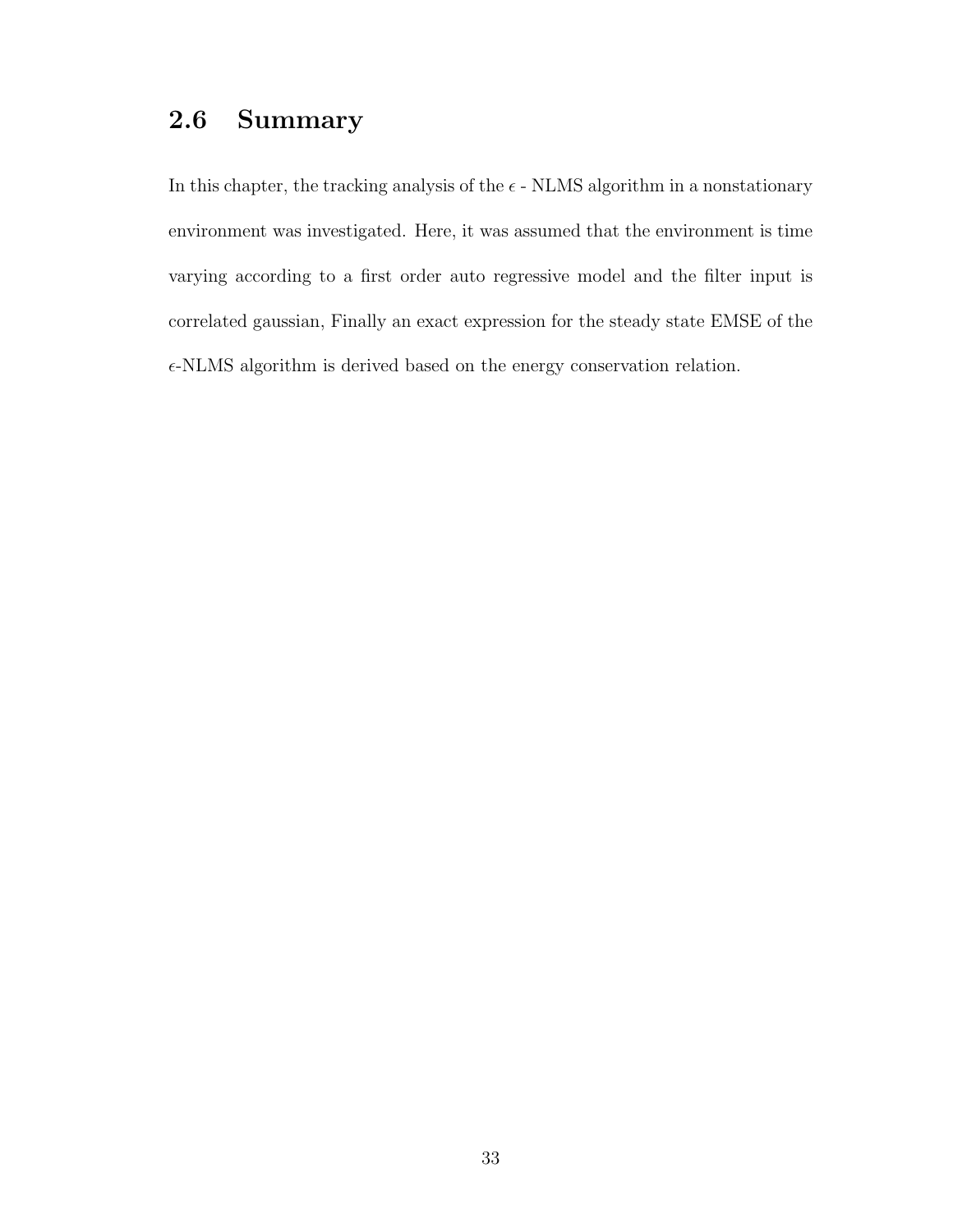## 2.6 Summary

In this chapter, the tracking analysis of the $\epsilon$ - NLMS algorithm in a nonstationary environment was investigated. Here, it was assumed that the environment is time varying according to a first order auto regressive model and the filter input is correlated gaussian, Finally an exact expression for the steady state EMSE of the $\epsilon$-NLMS algorithm is derived based on the energy conservation relation.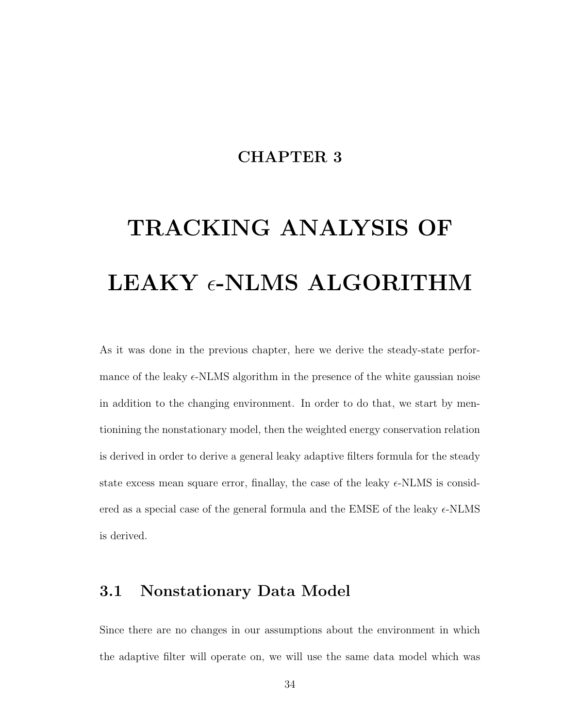# CHAPTER 3

# TRACKING ANALYSIS OF LEAKY $\epsilon$-NLMS ALGORITHM

As it was done in the previous chapter, here we derive the steady-state performance of the leaky $\epsilon$-NLMS algorithm in the presence of the white gaussian noise in addition to the changing environment. In order to do that, we start by mentionining the nonstationary model, then the weighted energy conservation relation is derived in order to derive a general leaky adaptive filters formula for the steady state excess mean square error, finallay, the case of the leaky $\epsilon$-NLMS is considered as a special case of the general formula and the EMSE of the leaky $\epsilon$-NLMS is derived.

## 3.1 Nonstationary Data Model

Since there are no changes in our assumptions about the environment in which the adaptive filter will operate on, we will use the same data model which was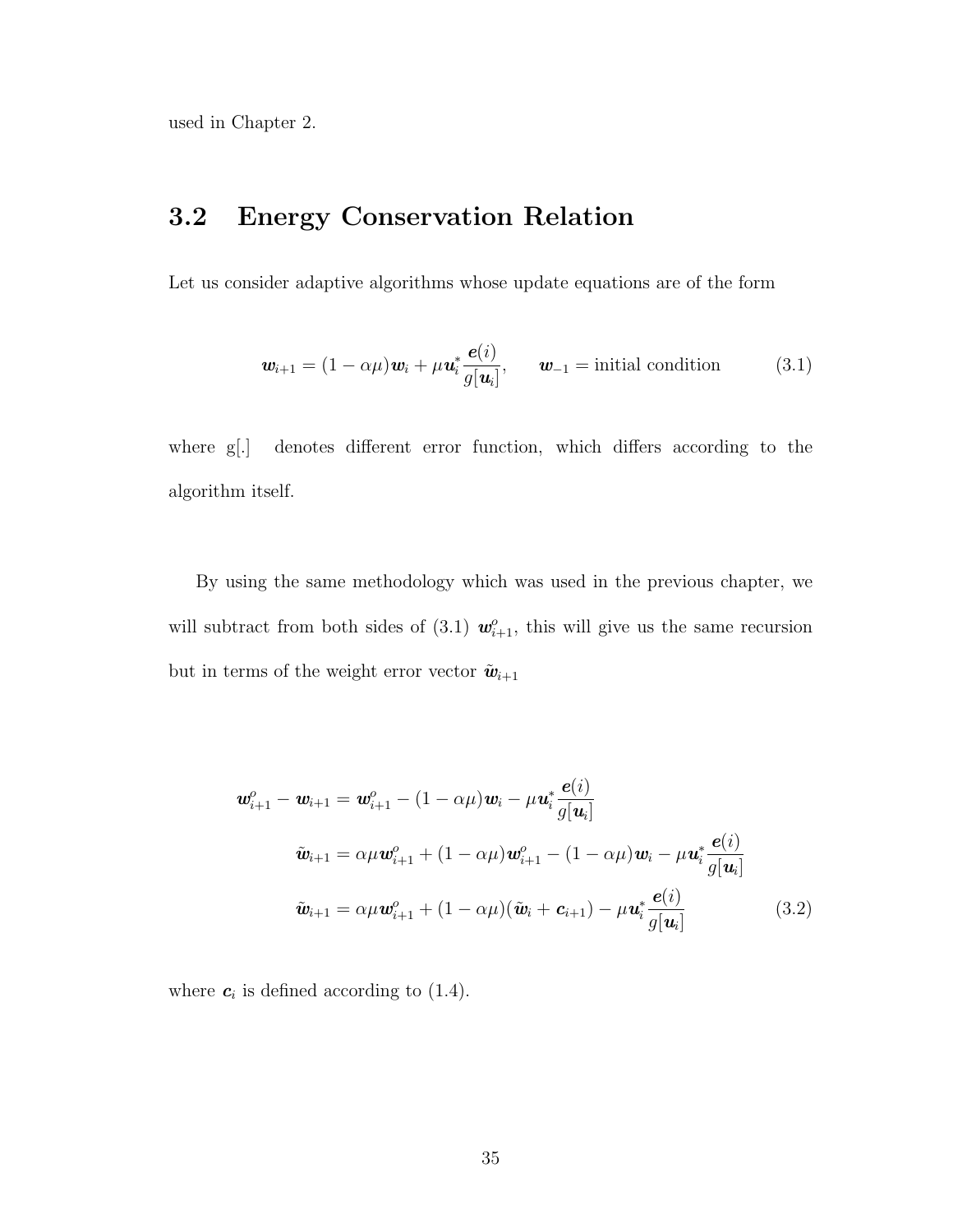used in Chapter 2.

## 3.2 Energy Conservation Relation

Let us consider adaptive algorithms whose update equations are of the form

$$\boldsymbol{w}_{i+1} = (1-\alpha\mu)\boldsymbol{w}_i + \mu \boldsymbol{u}_i^* \frac{\boldsymbol{e}(i)}{g[\boldsymbol{u}_i]}, \qquad \boldsymbol{w}_{-1} = \text{initial condition} \tag{3.1}$$

where g[.] denotes different error function, which differs according to the algorithm itself.

By using the same methodology which was used in the previous chapter, we will subtract from both sides of (3.1) $\boldsymbol{w}_{i+1}^o$, this will give us the same recursion but in terms of the weight error vector $\tilde{\boldsymbol{w}}_{i+1}$

$$\begin{aligned}
\boldsymbol{w}_{i+1}^o - \boldsymbol{w}_{i+1} &= \boldsymbol{w}_{i+1}^o - (1-\alpha\mu)\boldsymbol{w}_i - \mu \boldsymbol{u}_i^* \frac{\boldsymbol{e}(i)}{g[\boldsymbol{u}_i]} \\
\tilde{\boldsymbol{w}}_{i+1} &= \alpha\mu \boldsymbol{w}_{i+1}^o + (1-\alpha\mu)\boldsymbol{w}_{i+1}^o - (1-\alpha\mu)\boldsymbol{w}_i - \mu \boldsymbol{u}_i^* \frac{\boldsymbol{e}(i)}{g[\boldsymbol{u}_i]} \\
\tilde{\boldsymbol{w}}_{i+1} &= \alpha\mu \boldsymbol{w}_{i+1}^o + (1-\alpha\mu)(\tilde{\boldsymbol{w}}_i + \boldsymbol{c}_{i+1}) - \mu \boldsymbol{u}_i^* \frac{\boldsymbol{e}(i)}{g[\boldsymbol{u}_i]}
\end{aligned} \tag{3.2}$$

where $\boldsymbol{c}_i$ is defined according to (1.4).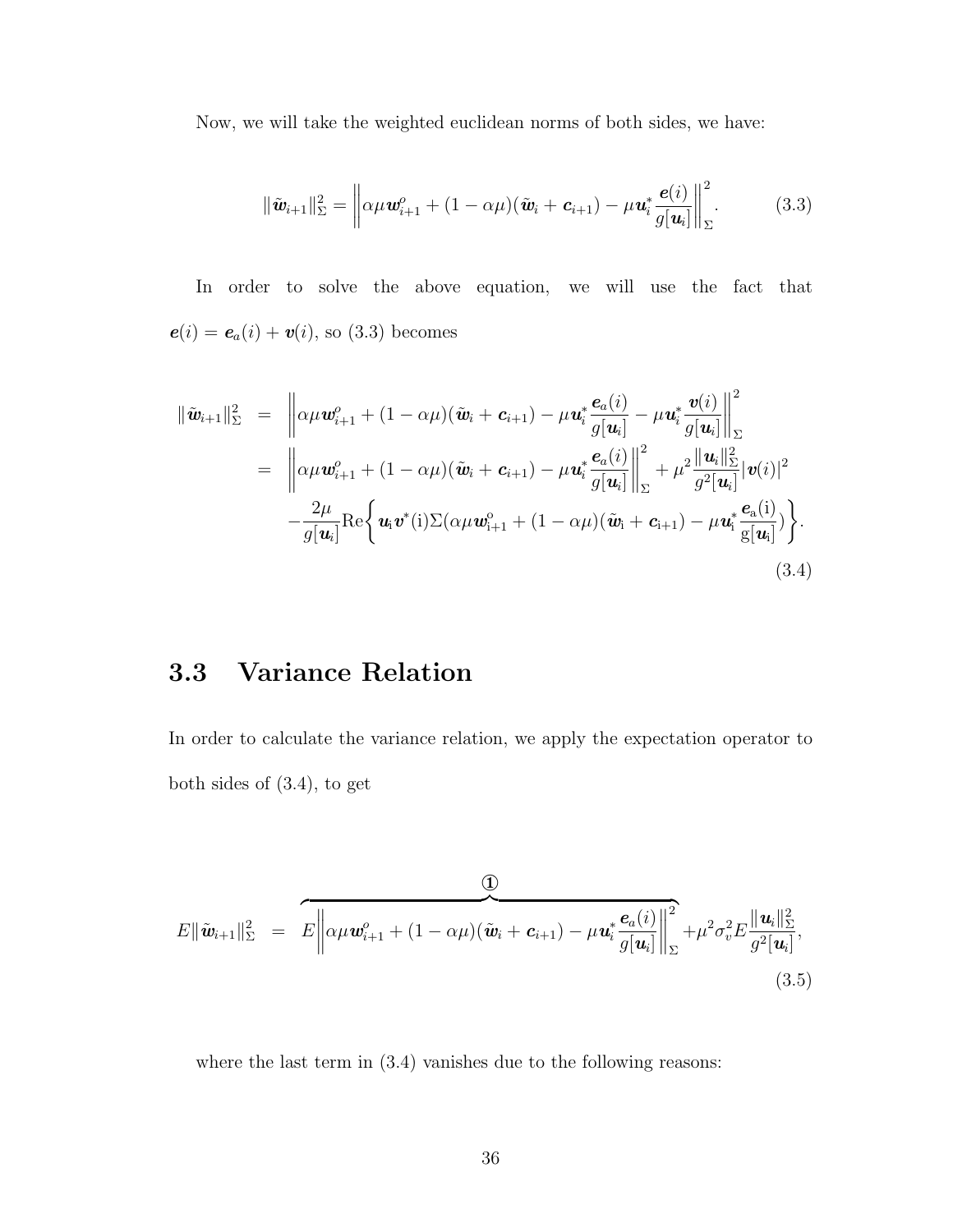Now, we will take the weighted euclidean norms of both sides, we have:

$$\|\tilde{\boldsymbol{w}}_{i+1}\|^2_{\Sigma} = \left\|\alpha\mu \boldsymbol{w}^o_{i+1} + (1-\alpha\mu)(\tilde{\boldsymbol{w}}_i + \boldsymbol{c}_{i+1}) - \mu \boldsymbol{u}^*_i \frac{\boldsymbol{e}(i)}{g[\boldsymbol{u}_i]}\right\|^2_{\Sigma}. \tag{3.3}$$

In order to solve the above equation, we will use the fact that $\boldsymbol{e}(i) = \boldsymbol{e}_a(i) + \boldsymbol{v}(i)$, so (3.3) becomes

$$\begin{aligned}
\|\tilde{\boldsymbol{w}}_{i+1}\|^2_{\Sigma} &= \left\|\alpha\mu \boldsymbol{w}^o_{i+1} + (1-\alpha\mu)(\tilde{\boldsymbol{w}}_i + \boldsymbol{c}_{i+1}) - \mu \boldsymbol{u}^*_i \frac{\boldsymbol{e}_a(i)}{g[\boldsymbol{u}_i]} - \mu \boldsymbol{u}^*_i \frac{\boldsymbol{v}(i)}{g[\boldsymbol{u}_i]}\right\|^2_{\Sigma} \\
&= \left\|\alpha\mu \boldsymbol{w}^o_{i+1} + (1-\alpha\mu)(\tilde{\boldsymbol{w}}_i + \boldsymbol{c}_{i+1}) - \mu \boldsymbol{u}^*_i \frac{\boldsymbol{e}_a(i)}{g[\boldsymbol{u}_i]}\right\|^2_{\Sigma} + \mu^2 \frac{\|\boldsymbol{u}_i\|^2_{\Sigma}}{g^2[\boldsymbol{u}_i]}|\boldsymbol{v}(i)|^2 \\
&\quad - \frac{2\mu}{g[\boldsymbol{u}_i]}\mathrm{Re}\left\{\boldsymbol{u}_i \boldsymbol{v}^*(\mathrm{i})\Sigma(\alpha\mu \boldsymbol{w}^{\mathrm{o}}_{\mathrm{i+1}} + (1-\alpha\mu)(\tilde{\boldsymbol{w}}_{\mathrm{i}} + \boldsymbol{c}_{\mathrm{i+1}}) - \mu \boldsymbol{u}^*_{\mathrm{i}} \frac{\boldsymbol{e}_{\mathrm{a}}(\mathrm{i})}{\mathrm{g}[\boldsymbol{u}_{\mathrm{i}}]})\right\}.
\end{aligned} \tag{3.4}$$

## 3.3 Variance Relation

In order to calculate the variance relation, we apply the expectation operator to both sides of (3.4), to get

$$E\|\tilde{\boldsymbol{w}}_{i+1}\|^2_{\Sigma} = \overbrace{E\left\|\alpha\mu \boldsymbol{w}^o_{i+1} + (1-\alpha\mu)(\tilde{\boldsymbol{w}}_i + \boldsymbol{c}_{i+1}) - \mu \boldsymbol{u}^*_i \frac{\boldsymbol{e}_a(i)}{g[\boldsymbol{u}_i]}\right\|^2_{\Sigma}}^{①} + \mu^2\sigma^2_v E\frac{\|\boldsymbol{u}_i\|^2_{\Sigma}}{g^2[\boldsymbol{u}_i]}, \tag{3.5}$$

where the last term in (3.4) vanishes due to the following reasons: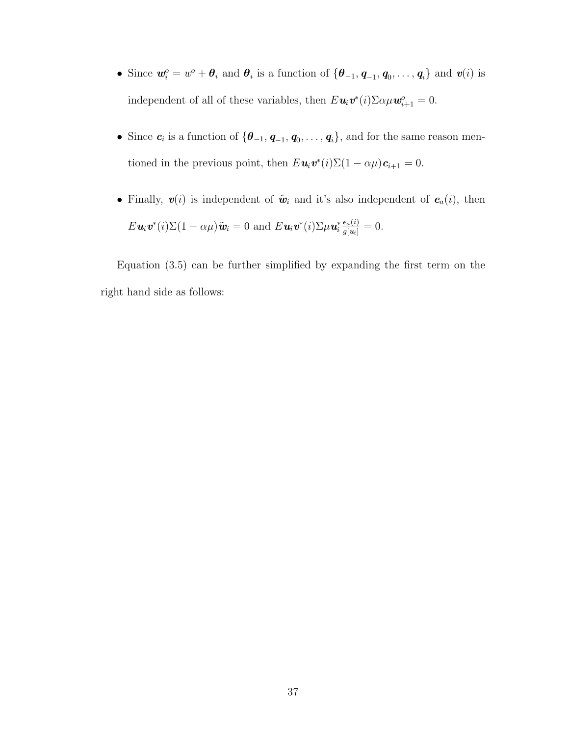- Since $\boldsymbol{w}_i^o = w^o + \boldsymbol{\theta}_i$ and $\boldsymbol{\theta}_i$ is a function of $\{\boldsymbol{\theta}_{-1}, \boldsymbol{q}_{-1}, \boldsymbol{q}_0, \ldots, \boldsymbol{q}_i\}$ and $\boldsymbol{v}(i)$ is independent of all of these variables, then $E\boldsymbol{u}_i\boldsymbol{v}^*(i)\Sigma\alpha\mu\boldsymbol{w}_{i+1}^o = 0$.

- Since $\boldsymbol{c}_i$ is a function of $\{\boldsymbol{\theta}_{-1}, \boldsymbol{q}_{-1}, \boldsymbol{q}_0, \ldots, \boldsymbol{q}_i\}$, and for the same reason mentioned in the previous point, then $E\boldsymbol{u}_i\boldsymbol{v}^*(i)\Sigma(1-\alpha\mu)\boldsymbol{c}_{i+1} = 0$.

- Finally, $\boldsymbol{v}(i)$ is independent of $\tilde{\boldsymbol{w}}_i$ and it's also independent of $\boldsymbol{e}_a(i)$, then $E\boldsymbol{u}_i\boldsymbol{v}^*(i)\Sigma(1-\alpha\mu)\tilde{\boldsymbol{w}}_i = 0$ and $E\boldsymbol{u}_i\boldsymbol{v}^*(i)\Sigma\mu\boldsymbol{u}_i^*\frac{\boldsymbol{e}_a(i)}{g[\boldsymbol{u}_i]} = 0$.

Equation (3.5) can be further simplified by expanding the first term on the right hand side as follows: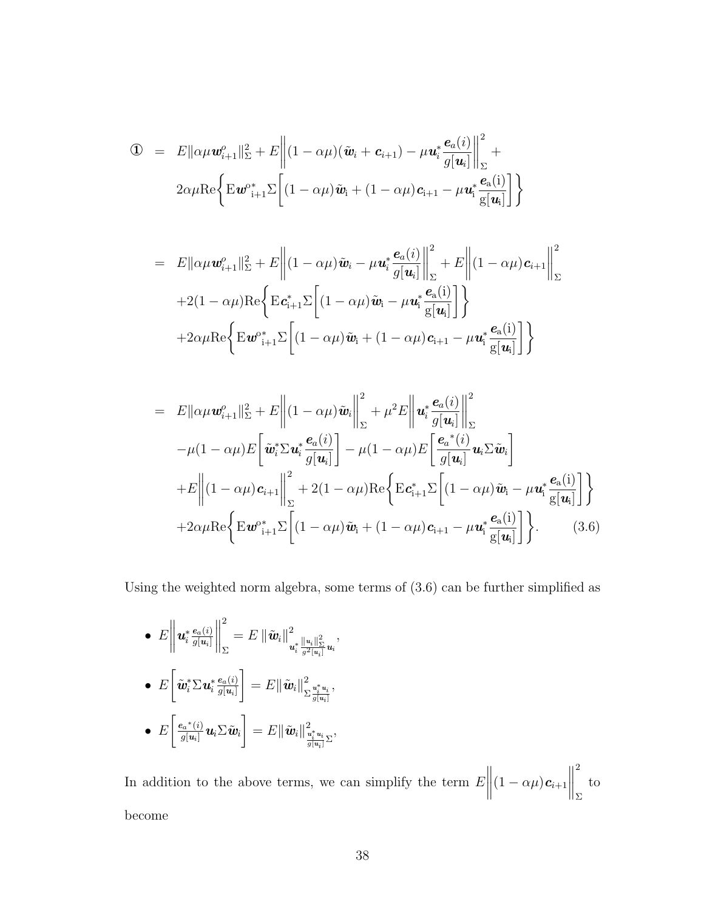$$
\begin{aligned}
① \;&=\; E\|\alpha\mu \boldsymbol{w}^o_{i+1}\|^2_\Sigma + E\left\|(1-\alpha\mu)(\tilde{\boldsymbol{w}}_i + \boldsymbol{c}_{i+1}) - \mu \boldsymbol{u}_i^* \frac{\boldsymbol{e}_a(i)}{g[\boldsymbol{u}_i]}\right\|^2_\Sigma + \\
&\quad 2\alpha\mu \mathrm{Re}\left\{\mathrm{E}\boldsymbol{w}^{o*}_{\mathrm{i}+1}\Sigma\left[(1-\alpha\mu)\tilde{\boldsymbol{w}}_{\mathrm{i}} + (1-\alpha\mu)\boldsymbol{c}_{\mathrm{i}+1} - \mu \boldsymbol{u}_{\mathrm{i}}^* \frac{\boldsymbol{e}_{\mathrm{a}}(\mathrm{i})}{\mathrm{g}[\boldsymbol{u}_{\mathrm{i}}]}\right]\right\}
\end{aligned}
$$

$$
\begin{aligned}
&=\; E\|\alpha\mu \boldsymbol{w}^o_{i+1}\|^2_\Sigma + E\left\|(1-\alpha\mu)\tilde{\boldsymbol{w}}_i - \mu \boldsymbol{u}_i^* \frac{\boldsymbol{e}_a(i)}{g[\boldsymbol{u}_i]}\right\|^2_\Sigma + E\left\|(1-\alpha\mu)\boldsymbol{c}_{i+1}\right\|^2_\Sigma \\
&\quad +2(1-\alpha\mu)\mathrm{Re}\left\{\mathrm{E}\boldsymbol{c}^*_{\mathrm{i}+1}\Sigma\left[(1-\alpha\mu)\tilde{\boldsymbol{w}}_{\mathrm{i}} - \mu \boldsymbol{u}_{\mathrm{i}}^* \frac{\boldsymbol{e}_{\mathrm{a}}(\mathrm{i})}{\mathrm{g}[\boldsymbol{u}_{\mathrm{i}}]}\right]\right\} \\
&\quad +2\alpha\mu \mathrm{Re}\left\{\mathrm{E}\boldsymbol{w}^{o*}_{\mathrm{i}+1}\Sigma\left[(1-\alpha\mu)\tilde{\boldsymbol{w}}_{\mathrm{i}} + (1-\alpha\mu)\boldsymbol{c}_{\mathrm{i}+1} - \mu \boldsymbol{u}_{\mathrm{i}}^* \frac{\boldsymbol{e}_{\mathrm{a}}(\mathrm{i})}{\mathrm{g}[\boldsymbol{u}_{\mathrm{i}}]}\right]\right\}
\end{aligned}
$$

$$
\begin{aligned}
&=\; E\|\alpha\mu \boldsymbol{w}^o_{i+1}\|^2_\Sigma + E\left\|(1-\alpha\mu)\tilde{\boldsymbol{w}}_i\right\|^2_\Sigma + \mu^2 E\left\|\boldsymbol{u}_i^* \frac{\boldsymbol{e}_a(i)}{g[\boldsymbol{u}_i]}\right\|^2_\Sigma \\
&\quad -\mu(1-\alpha\mu)E\left[\tilde{\boldsymbol{w}}_i^* \Sigma \boldsymbol{u}_i^* \frac{\boldsymbol{e}_a(i)}{g[\boldsymbol{u}_i]}\right] - \mu(1-\alpha\mu)E\left[\frac{{\boldsymbol{e}_a}^*(i)}{g[\boldsymbol{u}_i]}\boldsymbol{u}_i \Sigma \tilde{\boldsymbol{w}}_i\right] \\
&\quad +E\left\|(1-\alpha\mu)\boldsymbol{c}_{i+1}\right\|^2_\Sigma + 2(1-\alpha\mu)\mathrm{Re}\left\{\mathrm{E}\boldsymbol{c}^*_{\mathrm{i}+1}\Sigma\left[(1-\alpha\mu)\tilde{\boldsymbol{w}}_{\mathrm{i}} - \mu \boldsymbol{u}_{\mathrm{i}}^* \frac{\boldsymbol{e}_{\mathrm{a}}(\mathrm{i})}{\mathrm{g}[\boldsymbol{u}_{\mathrm{i}}]}\right]\right\} \\
&\quad +2\alpha\mu \mathrm{Re}\left\{\mathrm{E}\boldsymbol{w}^{o*}_{\mathrm{i}+1}\Sigma\left[(1-\alpha\mu)\tilde{\boldsymbol{w}}_{\mathrm{i}} + (1-\alpha\mu)\boldsymbol{c}_{\mathrm{i}+1} - \mu \boldsymbol{u}_{\mathrm{i}}^* \frac{\boldsymbol{e}_{\mathrm{a}}(\mathrm{i})}{\mathrm{g}[\boldsymbol{u}_{\mathrm{i}}]}\right]\right\}. \qquad (3.6)
\end{aligned}
$$

Using the weighted norm algebra, some terms of (3.6) can be further simplified as

- $E\left\|\boldsymbol{u}_i^* \frac{\boldsymbol{e}_a(i)}{g[\boldsymbol{u}_i]}\right\|^2_\Sigma = E\left\|\tilde{\boldsymbol{w}}_i\right\|^2_{\boldsymbol{u}_i^* \frac{\|\boldsymbol{u}_i\|^2_\Sigma}{g^2[\boldsymbol{u}_i]}\boldsymbol{u}_i}$,
- $E\left[\tilde{\boldsymbol{w}}_i^* \Sigma \boldsymbol{u}_i^* \frac{\boldsymbol{e}_a(i)}{g[\boldsymbol{u}_i]}\right] = E\|\tilde{\boldsymbol{w}}_i\|^2_{\Sigma\frac{\boldsymbol{u}_i^*\boldsymbol{u}_i}{g[\boldsymbol{u}_i]}}$,
- $E\left[\frac{{\boldsymbol{e}_a}^*(i)}{g[\boldsymbol{u}_i]}\boldsymbol{u}_i \Sigma \tilde{\boldsymbol{w}}_i\right] = E\|\tilde{\boldsymbol{w}}_i\|^2_{\frac{\boldsymbol{u}_i^*\boldsymbol{u}_i}{g[\boldsymbol{u}_i]}\Sigma}$,

In addition to the above terms, we can simplify the term $E\left\|(1-\alpha\mu)\boldsymbol{c}_{i+1}\right\|^2_\Sigma$ to become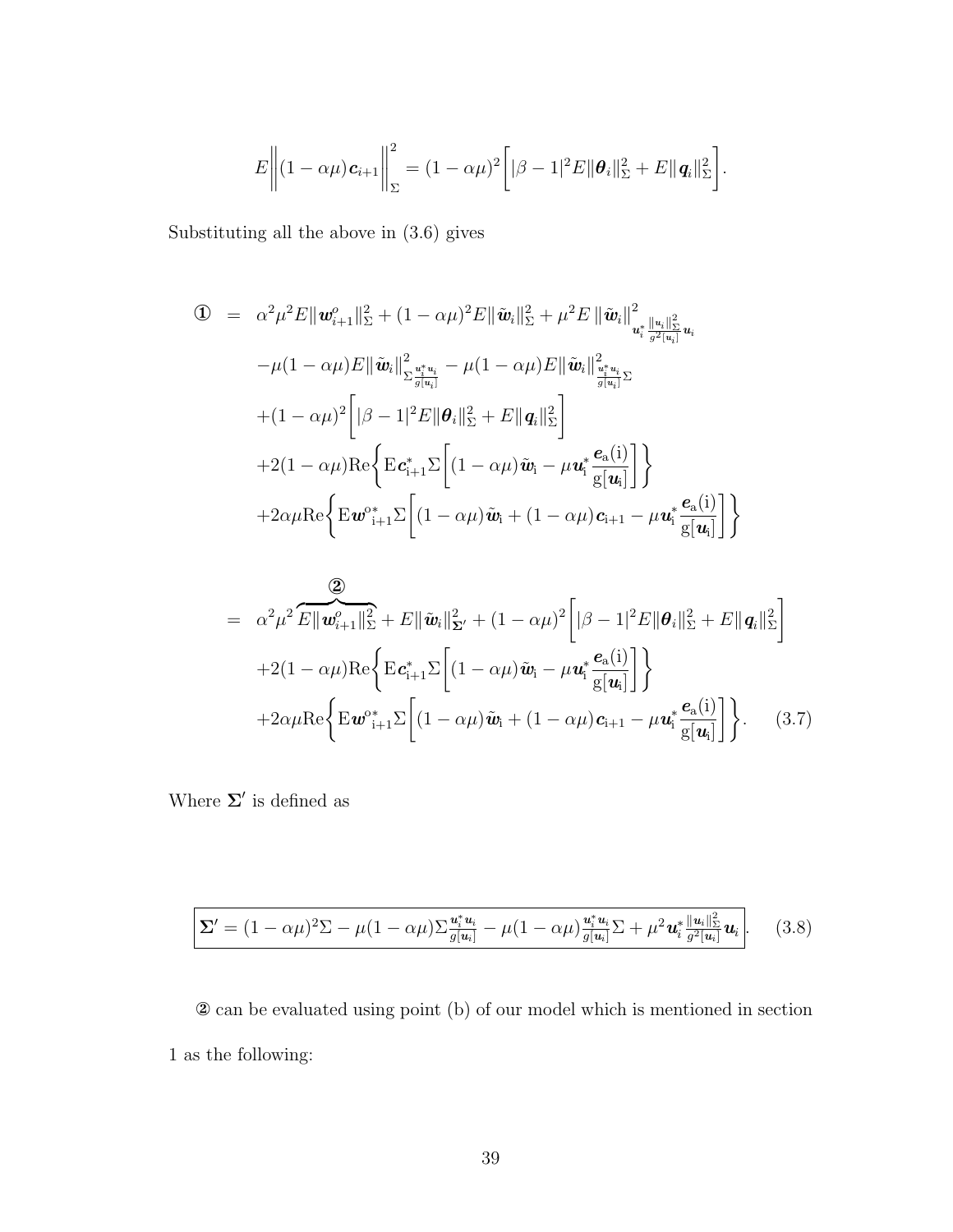$$E\left\|(1-\alpha\mu)\boldsymbol{c}_{i+1}\right\|^2_{\Sigma} = (1-\alpha\mu)^2\left[|\beta-1|^2 E\|\boldsymbol{\theta}_i\|^2_{\Sigma} + E\|\boldsymbol{q}_i\|^2_{\Sigma}\right].$$

Substituting all the above in (3.6) gives

$$
\begin{aligned}
① \;=\;& \alpha^2\mu^2 E\|\boldsymbol{w}^o_{i+1}\|^2_{\Sigma} + (1-\alpha\mu)^2 E\|\tilde{\boldsymbol{w}}_i\|^2_{\Sigma} + \mu^2 E\left\|\tilde{\boldsymbol{w}}_i\right\|^2_{\boldsymbol{u}_i^*\frac{\|\boldsymbol{u}_i\|^2_{\Sigma}}{g^2[\boldsymbol{u}_i]}\boldsymbol{u}_i} \\
& -\mu(1-\alpha\mu)E\|\tilde{\boldsymbol{w}}_i\|^2_{\Sigma\frac{\boldsymbol{u}_i^*\boldsymbol{u}_i}{g[\boldsymbol{u}_i]}} - \mu(1-\alpha\mu)E\|\tilde{\boldsymbol{w}}_i\|^2_{\frac{\boldsymbol{u}_i^*\boldsymbol{u}_i}{g[\boldsymbol{u}_i]}\Sigma} \\
& +(1-\alpha\mu)^2\left[|\beta-1|^2 E\|\boldsymbol{\theta}_i\|^2_{\Sigma} + E\|\boldsymbol{q}_i\|^2_{\Sigma}\right] \\
& +2(1-\alpha\mu)\mathrm{Re}\left\{\mathrm{E}\boldsymbol{c}^*_{i+1}\Sigma\left[(1-\alpha\mu)\tilde{\boldsymbol{w}}_i - \mu\boldsymbol{u}_i^*\frac{\boldsymbol{e}_a(i)}{g[\boldsymbol{u}_i]}\right]\right\} \\
& +2\alpha\mu\mathrm{Re}\left\{\mathrm{E}\boldsymbol{w}^{o*}_{i+1}\Sigma\left[(1-\alpha\mu)\tilde{\boldsymbol{w}}_i + (1-\alpha\mu)\boldsymbol{c}_{i+1} - \mu\boldsymbol{u}_i^*\frac{\boldsymbol{e}_a(i)}{g[\boldsymbol{u}_i]}\right]\right\}
\end{aligned}
$$

$$
\begin{aligned}
=\;& \alpha^2\mu^2\overbrace{E\|\boldsymbol{w}^o_{i+1}\|^2_{\Sigma}}^{②} + E\|\tilde{\boldsymbol{w}}_i\|^2_{\boldsymbol{\Sigma}'} + (1-\alpha\mu)^2\left[|\beta-1|^2 E\|\boldsymbol{\theta}_i\|^2_{\Sigma} + E\|\boldsymbol{q}_i\|^2_{\Sigma}\right] \\
& +2(1-\alpha\mu)\mathrm{Re}\left\{\mathrm{E}\boldsymbol{c}^*_{i+1}\Sigma\left[(1-\alpha\mu)\tilde{\boldsymbol{w}}_i - \mu\boldsymbol{u}_i^*\frac{\boldsymbol{e}_a(i)}{g[\boldsymbol{u}_i]}\right]\right\} \\
& +2\alpha\mu\mathrm{Re}\left\{\mathrm{E}\boldsymbol{w}^{o*}_{i+1}\Sigma\left[(1-\alpha\mu)\tilde{\boldsymbol{w}}_i + (1-\alpha\mu)\boldsymbol{c}_{i+1} - \mu\boldsymbol{u}_i^*\frac{\boldsymbol{e}_a(i)}{g[\boldsymbol{u}_i]}\right]\right\}. \qquad (3.7)
\end{aligned}
$$

Where $\boldsymbol{\Sigma}'$ is defined as

$$\boxed{\boldsymbol{\Sigma}' = (1-\alpha\mu)^2\Sigma - \mu(1-\alpha\mu)\Sigma\frac{\boldsymbol{u}_i^*\boldsymbol{u}_i}{g[\boldsymbol{u}_i]} - \mu(1-\alpha\mu)\frac{\boldsymbol{u}_i^*\boldsymbol{u}_i}{g[\boldsymbol{u}_i]}\Sigma + \mu^2\boldsymbol{u}_i^*\frac{\|\boldsymbol{u}_i\|^2_{\Sigma}}{g^2[\boldsymbol{u}_i]}\boldsymbol{u}_i}. \qquad (3.8)$$

② can be evaluated using point (b) of our model which is mentioned in section 1 as the following: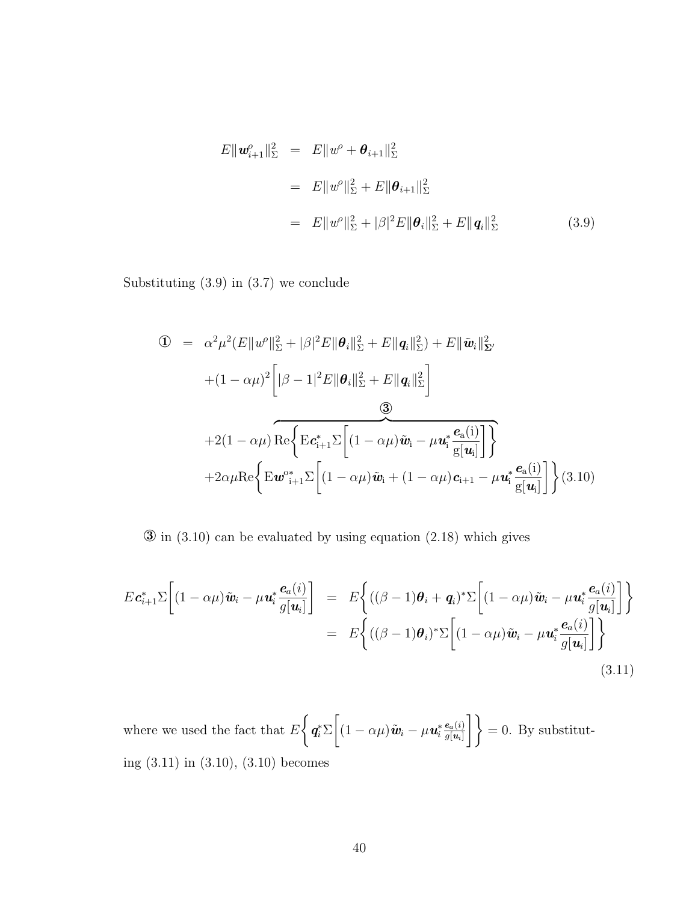$$
\begin{aligned}
E\|\boldsymbol{w}_{i+1}^{o}\|_{\Sigma}^{2} &= E\|w^{o}+\boldsymbol{\theta}_{i+1}\|_{\Sigma}^{2} \\
&= E\|w^{o}\|_{\Sigma}^{2}+E\|\boldsymbol{\theta}_{i+1}\|_{\Sigma}^{2} \\
&= E\|w^{o}\|_{\Sigma}^{2}+|\beta|^{2}E\|\boldsymbol{\theta}_{i}\|_{\Sigma}^{2}+E\|\boldsymbol{q}_{i}\|_{\Sigma}^{2} \qquad (3.9)
\end{aligned}
$$

Substituting (3.9) in (3.7) we conclude

$$
\begin{aligned}
① &= \alpha^{2}\mu^{2}(E\|w^{o}\|_{\Sigma}^{2}+|\beta|^{2}E\|\boldsymbol{\theta}_{i}\|_{\Sigma}^{2}+E\|\boldsymbol{q}_{i}\|_{\Sigma}^{2})+E\|\tilde{\boldsymbol{w}}_{i}\|_{\boldsymbol{\Sigma}'}^{2} \\
&+(1-\alpha\mu)^{2}\left[|\beta-1|^{2}E\|\boldsymbol{\theta}_{i}\|_{\Sigma}^{2}+E\|\boldsymbol{q}_{i}\|_{\Sigma}^{2}\right] \\
&+2(1-\alpha\mu)\,\overbrace{\mathrm{Re}\left\{\mathrm{E}\boldsymbol{c}_{i+1}^{*}\Sigma\left[(1-\alpha\mu)\tilde{\boldsymbol{w}}_{i}-\mu\boldsymbol{u}_{i}^{*}\frac{\boldsymbol{e}_{a}(i)}{g[\boldsymbol{u}_{i}]}\right]\right\}}^{③} \\
&+2\alpha\mu\mathrm{Re}\left\{\mathrm{E}\boldsymbol{w}^{o*}_{i+1}\Sigma\left[(1-\alpha\mu)\tilde{\boldsymbol{w}}_{i}+(1-\alpha\mu)\boldsymbol{c}_{i+1}-\mu\boldsymbol{u}_{i}^{*}\frac{\boldsymbol{e}_{a}(i)}{g[\boldsymbol{u}_{i}]}\right]\right\} \qquad (3.10)
\end{aligned}
$$

③ in (3.10) can be evaluated by using equation (2.18) which gives

$$
\begin{aligned}
E\boldsymbol{c}_{i+1}^{*}\Sigma\left[(1-\alpha\mu)\tilde{\boldsymbol{w}}_{i}-\mu\boldsymbol{u}_{i}^{*}\frac{\boldsymbol{e}_{a}(i)}{g[\boldsymbol{u}_{i}]}\right] &= E\left\{((\beta-1)\boldsymbol{\theta}_{i}+\boldsymbol{q}_{i})^{*}\Sigma\left[(1-\alpha\mu)\tilde{\boldsymbol{w}}_{i}-\mu\boldsymbol{u}_{i}^{*}\frac{\boldsymbol{e}_{a}(i)}{g[\boldsymbol{u}_{i}]}\right]\right\} \\
&= E\left\{((\beta-1)\boldsymbol{\theta}_{i})^{*}\Sigma\left[(1-\alpha\mu)\tilde{\boldsymbol{w}}_{i}-\mu\boldsymbol{u}_{i}^{*}\frac{\boldsymbol{e}_{a}(i)}{g[\boldsymbol{u}_{i}]}\right]\right\} \qquad (3.11)
\end{aligned}
$$

where we used the fact that $E\left\{\boldsymbol{q}_{i}^{*}\Sigma\left[(1-\alpha\mu)\tilde{\boldsymbol{w}}_{i}-\mu\boldsymbol{u}_{i}^{*}\frac{\boldsymbol{e}_{a}(i)}{g[\boldsymbol{u}_{i}]}\right]\right\}=0$. By substituting (3.11) in (3.10), (3.10) becomes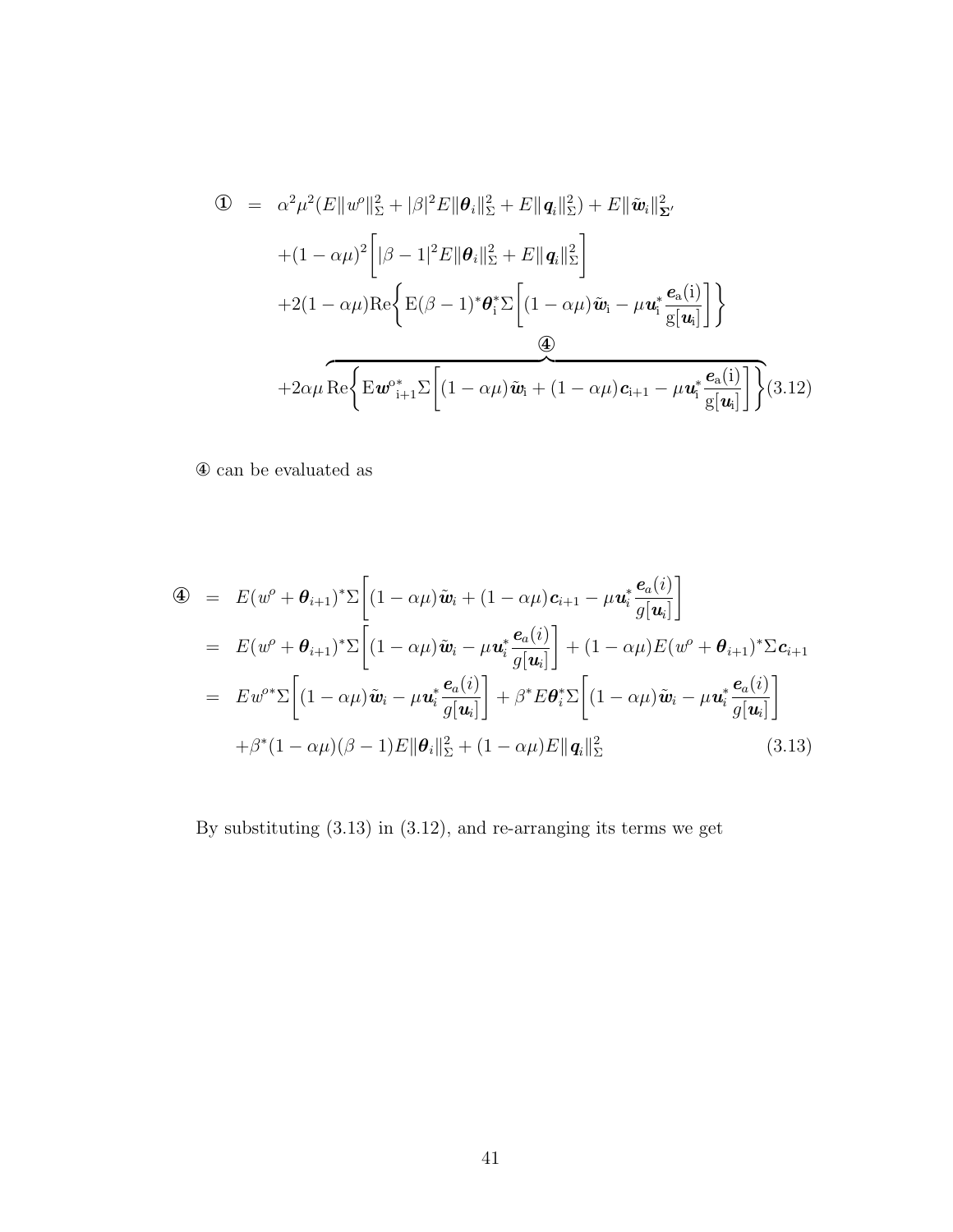$$
\begin{aligned}
① \;=\;& \alpha^2\mu^2(E\|w^o\|^2_\Sigma + |\beta|^2 E\|\boldsymbol{\theta}_i\|^2_\Sigma + E\|\boldsymbol{q}_i\|^2_\Sigma) + E\|\tilde{\boldsymbol{w}}_i\|^2_{\boldsymbol{\Sigma}'} \\
&+(1-\alpha\mu)^2\bigg[|\beta-1|^2 E\|\boldsymbol{\theta}_i\|^2_\Sigma + E\|\boldsymbol{q}_i\|^2_\Sigma\bigg] \\
&+2(1-\alpha\mu)\mathrm{Re}\bigg\{\mathrm{E}(\beta-1)^*\boldsymbol{\theta}_\mathrm{i}^*\Sigma\bigg[(1-\alpha\mu)\tilde{\boldsymbol{w}}_\mathrm{i} - \mu\boldsymbol{u}_\mathrm{i}^*\frac{\boldsymbol{e}_\mathrm{a}(\mathrm{i})}{\mathrm{g}[\boldsymbol{u}_\mathrm{i}]}\bigg]\bigg\} \\
&+2\alpha\mu\,\overbrace{\mathrm{Re}\bigg\{\mathrm{E}\boldsymbol{w}^{\mathrm{o}*}_{\mathrm{i+1}}\Sigma\bigg[(1-\alpha\mu)\tilde{\boldsymbol{w}}_\mathrm{i} + (1-\alpha\mu)\boldsymbol{c}_{\mathrm{i+1}} - \mu\boldsymbol{u}_\mathrm{i}^*\frac{\boldsymbol{e}_\mathrm{a}(\mathrm{i})}{\mathrm{g}[\boldsymbol{u}_\mathrm{i}]}\bigg]\bigg\}}^{④} \qquad (3.12)
\end{aligned}
$$

④ can be evaluated as

$$
\begin{aligned}
④ \;=\;& E(w^o+\boldsymbol{\theta}_{i+1})^*\Sigma\bigg[(1-\alpha\mu)\tilde{\boldsymbol{w}}_i + (1-\alpha\mu)\boldsymbol{c}_{i+1} - \mu\boldsymbol{u}_i^*\frac{\boldsymbol{e}_a(i)}{g[\boldsymbol{u}_i]}\bigg] \\
=\;& E(w^o+\boldsymbol{\theta}_{i+1})^*\Sigma\bigg[(1-\alpha\mu)\tilde{\boldsymbol{w}}_i - \mu\boldsymbol{u}_i^*\frac{\boldsymbol{e}_a(i)}{g[\boldsymbol{u}_i]}\bigg] + (1-\alpha\mu)E(w^o+\boldsymbol{\theta}_{i+1})^*\Sigma\boldsymbol{c}_{i+1} \\
=\;& Ew^{o*}\Sigma\bigg[(1-\alpha\mu)\tilde{\boldsymbol{w}}_i - \mu\boldsymbol{u}_i^*\frac{\boldsymbol{e}_a(i)}{g[\boldsymbol{u}_i]}\bigg] + \beta^* E\boldsymbol{\theta}_i^*\Sigma\bigg[(1-\alpha\mu)\tilde{\boldsymbol{w}}_i - \mu\boldsymbol{u}_i^*\frac{\boldsymbol{e}_a(i)}{g[\boldsymbol{u}_i]}\bigg] \\
&+\beta^*(1-\alpha\mu)(\beta-1)E\|\boldsymbol{\theta}_i\|^2_\Sigma + (1-\alpha\mu)E\|\boldsymbol{q}_i\|^2_\Sigma \qquad (3.13)
\end{aligned}
$$

By substituting (3.13) in (3.12), and re-arranging its terms we get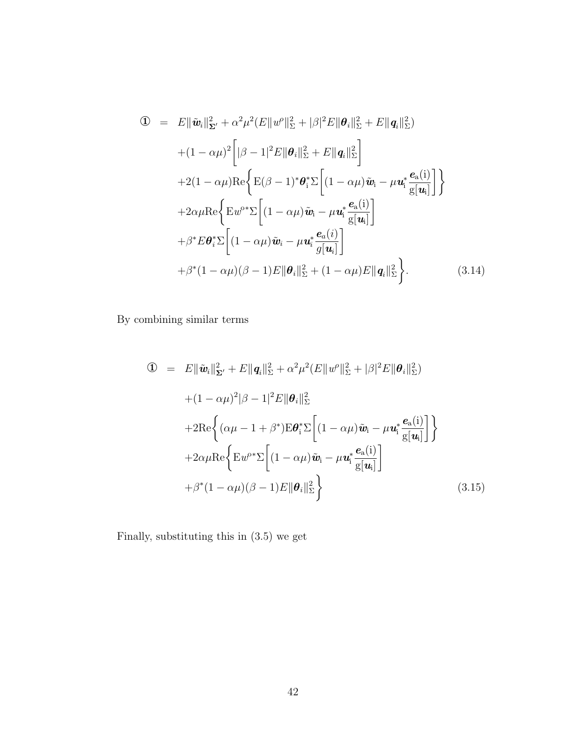$$
\begin{aligned}
① \;=\;& E\|\tilde{\boldsymbol{w}}_i\|^2_{\boldsymbol{\Sigma}'} + \alpha^2\mu^2(E\|w^o\|^2_\Sigma + |\beta|^2 E\|\boldsymbol{\theta}_i\|^2_\Sigma + E\|\boldsymbol{q}_i\|^2_\Sigma) \\
&+(1-\alpha\mu)^2\bigg[|\beta-1|^2 E\|\boldsymbol{\theta}_i\|^2_\Sigma + E\|\boldsymbol{q}_i\|^2_\Sigma\bigg] \\
&+2(1-\alpha\mu)\mathrm{Re}\bigg\{\mathrm{E}(\beta-1)^*\boldsymbol{\theta}_i^*\Sigma\bigg[(1-\alpha\mu)\tilde{\boldsymbol{w}}_i - \mu\boldsymbol{u}_i^*\frac{\boldsymbol{e}_a(i)}{g[\boldsymbol{u}_i]}\bigg]\bigg\} \\
&+2\alpha\mu\mathrm{Re}\bigg\{\mathrm{E}w^{o*}\Sigma\bigg[(1-\alpha\mu)\tilde{\boldsymbol{w}}_i - \mu\boldsymbol{u}_i^*\frac{\boldsymbol{e}_a(i)}{g[\boldsymbol{u}_i]}\bigg] \\
&+\beta^* E\boldsymbol{\theta}_i^*\Sigma\bigg[(1-\alpha\mu)\tilde{\boldsymbol{w}}_i - \mu\boldsymbol{u}_i^*\frac{\boldsymbol{e}_a(i)}{g[\boldsymbol{u}_i]}\bigg] \\
&+\beta^*(1-\alpha\mu)(\beta-1)E\|\boldsymbol{\theta}_i\|^2_\Sigma + (1-\alpha\mu)E\|\boldsymbol{q}_i\|^2_\Sigma\bigg\}. \qquad (3.14)
\end{aligned}
$$

By combining similar terms

$$
\begin{aligned}
① \;=\;& E\|\tilde{\boldsymbol{w}}_i\|^2_{\boldsymbol{\Sigma}'} + E\|\boldsymbol{q}_i\|^2_\Sigma + \alpha^2\mu^2(E\|w^o\|^2_\Sigma + |\beta|^2 E\|\boldsymbol{\theta}_i\|^2_\Sigma) \\
&+(1-\alpha\mu)^2|\beta-1|^2 E\|\boldsymbol{\theta}_i\|^2_\Sigma \\
&+2\mathrm{Re}\bigg\{(\alpha\mu - 1 + \beta^*)\mathrm{E}\boldsymbol{\theta}_i^*\Sigma\bigg[(1-\alpha\mu)\tilde{\boldsymbol{w}}_i - \mu\boldsymbol{u}_i^*\frac{\boldsymbol{e}_a(i)}{g[\boldsymbol{u}_i]}\bigg]\bigg\} \\
&+2\alpha\mu\mathrm{Re}\bigg\{\mathrm{E}w^{o*}\Sigma\bigg[(1-\alpha\mu)\tilde{\boldsymbol{w}}_i - \mu\boldsymbol{u}_i^*\frac{\boldsymbol{e}_a(i)}{g[\boldsymbol{u}_i]}\bigg] \\
&+\beta^*(1-\alpha\mu)(\beta-1)E\|\boldsymbol{\theta}_i\|^2_\Sigma\bigg\} \qquad (3.15)
\end{aligned}
$$

Finally, substituting this in (3.5) we get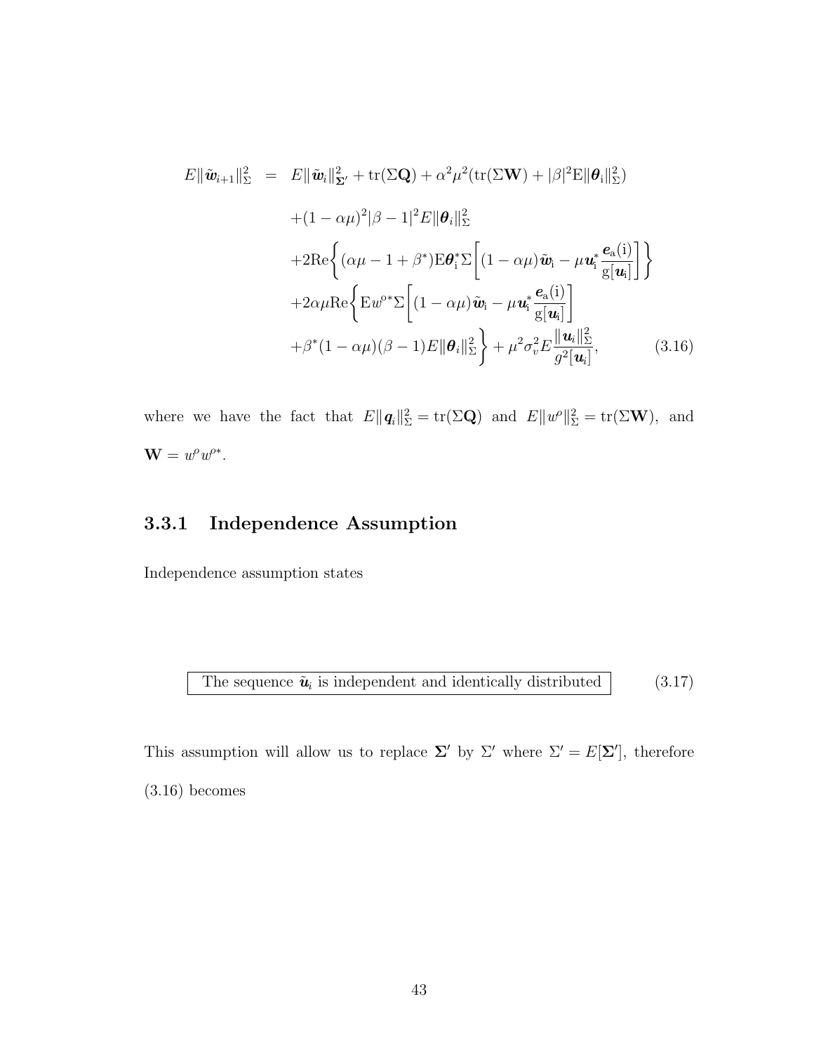$$
\begin{aligned}
E\|\tilde{\boldsymbol{w}}_{i+1}\|^2_{\Sigma} \;=\;& E\|\tilde{\boldsymbol{w}}_i\|^2_{\boldsymbol{\Sigma}'} + \mathrm{tr}(\Sigma\mathbf{Q}) + \alpha^2\mu^2(\mathrm{tr}(\Sigma\mathbf{W}) + |\beta|^2\mathrm{E}\|\boldsymbol{\theta}_{\mathrm{i}}\|^2_{\Sigma}) \\
& + (1-\alpha\mu)^2|\beta-1|^2 E\|\boldsymbol{\theta}_i\|^2_{\Sigma} \\
& + 2\mathrm{Re}\Bigg\{(\alpha\mu - 1 + \beta^*)\mathrm{E}\boldsymbol{\theta}^*_{\mathrm{i}}\Sigma\Bigg[(1-\alpha\mu)\tilde{\boldsymbol{w}}_{\mathrm{i}} - \mu\boldsymbol{u}^*_{\mathrm{i}}\frac{\boldsymbol{e}_{\mathrm{a}}(\mathrm{i})}{\mathrm{g}[\boldsymbol{u}_{\mathrm{i}}]}\Bigg]\Bigg\} \\
& + 2\alpha\mu\mathrm{Re}\Bigg\{\mathrm{E}w^{o*}\Sigma\Bigg[(1-\alpha\mu)\tilde{\boldsymbol{w}}_{\mathrm{i}} - \mu\boldsymbol{u}^*_{\mathrm{i}}\frac{\boldsymbol{e}_{\mathrm{a}}(\mathrm{i})}{\mathrm{g}[\boldsymbol{u}_{\mathrm{i}}]}\Bigg] \\
& + \beta^*(1-\alpha\mu)(\beta-1)E\|\boldsymbol{\theta}_i\|^2_{\Sigma}\Bigg\} + \mu^2\sigma_v^2 E\frac{\|\boldsymbol{u}_i\|^2_{\Sigma}}{g^2[\boldsymbol{u}_i]}, \qquad (3.16)
\end{aligned}
$$

where we have the fact that $E\|\boldsymbol{q}_i\|^2_{\Sigma} = \mathrm{tr}(\Sigma\mathbf{Q})$ and $E\|w^{o}\|^2_{\Sigma} = \mathrm{tr}(\Sigma\mathbf{W})$, and $\mathbf{W} = w^{o}w^{o*}$.

### 3.3.1 Independence Assumption

Independence assumption states

$$
\boxed{\text{The sequence } \tilde{\boldsymbol{u}}_i \text{ is independent and identically distributed}} \qquad (3.17)
$$

This assumption will allow us to replace $\boldsymbol{\Sigma}'$ by $\Sigma'$ where $\Sigma' = E[\boldsymbol{\Sigma}']$, therefore (3.16) becomes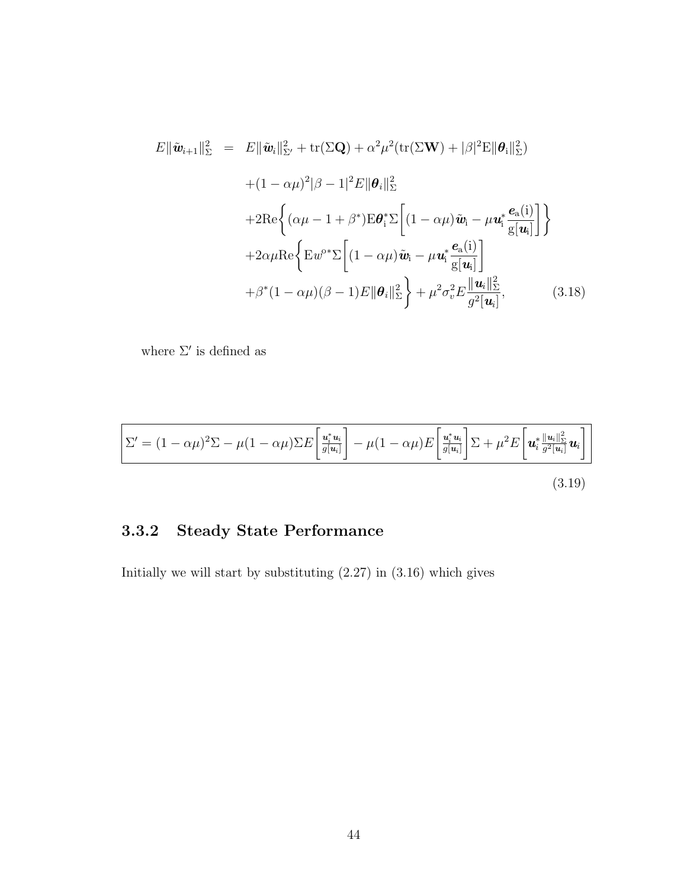$$
\begin{aligned}
E\|\tilde{\boldsymbol{w}}_{i+1}\|_{\Sigma}^2 &= E\|\tilde{\boldsymbol{w}}_i\|_{\Sigma'}^2 + \mathrm{tr}(\Sigma\mathbf{Q}) + \alpha^2\mu^2(\mathrm{tr}(\Sigma\mathbf{W}) + |\beta|^2\mathrm{E}\|\boldsymbol{\theta}_\mathrm{i}\|_{\Sigma}^2) \\
&+ (1-\alpha\mu)^2|\beta-1|^2E\|\boldsymbol{\theta}_i\|_{\Sigma}^2 \\
&+ 2\mathrm{Re}\Bigg\{(\alpha\mu - 1 + \beta^*)\mathrm{E}\boldsymbol{\theta}_\mathrm{i}^*\Sigma\Bigg[(1-\alpha\mu)\tilde{\boldsymbol{w}}_\mathrm{i} - \mu\boldsymbol{u}_\mathrm{i}^*\frac{\boldsymbol{e}_\mathrm{a}(\mathrm{i})}{\mathrm{g}[\boldsymbol{u}_\mathrm{i}]}\Bigg]\Bigg\} \\
&+ 2\alpha\mu\mathrm{Re}\Bigg\{\mathrm{E}w^{o*}\Sigma\Bigg[(1-\alpha\mu)\tilde{\boldsymbol{w}}_\mathrm{i} - \mu\boldsymbol{u}_\mathrm{i}^*\frac{\boldsymbol{e}_\mathrm{a}(\mathrm{i})}{\mathrm{g}[\boldsymbol{u}_\mathrm{i}]}\Bigg] \\
&+ \beta^*(1-\alpha\mu)(\beta-1)E\|\boldsymbol{\theta}_i\|_{\Sigma}^2\Bigg\} + \mu^2\sigma_v^2E\frac{\|\boldsymbol{u}_i\|_{\Sigma}^2}{g^2[\boldsymbol{u}_i]}, \qquad (3.18)
\end{aligned}
$$

where $\Sigma'$ is defined as

$$
\boxed{\Sigma' = (1-\alpha\mu)^2\Sigma - \mu(1-\alpha\mu)\Sigma E\left[\frac{\boldsymbol{u}_i^*\boldsymbol{u}_i}{g[\boldsymbol{u}_i]}\right] - \mu(1-\alpha\mu)E\left[\frac{\boldsymbol{u}_i^*\boldsymbol{u}_i}{g[\boldsymbol{u}_i]}\right]\Sigma + \mu^2E\left[\boldsymbol{u}_i^*\frac{\|\boldsymbol{u}_i\|_{\Sigma}^2}{g^2[\boldsymbol{u}_i]}\boldsymbol{u}_i\right]} \qquad (3.19)
$$

### 3.3.2 Steady State Performance

Initially we will start by substituting (2.27) in (3.16) which gives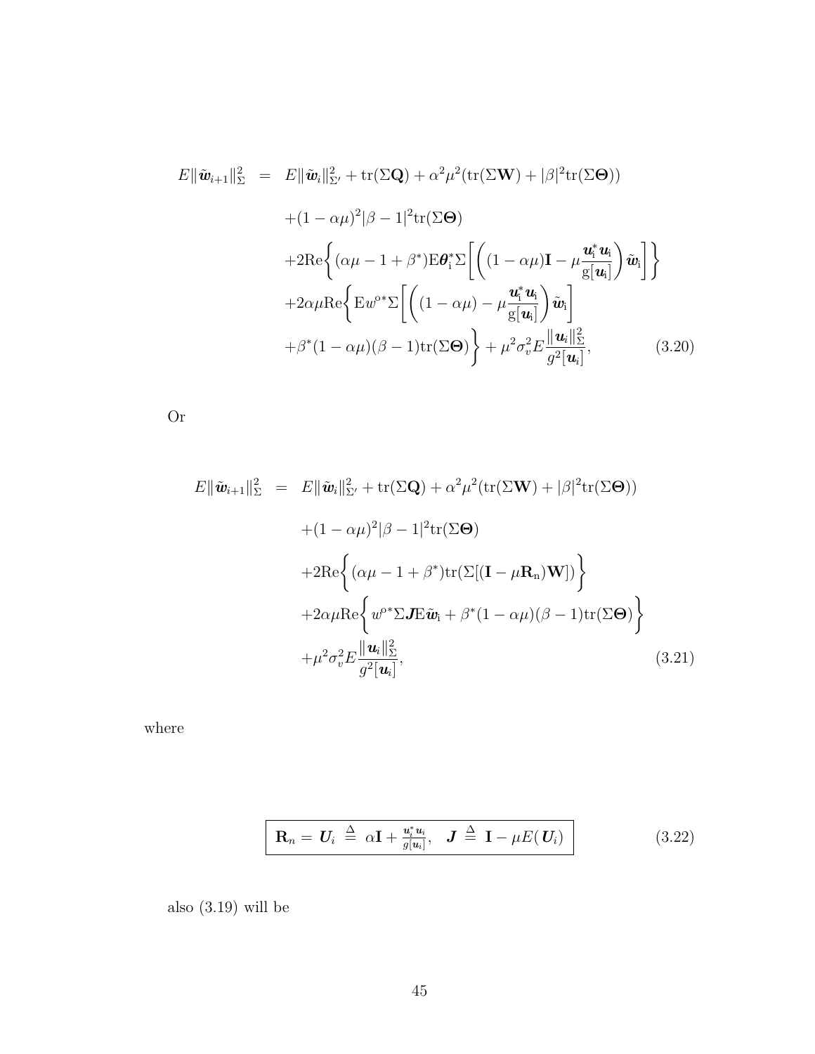$$
\begin{aligned}
E\|\tilde{\boldsymbol{w}}_{i+1}\|_{\Sigma}^{2} &= E\|\tilde{\boldsymbol{w}}_{i}\|_{\Sigma'}^{2} + \mathrm{tr}(\Sigma\mathbf{Q}) + \alpha^{2}\mu^{2}(\mathrm{tr}(\Sigma\mathbf{W}) + |\beta|^{2}\mathrm{tr}(\Sigma\boldsymbol{\Theta})) \\
&\quad + (1-\alpha\mu)^{2}|\beta-1|^{2}\mathrm{tr}(\Sigma\boldsymbol{\Theta}) \\
&\quad + 2\mathrm{Re}\bigg\{(\alpha\mu - 1 + \beta^{*})\mathrm{E}\boldsymbol{\theta}_{\mathrm{i}}^{*}\Sigma\bigg[\bigg((1-\alpha\mu)\mathbf{I} - \mu\frac{\boldsymbol{u}_{\mathrm{i}}^{*}\boldsymbol{u}_{\mathrm{i}}}{\mathrm{g}[\boldsymbol{u}_{\mathrm{i}}]}\bigg)\tilde{\boldsymbol{w}}_{\mathrm{i}}\bigg]\bigg\} \\
&\quad + 2\alpha\mu\mathrm{Re}\bigg\{\mathrm{E}w^{o*}\Sigma\bigg[\bigg((1-\alpha\mu) - \mu\frac{\boldsymbol{u}_{\mathrm{i}}^{*}\boldsymbol{u}_{\mathrm{i}}}{\mathrm{g}[\boldsymbol{u}_{\mathrm{i}}]}\bigg)\tilde{\boldsymbol{w}}_{\mathrm{i}}\bigg] \\
&\quad + \beta^{*}(1-\alpha\mu)(\beta-1)\mathrm{tr}(\Sigma\boldsymbol{\Theta})\bigg\} + \mu^{2}\sigma_{v}^{2}E\frac{\|\boldsymbol{u}_{i}\|_{\Sigma}^{2}}{g^{2}[\boldsymbol{u}_{i}]}, \qquad (3.20)
\end{aligned}
$$

Or

$$
\begin{aligned}
E\|\tilde{\boldsymbol{w}}_{i+1}\|_{\Sigma}^{2} &= E\|\tilde{\boldsymbol{w}}_{i}\|_{\Sigma'}^{2} + \mathrm{tr}(\Sigma\mathbf{Q}) + \alpha^{2}\mu^{2}(\mathrm{tr}(\Sigma\mathbf{W}) + |\beta|^{2}\mathrm{tr}(\Sigma\boldsymbol{\Theta})) \\
&\quad + (1-\alpha\mu)^{2}|\beta-1|^{2}\mathrm{tr}(\Sigma\boldsymbol{\Theta}) \\
&\quad + 2\mathrm{Re}\bigg\{(\alpha\mu - 1 + \beta^{*})\mathrm{tr}(\Sigma[(\mathbf{I} - \mu\mathbf{R}_{\mathrm{n}})\mathbf{W}])\bigg\} \\
&\quad + 2\alpha\mu\mathrm{Re}\bigg\{w^{o*}\Sigma\boldsymbol{J}\mathrm{E}\tilde{\boldsymbol{w}}_{\mathrm{i}} + \beta^{*}(1-\alpha\mu)(\beta-1)\mathrm{tr}(\Sigma\boldsymbol{\Theta})\bigg\} \\
&\quad + \mu^{2}\sigma_{v}^{2}E\frac{\|\boldsymbol{u}_{i}\|_{\Sigma}^{2}}{g^{2}[\boldsymbol{u}_{i}]}, \qquad (3.21)
\end{aligned}
$$

where

$$
\boxed{\mathbf{R}_{n} = \boldsymbol{U}_{i} \;\stackrel{\Delta}{=}\; \alpha\mathbf{I} + \tfrac{\boldsymbol{u}_{i}^{*}\boldsymbol{u}_{i}}{g[\boldsymbol{u}_{i}]}, \quad \boldsymbol{J} \;\stackrel{\Delta}{=}\; \mathbf{I} - \mu E(\boldsymbol{U}_{i})} \qquad (3.22)
$$

also (3.19) will be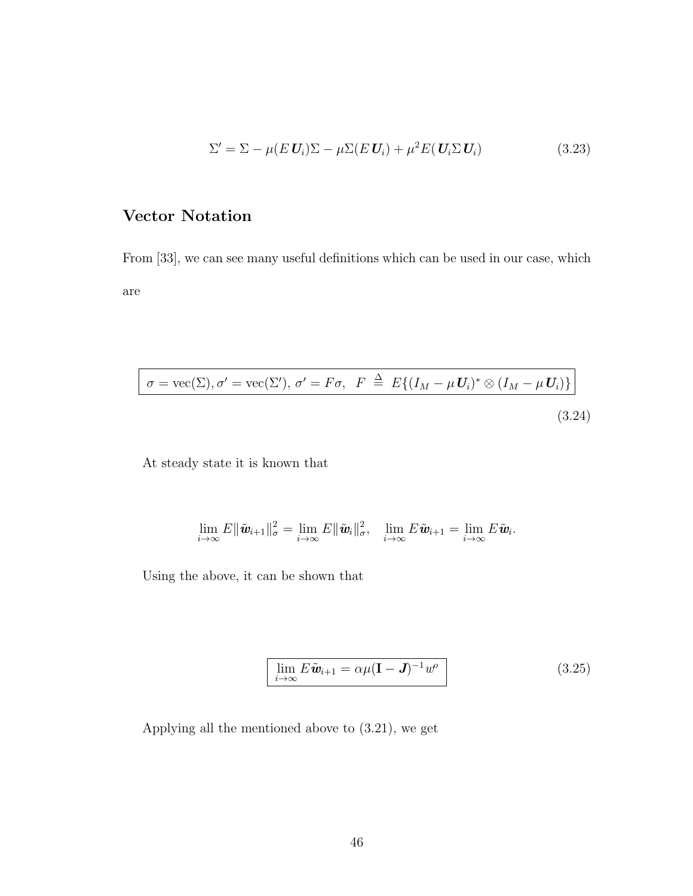$$\Sigma' = \Sigma - \mu(E\,\boldsymbol{U}_i)\Sigma - \mu\Sigma(E\,\boldsymbol{U}_i) + \mu^2 E(\boldsymbol{U}_i\Sigma\,\boldsymbol{U}_i) \tag{3.23}$$

## Vector Notation

From [33], we can see many useful definitions which can be used in our case, which are

$$\boxed{\sigma = \text{vec}(\Sigma), \sigma' = \text{vec}(\Sigma'),\ \sigma' = F\sigma,\ \ F \ \stackrel{\Delta}{=}\ E\{(I_M - \mu\,\boldsymbol{U}_i)^* \otimes (I_M - \mu\,\boldsymbol{U}_i)\}} \tag{3.24}$$

At steady state it is known that

$$\lim_{i\to\infty} E\|\tilde{\boldsymbol{w}}_{i+1}\|^2_\sigma = \lim_{i\to\infty} E\|\tilde{\boldsymbol{w}}_i\|^2_\sigma, \quad \lim_{i\to\infty} E\tilde{\boldsymbol{w}}_{i+1} = \lim_{i\to\infty} E\tilde{\boldsymbol{w}}_i.$$

Using the above, it can be shown that

$$\boxed{\lim_{i\to\infty} E\tilde{\boldsymbol{w}}_{i+1} = \alpha\mu(\mathbf{I} - \boldsymbol{J})^{-1} w^\rho} \tag{3.25}$$

Applying all the mentioned above to (3.21), we get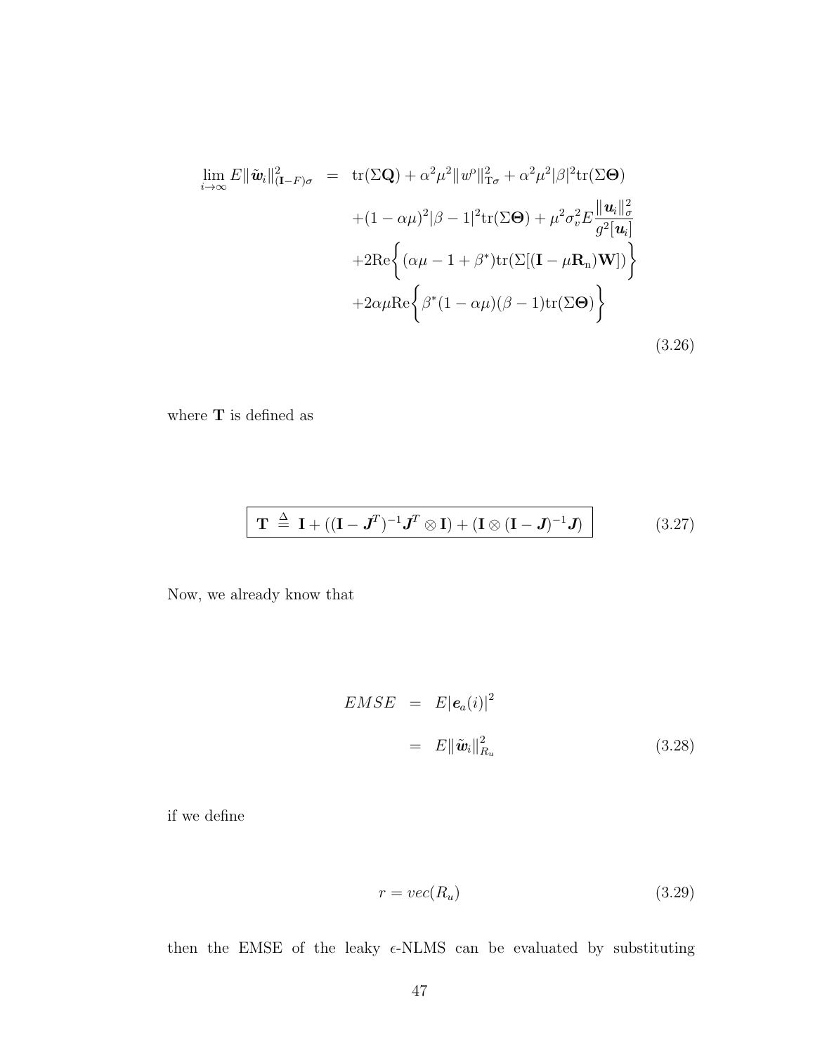$$
\begin{aligned}
\lim_{i\to\infty} E\|\tilde{\boldsymbol{w}}_i\|^2_{(\mathbf{I}-F)\sigma} \;=\;& \operatorname{tr}(\Sigma\mathbf{Q}) + \alpha^2\mu^2\|w^o\|^2_{\mathrm{T}\sigma} + \alpha^2\mu^2|\beta|^2\operatorname{tr}(\Sigma\boldsymbol{\Theta}) \\
&+(1-\alpha\mu)^2|\beta-1|^2\operatorname{tr}(\Sigma\boldsymbol{\Theta}) + \mu^2\sigma_v^2 E\frac{\|\boldsymbol{u}_i\|^2_\sigma}{g^2[\boldsymbol{u}_i]} \\
&+2\operatorname{Re}\bigg\{(\alpha\mu - 1 + \beta^*)\operatorname{tr}(\Sigma[(\mathbf{I}-\mu\mathbf{R}_{\mathrm{n}})\mathbf{W}])\bigg\} \\
&+2\alpha\mu\operatorname{Re}\bigg\{\beta^*(1-\alpha\mu)(\beta-1)\operatorname{tr}(\Sigma\boldsymbol{\Theta})\bigg\}
\end{aligned}
\tag{3.26}
$$

where $\mathbf{T}$ is defined as

$$
\boxed{\mathbf{T} \;\triangleq\; \mathbf{I} + ((\mathbf{I}-\boldsymbol{J}^T)^{-1}\boldsymbol{J}^T \otimes \mathbf{I}) + (\mathbf{I}\otimes(\mathbf{I}-\boldsymbol{J})^{-1}\boldsymbol{J})}
\tag{3.27}
$$

Now, we already know that

$$
\begin{aligned}
EMSE \;&=\; E|\boldsymbol{e}_a(i)|^2 \\
&=\; E\|\tilde{\boldsymbol{w}}_i\|^2_{R_u}
\end{aligned}
\tag{3.28}
$$

if we define

$$
r = vec(R_u) \tag{3.29}
$$

then the EMSE of the leaky $\epsilon$-NLMS can be evaluated by substituting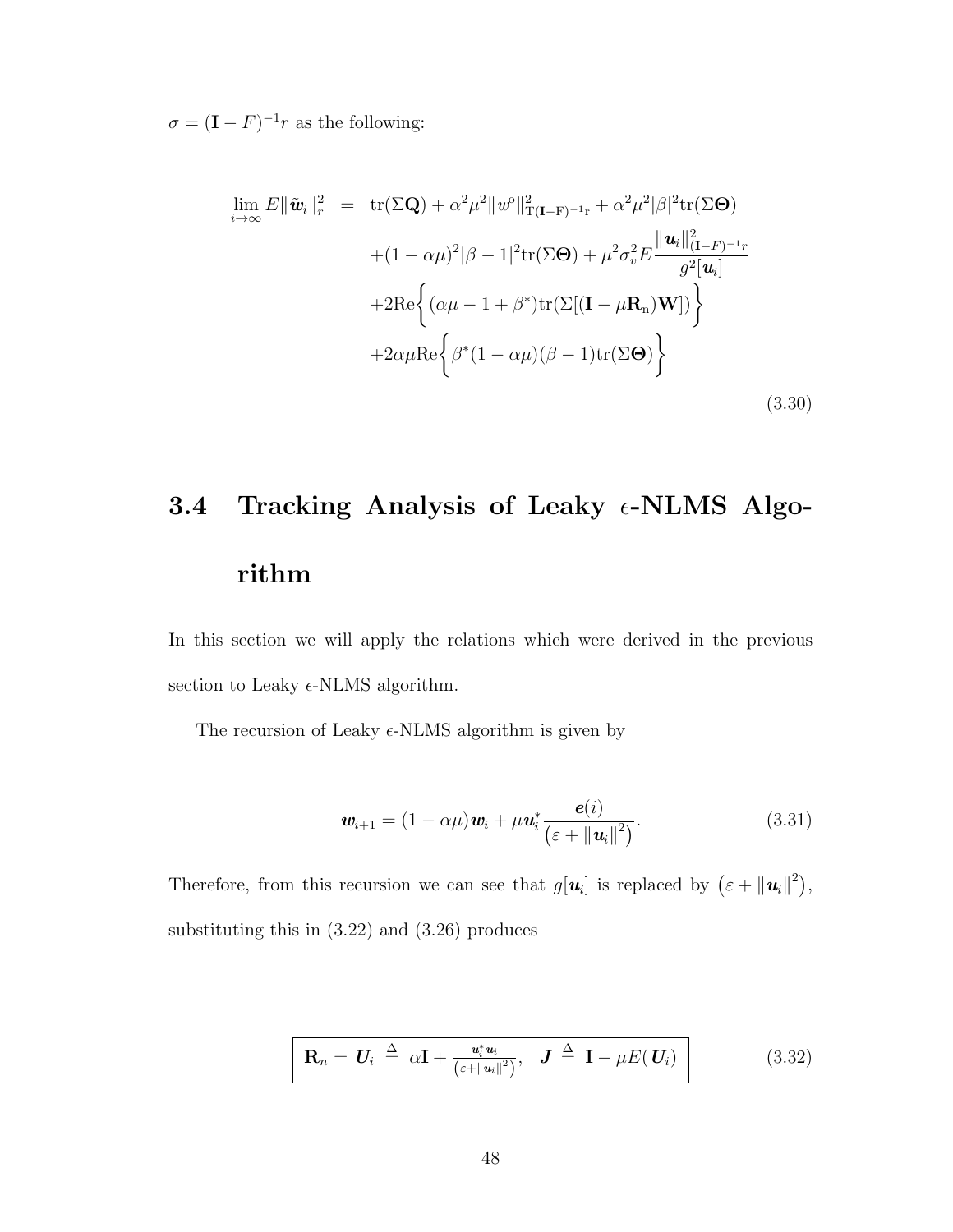$\sigma = (\mathbf{I} - F)^{-1}r$ as the following:

$$
\begin{aligned}
\lim_{i\to\infty} E\|\tilde{\boldsymbol{w}}_i\|_r^2 \;=\;& \text{tr}(\Sigma\mathbf{Q}) + \alpha^2\mu^2\|w^o\|^2_{\text{T}(\mathbf{I}-\text{F})^{-1}\text{r}} + \alpha^2\mu^2|\beta|^2\text{tr}(\Sigma\boldsymbol{\Theta}) \\
& + (1-\alpha\mu)^2|\beta-1|^2\text{tr}(\Sigma\boldsymbol{\Theta}) + \mu^2\sigma_v^2 E\frac{\|\boldsymbol{u}_i\|^2_{(\mathbf{I}-F)^{-1}r}}{g^2[\boldsymbol{u}_i]} \\
& + 2\text{Re}\bigg\{(\alpha\mu - 1 + \beta^*)\text{tr}(\Sigma[(\mathbf{I}-\mu\mathbf{R}_\text{n})\mathbf{W}])\bigg\} \\
& + 2\alpha\mu\text{Re}\bigg\{\beta^*(1-\alpha\mu)(\beta-1)\text{tr}(\Sigma\boldsymbol{\Theta})\bigg\}
\end{aligned}
\tag{3.30}
$$

## 3.4 Tracking Analysis of Leaky $\epsilon$-NLMS Algorithm

In this section we will apply the relations which were derived in the previous section to Leaky $\epsilon$-NLMS algorithm.

The recursion of Leaky $\epsilon$-NLMS algorithm is given by

$$
\boldsymbol{w}_{i+1} = (1-\alpha\mu)\boldsymbol{w}_i + \mu\boldsymbol{u}_i^*\frac{\boldsymbol{e}(i)}{\left(\varepsilon + \|\boldsymbol{u}_i\|^2\right)}. \tag{3.31}
$$

Therefore, from this recursion we can see that $g[\boldsymbol{u}_i]$ is replaced by $\left(\varepsilon + \|\boldsymbol{u}_i\|^2\right)$, substituting this in (3.22) and (3.26) produces

$$
\boxed{\mathbf{R}_n = \boldsymbol{U}_i \;\triangleq\; \alpha\mathbf{I} + \frac{\boldsymbol{u}_i^*\boldsymbol{u}_i}{\left(\varepsilon + \|\boldsymbol{u}_i\|^2\right)}, \quad \boldsymbol{J} \triangleq \mathbf{I} - \mu E(\boldsymbol{U}_i)} \tag{3.32}
$$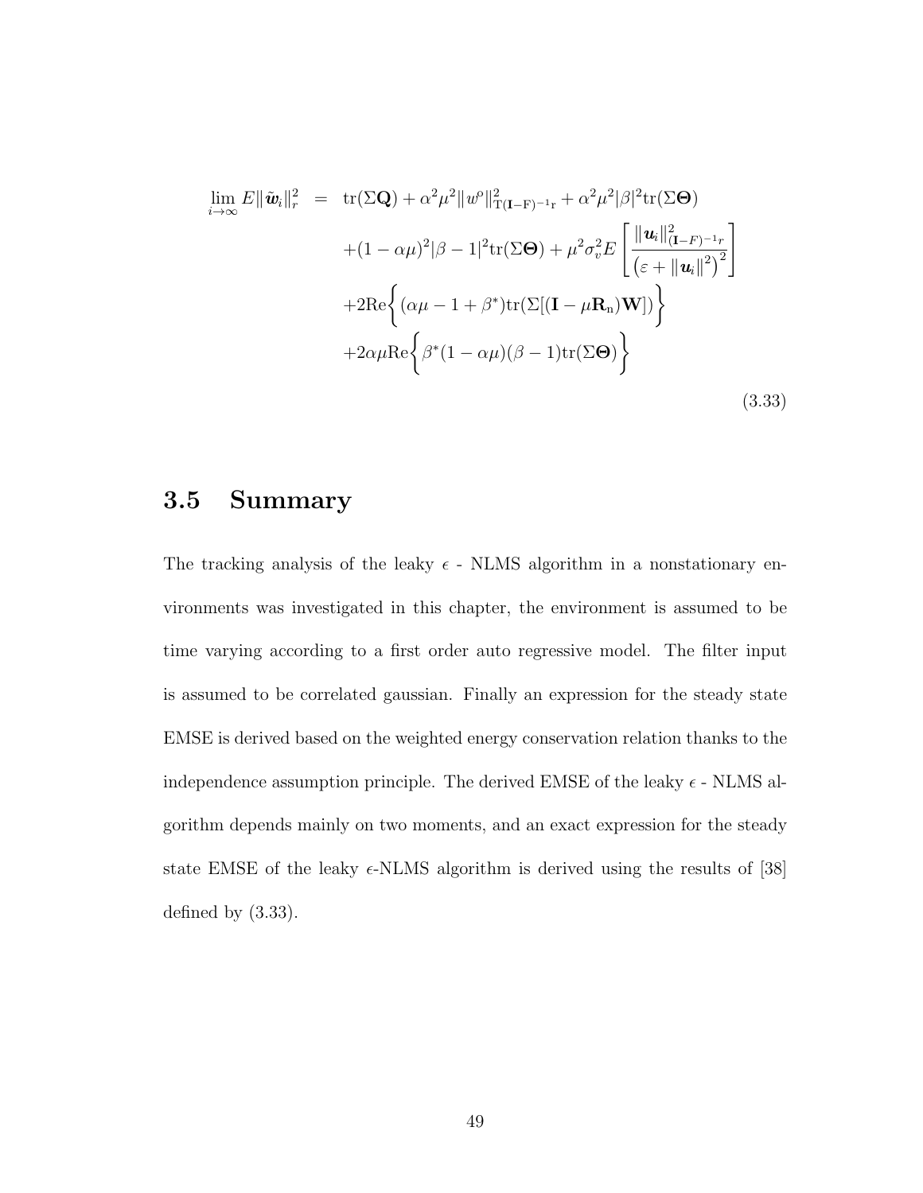$$
\begin{aligned}
\lim_{i\to\infty} E\|\tilde{\boldsymbol{w}}_i\|_r^2 \;\; = \;\; & \operatorname{tr}(\Sigma\mathbf{Q}) + \alpha^2\mu^2\|w^o\|^2_{\mathrm{T}(\mathbf{I}-\mathrm{F})^{-1}\mathrm{r}} + \alpha^2\mu^2|\beta|^2\operatorname{tr}(\Sigma\boldsymbol{\Theta}) \\
& + (1-\alpha\mu)^2|\beta-1|^2\operatorname{tr}(\Sigma\boldsymbol{\Theta}) + \mu^2\sigma_v^2 E\left[\frac{\|\boldsymbol{u}_i\|^2_{(\mathbf{I}-F)^{-1}r}}{\left(\varepsilon+\|\boldsymbol{u}_i\|^2\right)^2}\right] \\
& + 2\mathrm{Re}\bigg\{(\alpha\mu-1+\beta^*)\operatorname{tr}(\Sigma[(\mathbf{I}-\mu\mathbf{R}_{\mathrm{n}})\mathbf{W}])\bigg\} \\
& + 2\alpha\mu\mathrm{Re}\bigg\{\beta^*(1-\alpha\mu)(\beta-1)\operatorname{tr}(\Sigma\boldsymbol{\Theta})\bigg\}
\end{aligned}
\tag{3.33}
$$

## 3.5 Summary

The tracking analysis of the leaky $\epsilon$ - NLMS algorithm in a nonstationary environments was investigated in this chapter, the environment is assumed to be time varying according to a first order auto regressive model. The filter input is assumed to be correlated gaussian. Finally an expression for the steady state EMSE is derived based on the weighted energy conservation relation thanks to the independence assumption principle. The derived EMSE of the leaky $\epsilon$ - NLMS algorithm depends mainly on two moments, and an exact expression for the steady state EMSE of the leaky $\epsilon$-NLMS algorithm is derived using the results of [38] defined by (3.33).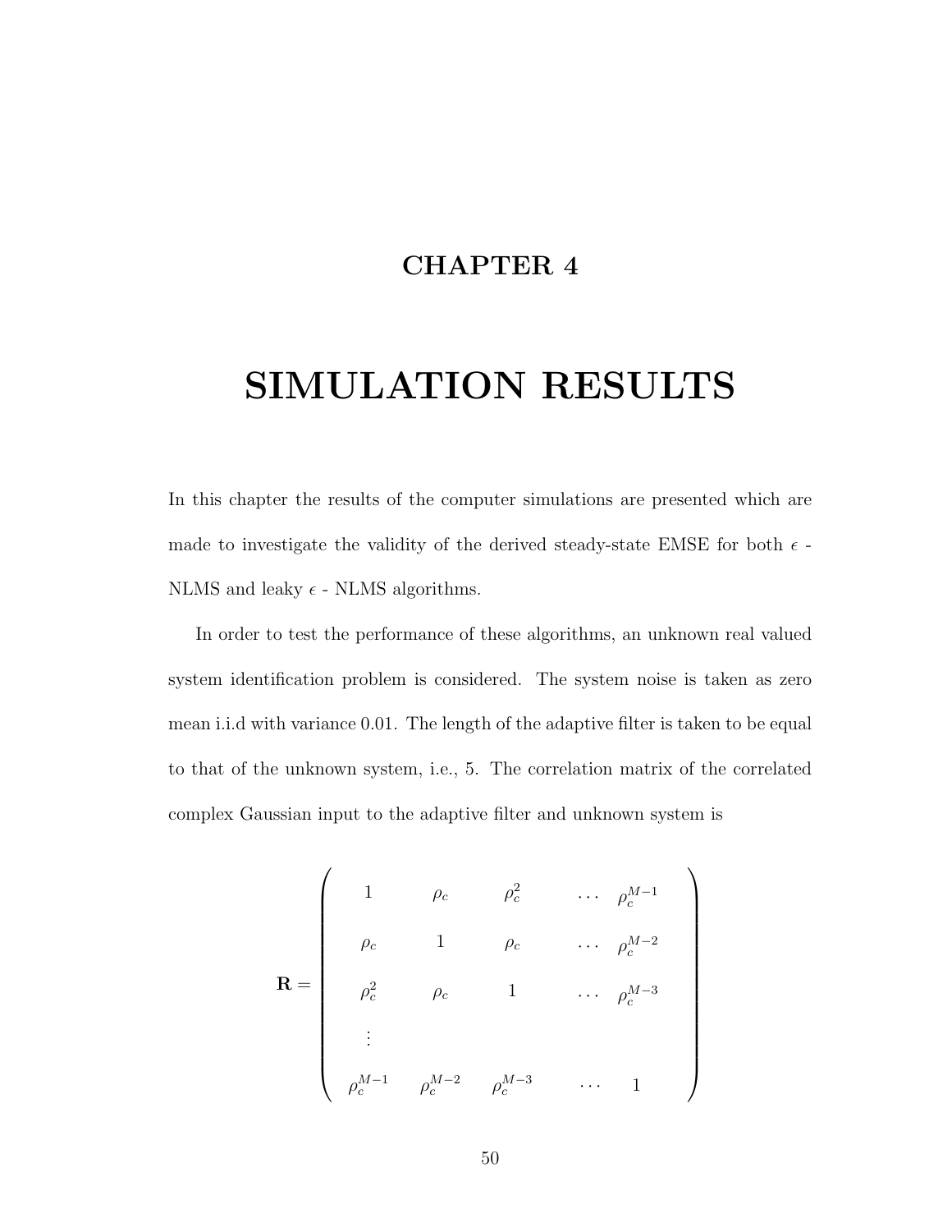# CHAPTER 4

# SIMULATION RESULTS

In this chapter the results of the computer simulations are presented which are made to investigate the validity of the derived steady-state EMSE for both $\epsilon$ - NLMS and leaky $\epsilon$ - NLMS algorithms.

In order to test the performance of these algorithms, an unknown real valued system identification problem is considered. The system noise is taken as zero mean i.i.d with variance 0.01. The length of the adaptive filter is taken to be equal to that of the unknown system, i.e., 5. The correlation matrix of the correlated complex Gaussian input to the adaptive filter and unknown system is

$$
\mathbf{R} = \begin{pmatrix}
1 & \rho_c & \rho_c^2 & \cdots & \rho_c^{M-1} \\
\rho_c & 1 & \rho_c & \cdots & \rho_c^{M-2} \\
\rho_c^2 & \rho_c & 1 & \cdots & \rho_c^{M-3} \\
\vdots & & & & \\
\rho_c^{M-1} & \rho_c^{M-2} & \rho_c^{M-3} & \cdots & 1
\end{pmatrix}
$$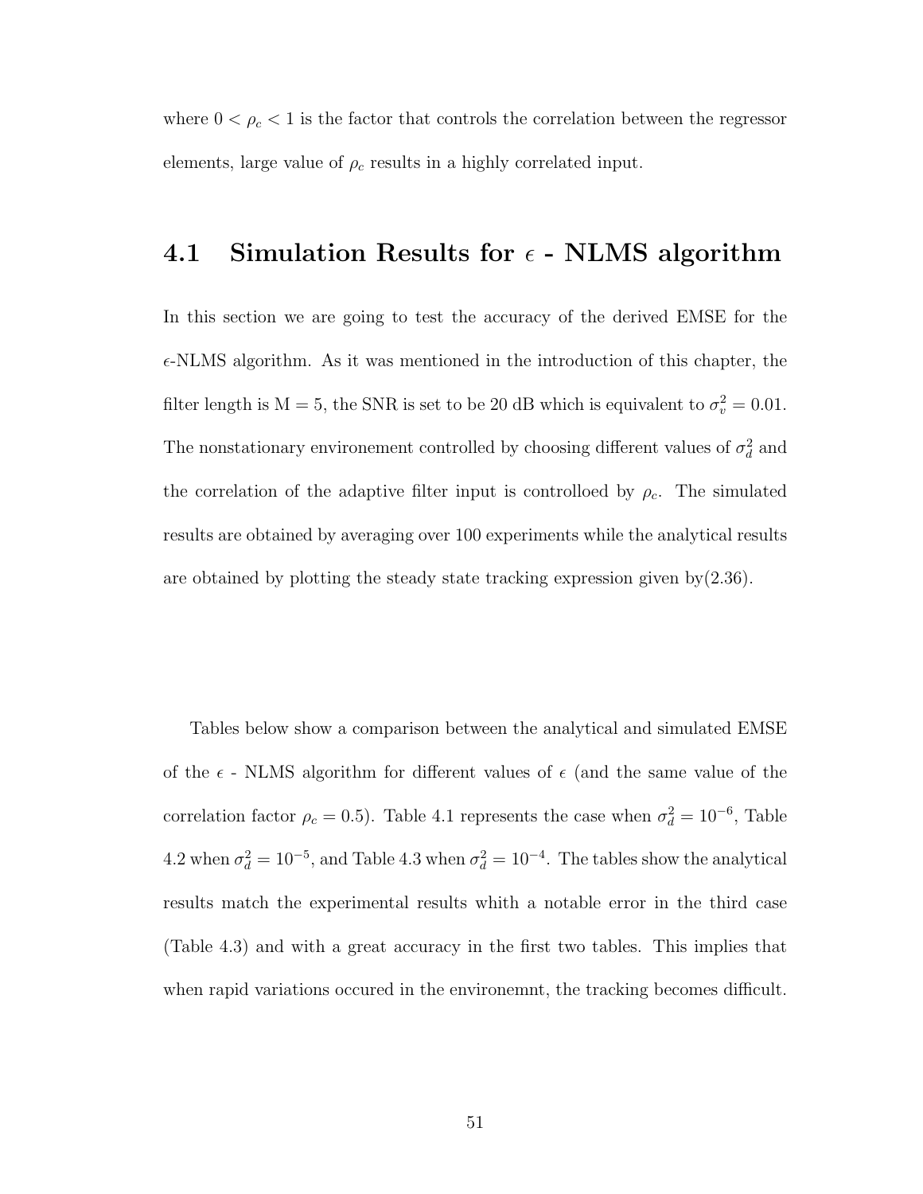where $0 < \rho_c < 1$ is the factor that controls the correlation between the regressor elements, large value of $\rho_c$ results in a highly correlated input.

## 4.1 Simulation Results for $\epsilon$ - NLMS algorithm

In this section we are going to test the accuracy of the derived EMSE for the $\epsilon$-NLMS algorithm. As it was mentioned in the introduction of this chapter, the filter length is M = 5, the SNR is set to be 20 dB which is equivalent to $\sigma_v^2 = 0.01$. The nonstationary environement controlled by choosing different values of $\sigma_d^2$ and the correlation of the adaptive filter input is controlloed by $\rho_c$. The simulated results are obtained by averaging over 100 experiments while the analytical results are obtained by plotting the steady state tracking expression given by(2.36).

Tables below show a comparison between the analytical and simulated EMSE of the $\epsilon$ - NLMS algorithm for different values of $\epsilon$ (and the same value of the correlation factor $\rho_c = 0.5$). Table 4.1 represents the case when $\sigma_d^2 = 10^{-6}$, Table 4.2 when $\sigma_d^2 = 10^{-5}$, and Table 4.3 when $\sigma_d^2 = 10^{-4}$. The tables show the analytical results match the experimental results whith a notable error in the third case (Table 4.3) and with a great accuracy in the first two tables. This implies that when rapid variations occured in the environemnt, the tracking becomes difficult.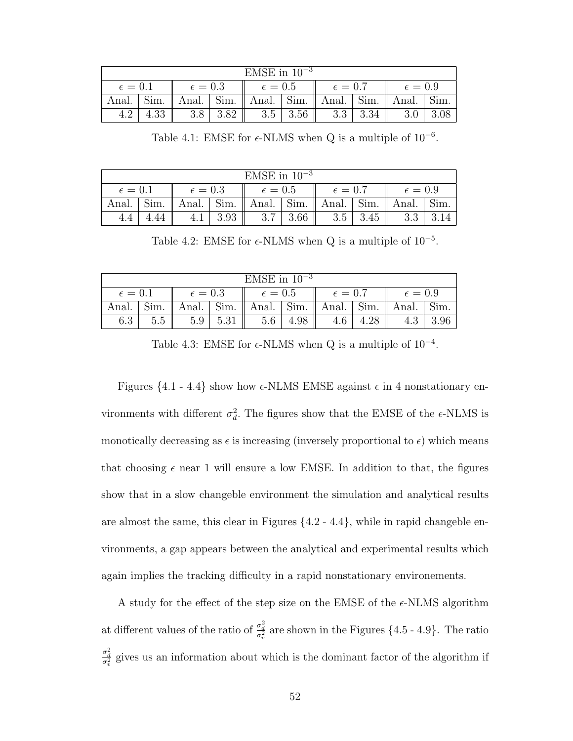| EMSE in $10^{-3}$ | | | | | | | | | |
|---|---|---|---|---|---|---|---|---|---|
| $\epsilon = 0.1$ | | $\epsilon = 0.3$ | | $\epsilon = 0.5$ | | $\epsilon = 0.7$ | | $\epsilon = 0.9$ | |
| Anal. | Sim. | Anal. | Sim. | Anal. | Sim. | Anal. | Sim. | Anal. | Sim. |
| 4.2 | 4.33 | 3.8 | 3.82 | 3.5 | 3.56 | 3.3 | 3.34 | 3.0 | 3.08 |

Table 4.1: EMSE for $\epsilon$-NLMS when Q is a multiple of $10^{-6}$.

| EMSE in $10^{-3}$ | | | | | | | | | |
|---|---|---|---|---|---|---|---|---|---|
| $\epsilon = 0.1$ | | $\epsilon = 0.3$ | | $\epsilon = 0.5$ | | $\epsilon = 0.7$ | | $\epsilon = 0.9$ | |
| Anal. | Sim. | Anal. | Sim. | Anal. | Sim. | Anal. | Sim. | Anal. | Sim. |
| 4.4 | 4.44 | 4.1 | 3.93 | 3.7 | 3.66 | 3.5 | 3.45 | 3.3 | 3.14 |

Table 4.2: EMSE for $\epsilon$-NLMS when Q is a multiple of $10^{-5}$.

| EMSE in $10^{-3}$ | | | | | | | | | |
|---|---|---|---|---|---|---|---|---|---|
| $\epsilon = 0.1$ | | $\epsilon = 0.3$ | | $\epsilon = 0.5$ | | $\epsilon = 0.7$ | | $\epsilon = 0.9$ | |
| Anal. | Sim. | Anal. | Sim. | Anal. | Sim. | Anal. | Sim. | Anal. | Sim. |
| 6.3 | 5.5 | 5.9 | 5.31 | 5.6 | 4.98 | 4.6 | 4.28 | 4.3 | 3.96 |

Table 4.3: EMSE for $\epsilon$-NLMS when Q is a multiple of $10^{-4}$.

Figures {4.1 - 4.4} show how $\epsilon$-NLMS EMSE against $\epsilon$ in 4 nonstationary environments with different $\sigma_d^2$. The figures show that the EMSE of the $\epsilon$-NLMS is monotically decreasing as $\epsilon$ is increasing (inversely proportional to $\epsilon$) which means that choosing $\epsilon$ near 1 will ensure a low EMSE. In addition to that, the figures show that in a slow changeble environment the simulation and analytical results are almost the same, this clear in Figures {4.2 - 4.4}, while in rapid changeble environments, a gap appears between the analytical and experimental results which again implies the tracking difficulty in a rapid nonstationary environements.

A study for the effect of the step size on the EMSE of the $\epsilon$-NLMS algorithm at different values of the ratio of $\frac{\sigma_d^2}{\sigma_v^2}$ are shown in the Figures {4.5 - 4.9}. The ratio $\frac{\sigma_d^2}{\sigma_v^2}$ gives us an information about which is the dominant factor of the algorithm if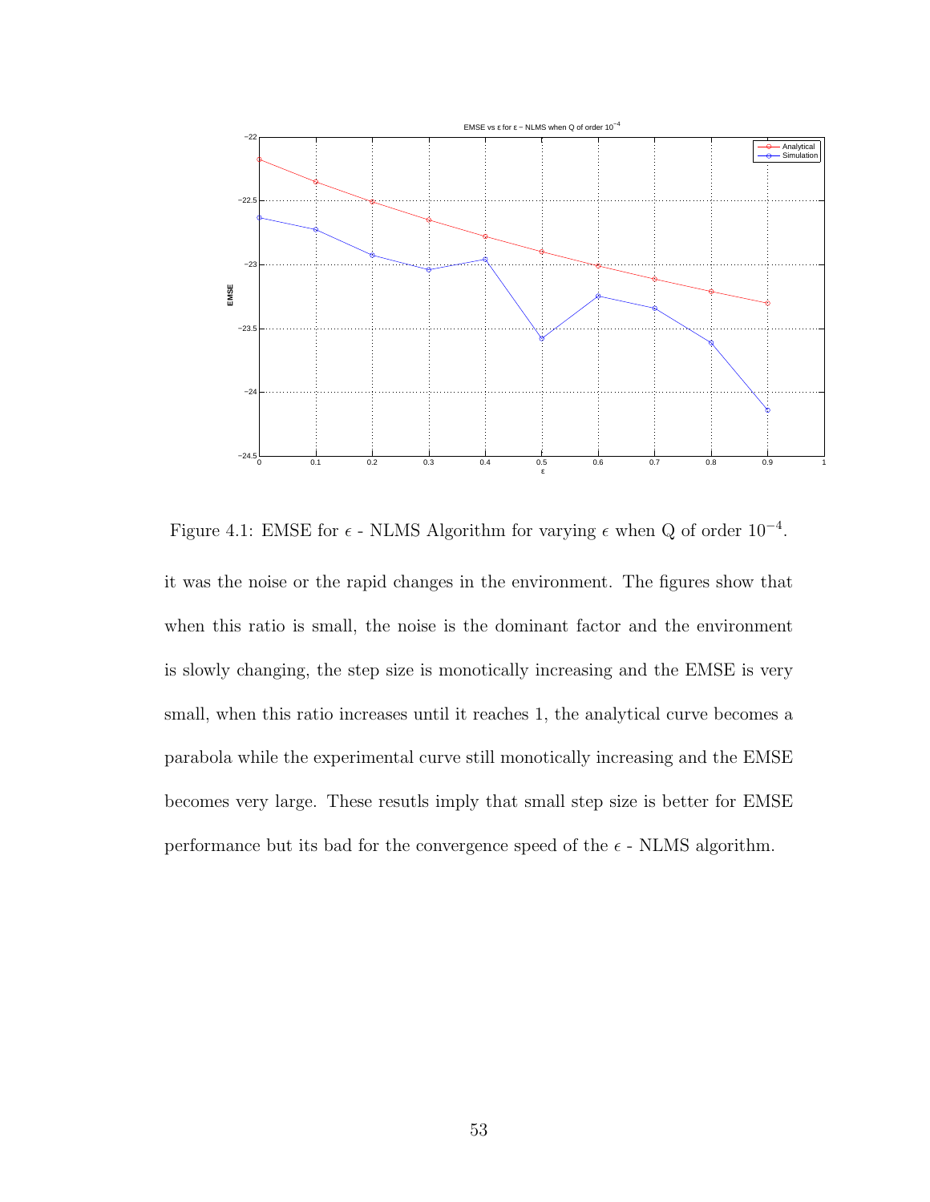Figure 4.1: EMSE for $\epsilon$ - NLMS Algorithm for varying $\epsilon$ when Q of order $10^{-4}$.

it was the noise or the rapid changes in the environment. The figures show that when this ratio is small, the noise is the dominant factor and the environment is slowly changing, the step size is monotically increasing and the EMSE is very small, when this ratio increases until it reaches 1, the analytical curve becomes a parabola while the experimental curve still monotically increasing and the EMSE becomes very large. These resutls imply that small step size is better for EMSE performance but its bad for the convergence speed of the $\epsilon$ - NLMS algorithm.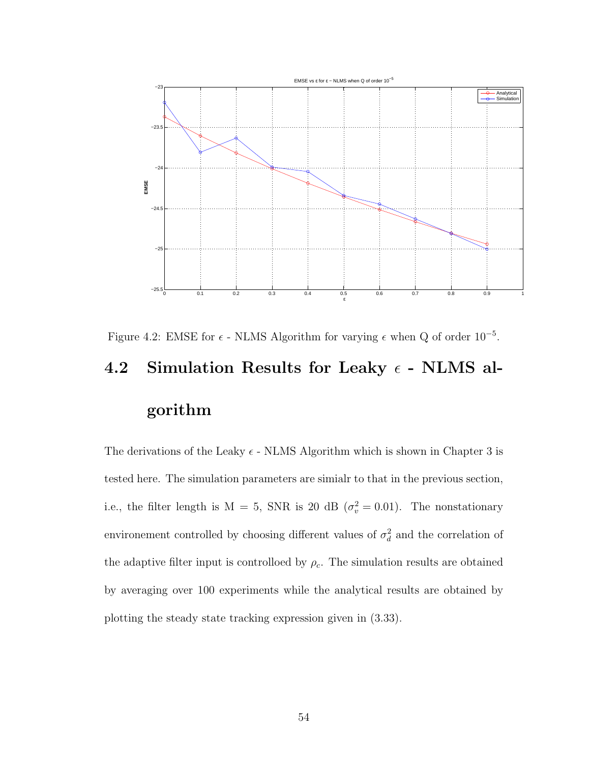Figure 4.2: EMSE for $\epsilon$ - NLMS Algorithm for varying $\epsilon$ when Q of order $10^{-5}$.

## 4.2 Simulation Results for Leaky $\epsilon$ - NLMS algorithm

The derivations of the Leaky $\epsilon$ - NLMS Algorithm which is shown in Chapter 3 is tested here. The simulation parameters are simialr to that in the previous section, i.e., the filter length is M = 5, SNR is 20 dB ($\sigma_v^2 = 0.01$). The nonstationary environement controlled by choosing different values of $\sigma_d^2$ and the correlation of the adaptive filter input is controlloed by $\rho_c$. The simulation results are obtained by averaging over 100 experiments while the analytical results are obtained by plotting the steady state tracking expression given in (3.33).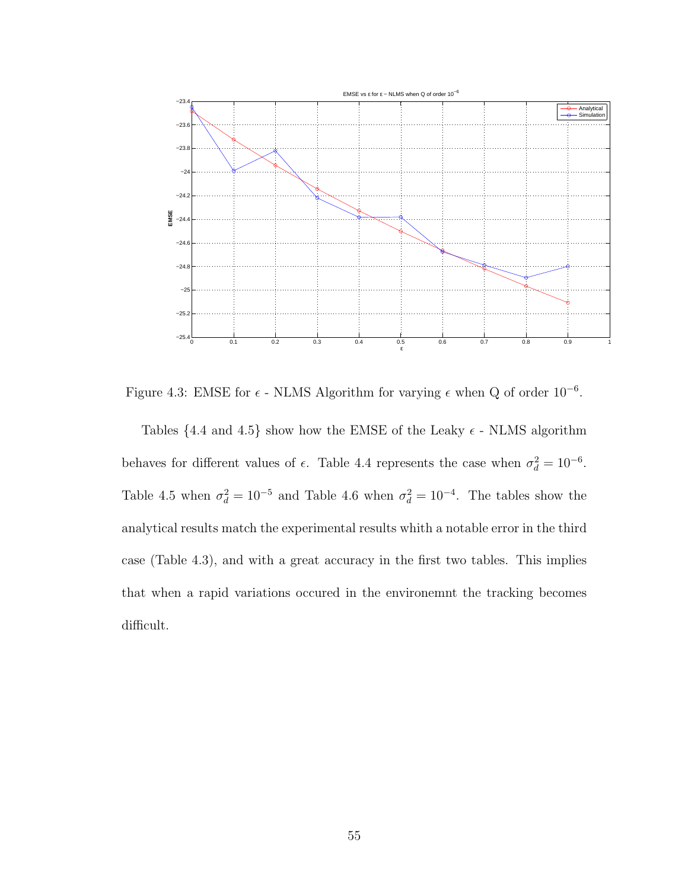Figure 4.3: EMSE for $\epsilon$ - NLMS Algorithm for varying $\epsilon$ when Q of order $10^{-6}$.

Tables {4.4 and 4.5} show how the EMSE of the Leaky $\epsilon$ - NLMS algorithm behaves for different values of $\epsilon$. Table 4.4 represents the case when $\sigma_d^2 = 10^{-6}$. Table 4.5 when $\sigma_d^2 = 10^{-5}$ and Table 4.6 when $\sigma_d^2 = 10^{-4}$. The tables show the analytical results match the experimental results whith a notable error in the third case (Table 4.3), and with a great accuracy in the first two tables. This implies that when a rapid variations occured in the environemnt the tracking becomes difficult.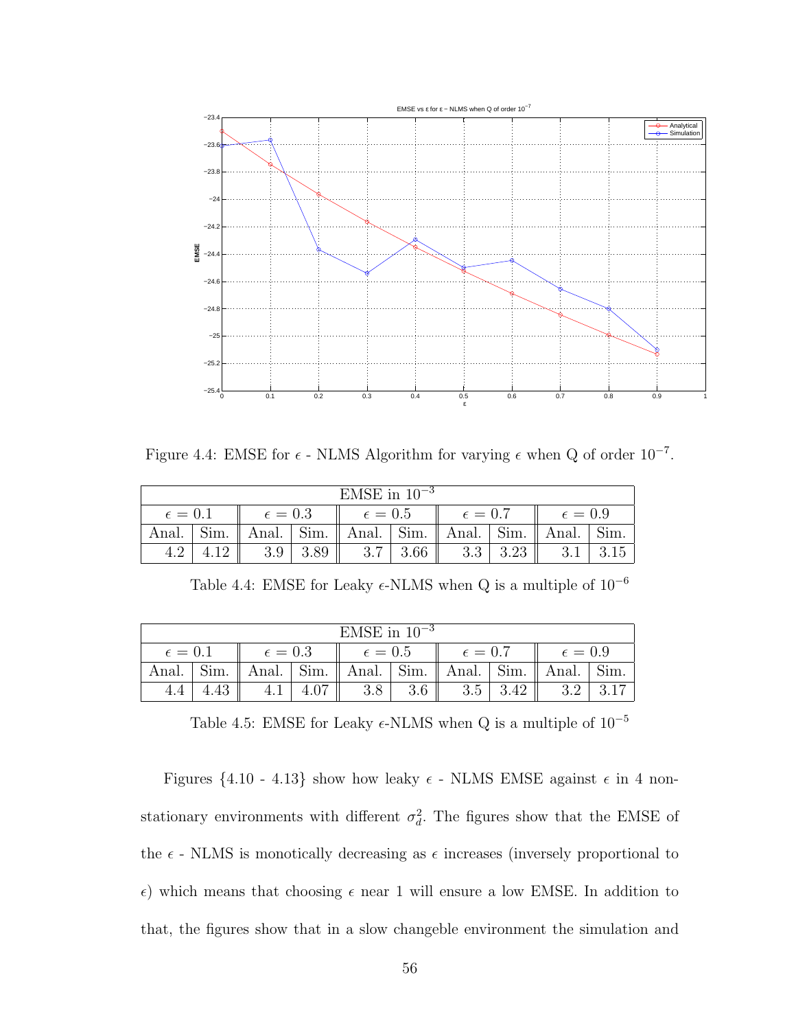Figure 4.4: EMSE for $\epsilon$ - NLMS Algorithm for varying $\epsilon$ when Q of order $10^{-7}$.

| EMSE in $10^{-3}$ | | | | | | | | | |
|---|---|---|---|---|---|---|---|---|---|
| $\epsilon = 0.1$ | | $\epsilon = 0.3$ | | $\epsilon = 0.5$ | | $\epsilon = 0.7$ | | $\epsilon = 0.9$ | |
| Anal. | Sim. | Anal. | Sim. | Anal. | Sim. | Anal. | Sim. | Anal. | Sim. |
| 4.2 | 4.12 | 3.9 | 3.89 | 3.7 | 3.66 | 3.3 | 3.23 | 3.1 | 3.15 |

Table 4.4: EMSE for Leaky $\epsilon$-NLMS when Q is a multiple of $10^{-6}$

| EMSE in $10^{-3}$ | | | | | | | | | |
|---|---|---|---|---|---|---|---|---|---|
| $\epsilon = 0.1$ | | $\epsilon = 0.3$ | | $\epsilon = 0.5$ | | $\epsilon = 0.7$ | | $\epsilon = 0.9$ | |
| Anal. | Sim. | Anal. | Sim. | Anal. | Sim. | Anal. | Sim. | Anal. | Sim. |
| 4.4 | 4.43 | 4.1 | 4.07 | 3.8 | 3.6 | 3.5 | 3.42 | 3.2 | 3.17 |

Table 4.5: EMSE for Leaky $\epsilon$-NLMS when Q is a multiple of $10^{-5}$

Figures {4.10 - 4.13} show how leaky $\epsilon$ - NLMS EMSE against $\epsilon$ in 4 non-stationary environments with different $\sigma_d^2$. The figures show that the EMSE of the $\epsilon$ - NLMS is monotically decreasing as $\epsilon$ increases (inversely proportional to $\epsilon$) which means that choosing $\epsilon$ near 1 will ensure a low EMSE. In addition to that, the figures show that in a slow changeble environment the simulation and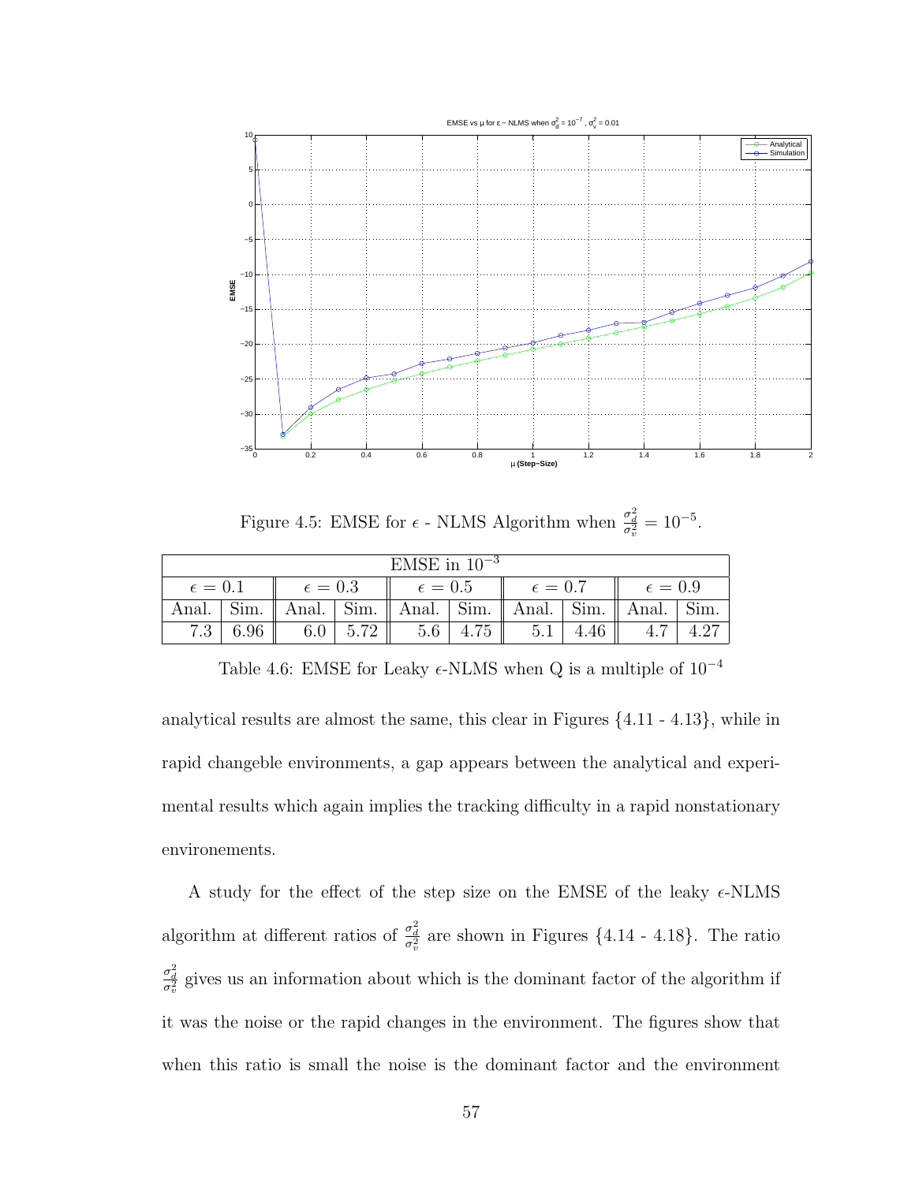Figure 4.5: EMSE for $\epsilon$ - NLMS Algorithm when $\frac{\sigma_d^2}{\sigma_v^2} = 10^{-5}$.

| EMSE in $10^{-3}$ | | | | | | | | | |
|---|---|---|---|---|---|---|---|---|---|
| $\epsilon = 0.1$ | | $\epsilon = 0.3$ | | $\epsilon = 0.5$ | | $\epsilon = 0.7$ | | $\epsilon = 0.9$ | |
| Anal. | Sim. | Anal. | Sim. | Anal. | Sim. | Anal. | Sim. | Anal. | Sim. |
| 7.3 | 6.96 | 6.0 | 5.72 | 5.6 | 4.75 | 5.1 | 4.46 | 4.7 | 4.27 |

Table 4.6: EMSE for Leaky $\epsilon$-NLMS when Q is a multiple of $10^{-4}$

analytical results are almost the same, this clear in Figures {4.11 - 4.13}, while in rapid changeble environments, a gap appears between the analytical and experimental results which again implies the tracking difficulty in a rapid nonstationary environements.

A study for the effect of the step size on the EMSE of the leaky $\epsilon$-NLMS algorithm at different ratios of $\frac{\sigma_d^2}{\sigma_v^2}$ are shown in Figures {4.14 - 4.18}. The ratio $\frac{\sigma_d^2}{\sigma_v^2}$ gives us an information about which is the dominant factor of the algorithm if it was the noise or the rapid changes in the environment. The figures show that when this ratio is small the noise is the dominant factor and the environment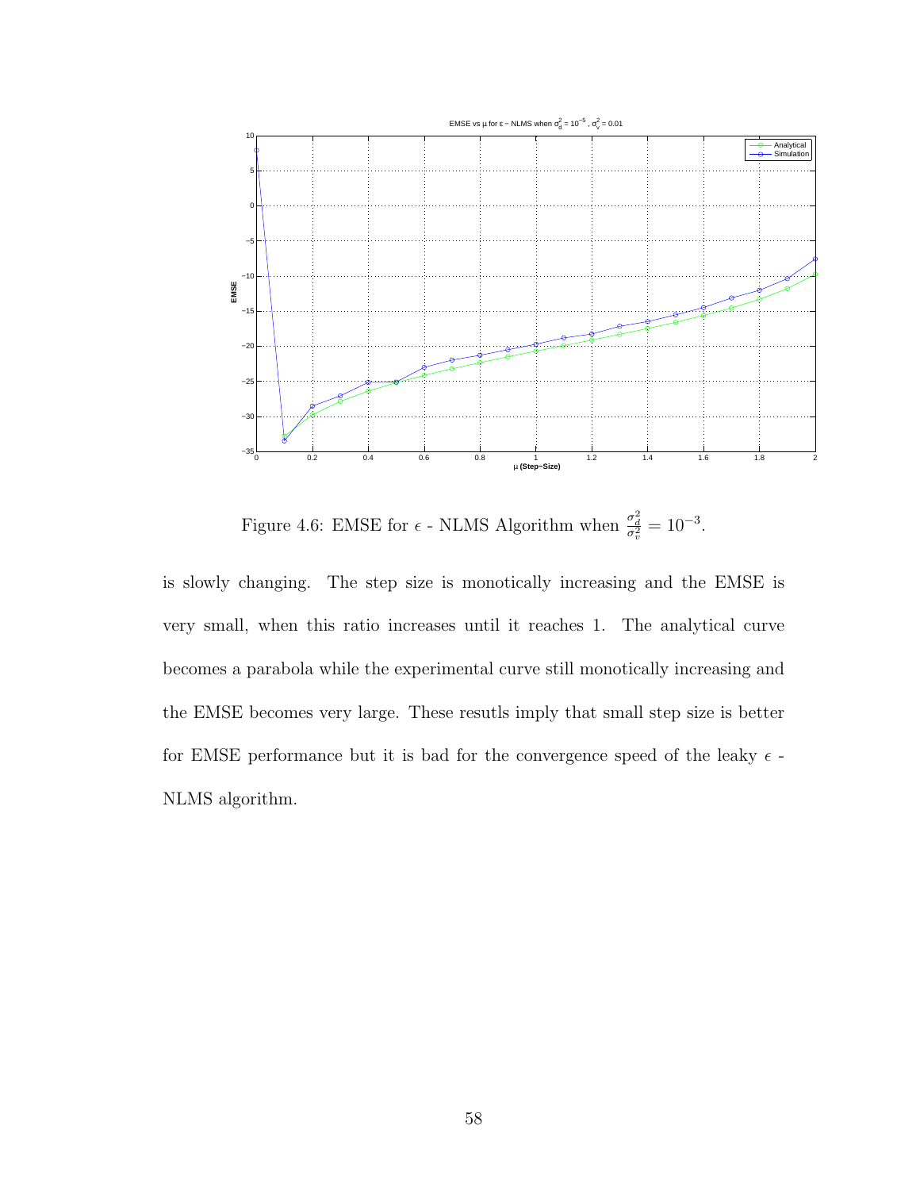Figure 4.6: EMSE for $\epsilon$ - NLMS Algorithm when $\frac{\sigma_d^2}{\sigma_v^2} = 10^{-3}$.

is slowly changing. The step size is monotically increasing and the EMSE is very small, when this ratio increases until it reaches 1. The analytical curve becomes a parabola while the experimental curve still monotically increasing and the EMSE becomes very large. These resutls imply that small step size is better for EMSE performance but it is bad for the convergence speed of the leaky $\epsilon$ - NLMS algorithm.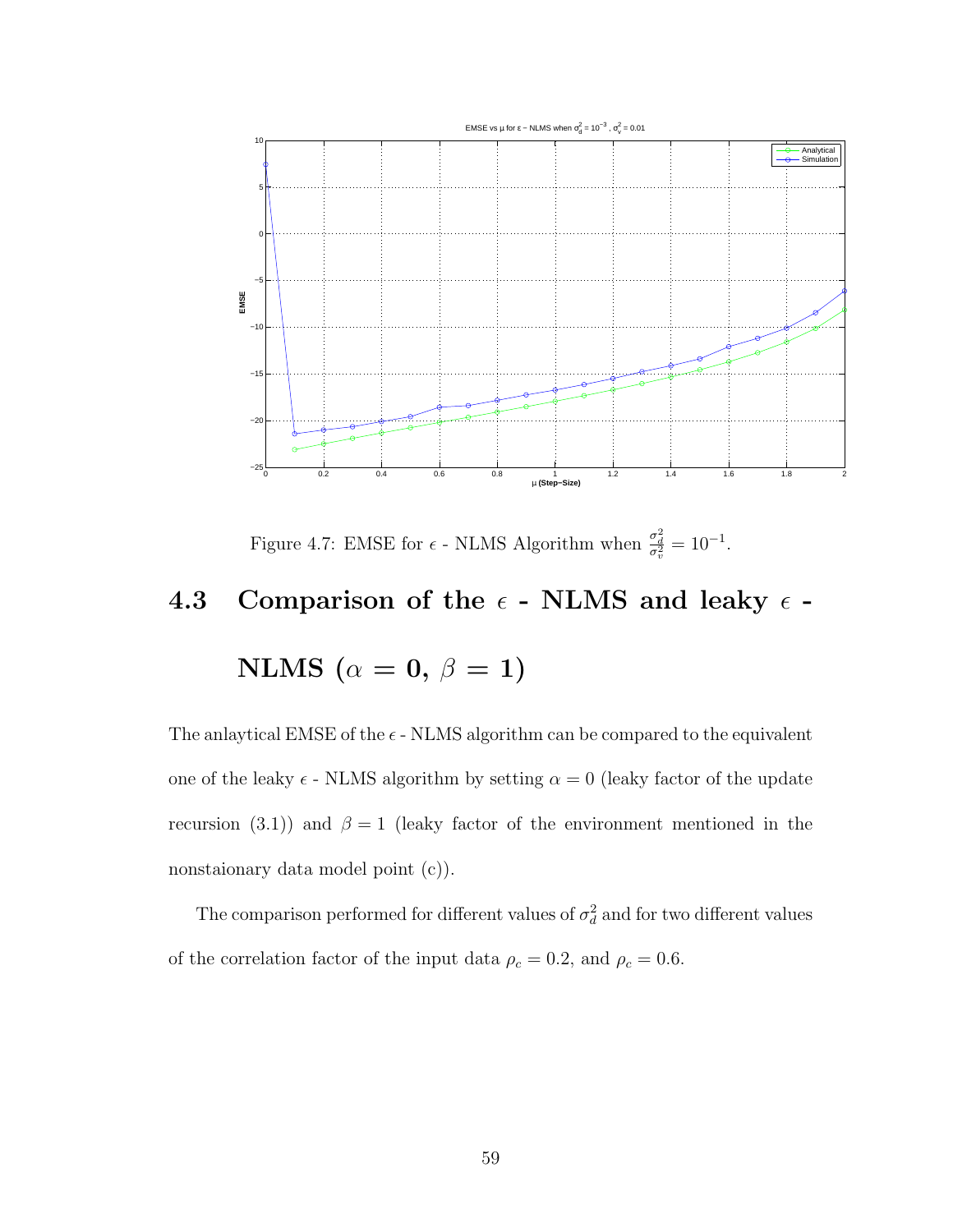Figure 4.7: EMSE for $\epsilon$ - NLMS Algorithm when $\frac{\sigma_d^2}{\sigma_v^2} = 10^{-1}$.

## 4.3 Comparison of the $\epsilon$ - NLMS and leaky $\epsilon$ - NLMS ($\alpha = 0$, $\beta = 1$)

The anlaytical EMSE of the $\epsilon$ - NLMS algorithm can be compared to the equivalent one of the leaky $\epsilon$ - NLMS algorithm by setting $\alpha = 0$ (leaky factor of the update recursion (3.1)) and $\beta = 1$ (leaky factor of the environment mentioned in the nonstaionary data model point (c)).

The comparison performed for different values of $\sigma_d^2$ and for two different values of the correlation factor of the input data $\rho_c = 0.2$, and $\rho_c = 0.6$.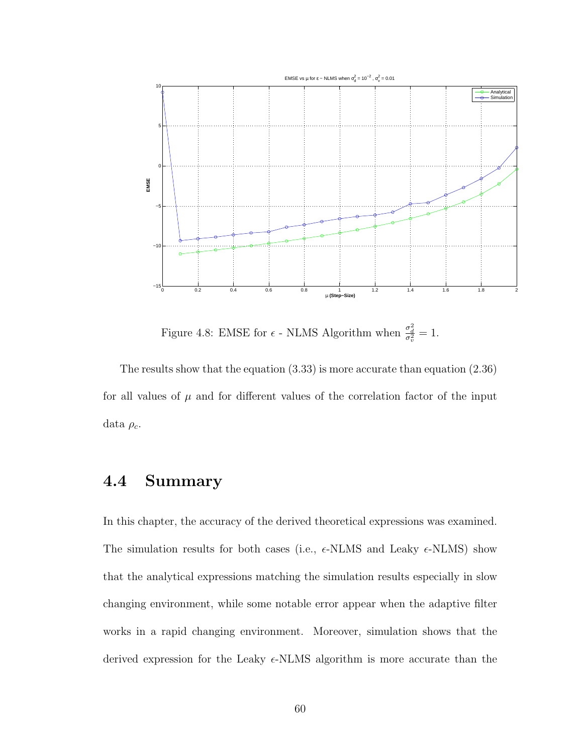Figure 4.8: EMSE for $\epsilon$ - NLMS Algorithm when $\frac{\sigma_d^2}{\sigma_v^2} = 1$.

The results show that the equation (3.33) is more accurate than equation (2.36) for all values of $\mu$ and for different values of the correlation factor of the input data $\rho_c$.

## 4.4 Summary

In this chapter, the accuracy of the derived theoretical expressions was examined. The simulation results for both cases (i.e., $\epsilon$-NLMS and Leaky $\epsilon$-NLMS) show that the analytical expressions matching the simulation results especially in slow changing environment, while some notable error appear when the adaptive filter works in a rapid changing environment. Moreover, simulation shows that the derived expression for the Leaky $\epsilon$-NLMS algorithm is more accurate than the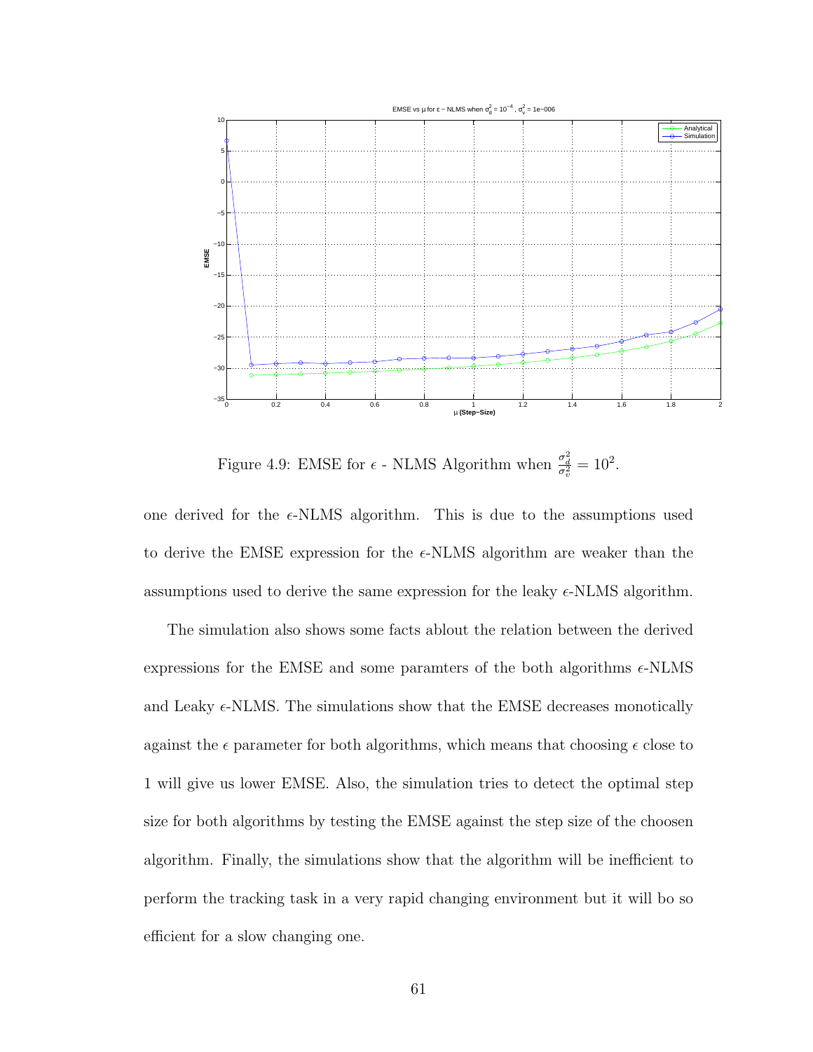Figure 4.9: EMSE for $\epsilon$ - NLMS Algorithm when $\frac{\sigma_d^2}{\sigma_v^2} = 10^2$.

one derived for the $\epsilon$-NLMS algorithm. This is due to the assumptions used to derive the EMSE expression for the $\epsilon$-NLMS algorithm are weaker than the assumptions used to derive the same expression for the leaky $\epsilon$-NLMS algorithm.

The simulation also shows some facts ablout the relation between the derived expressions for the EMSE and some paramters of the both algorithms $\epsilon$-NLMS and Leaky $\epsilon$-NLMS. The simulations show that the EMSE decreases monotically against the $\epsilon$ parameter for both algorithms, which means that choosing $\epsilon$ close to 1 will give us lower EMSE. Also, the simulation tries to detect the optimal step size for both algorithms by testing the EMSE against the step size of the choosen algorithm. Finally, the simulations show that the algorithm will be inefficient to perform the tracking task in a very rapid changing environment but it will bo so efficient for a slow changing one.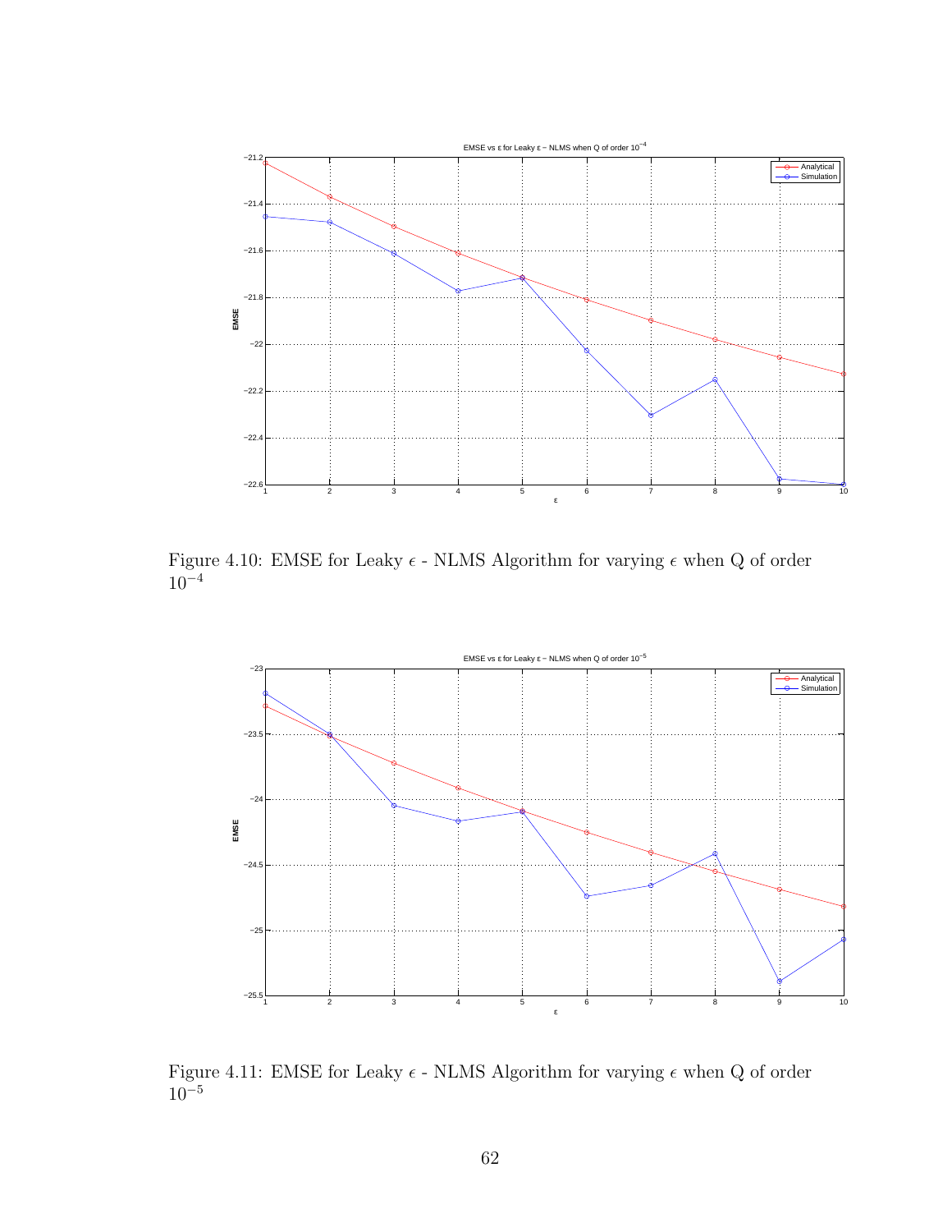Figure 4.10: EMSE for Leaky $\epsilon$ - NLMS Algorithm for varying $\epsilon$ when Q of order $10^{-4}$

Figure 4.11: EMSE for Leaky $\epsilon$ - NLMS Algorithm for varying $\epsilon$ when Q of order $10^{-5}$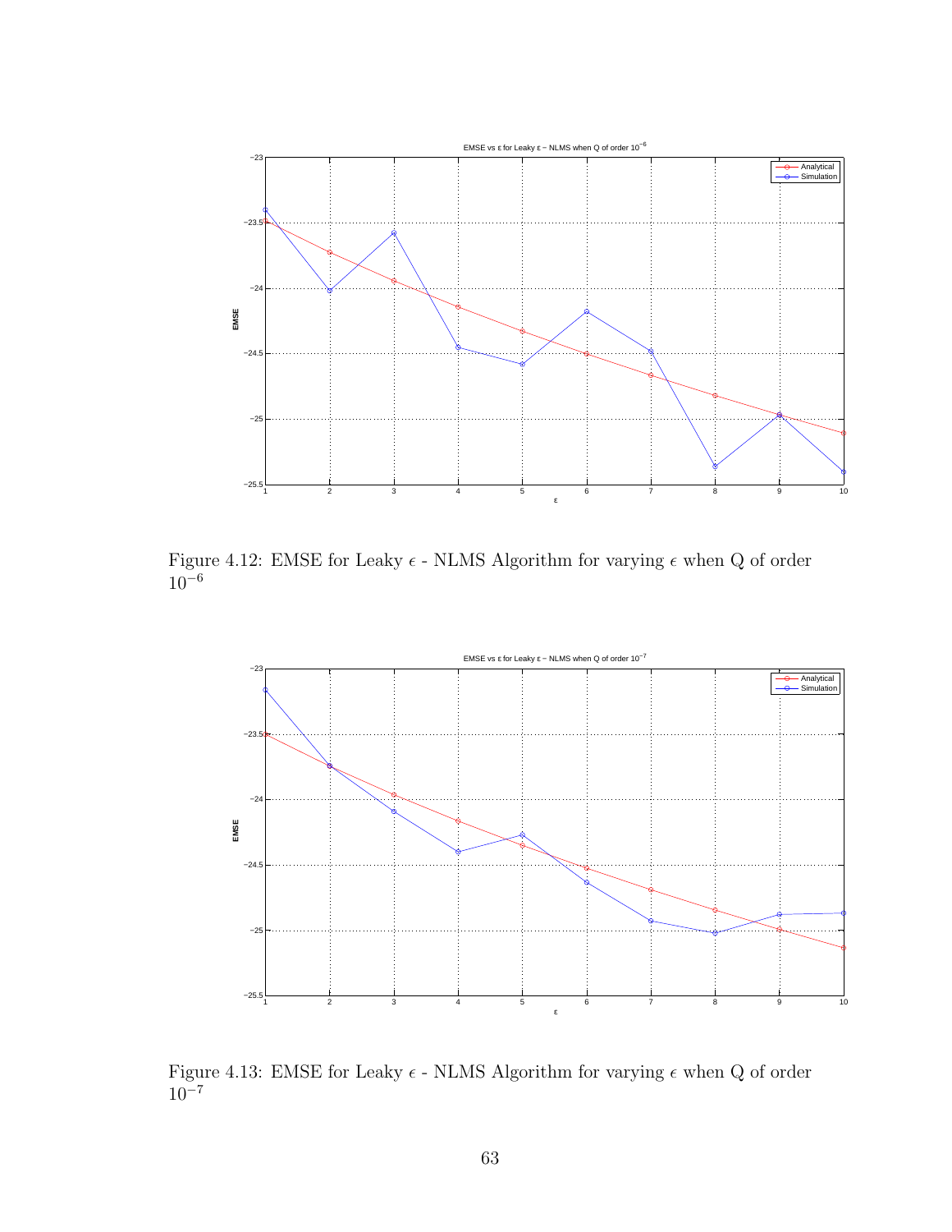Figure 4.12: EMSE for Leaky $\epsilon$ - NLMS Algorithm for varying $\epsilon$ when Q of order $10^{-6}$

Figure 4.13: EMSE for Leaky $\epsilon$ - NLMS Algorithm for varying $\epsilon$ when Q of order $10^{-7}$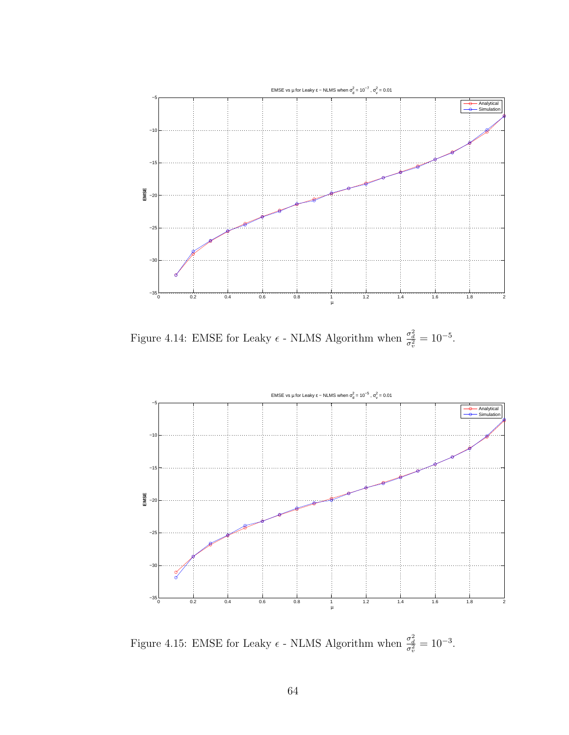Figure 4.14: EMSE for Leaky $\epsilon$ - NLMS Algorithm when $\frac{\sigma_d^2}{\sigma_v^2} = 10^{-5}$.

Figure 4.15: EMSE for Leaky $\epsilon$ - NLMS Algorithm when $\frac{\sigma_d^2}{\sigma_v^2} = 10^{-3}$.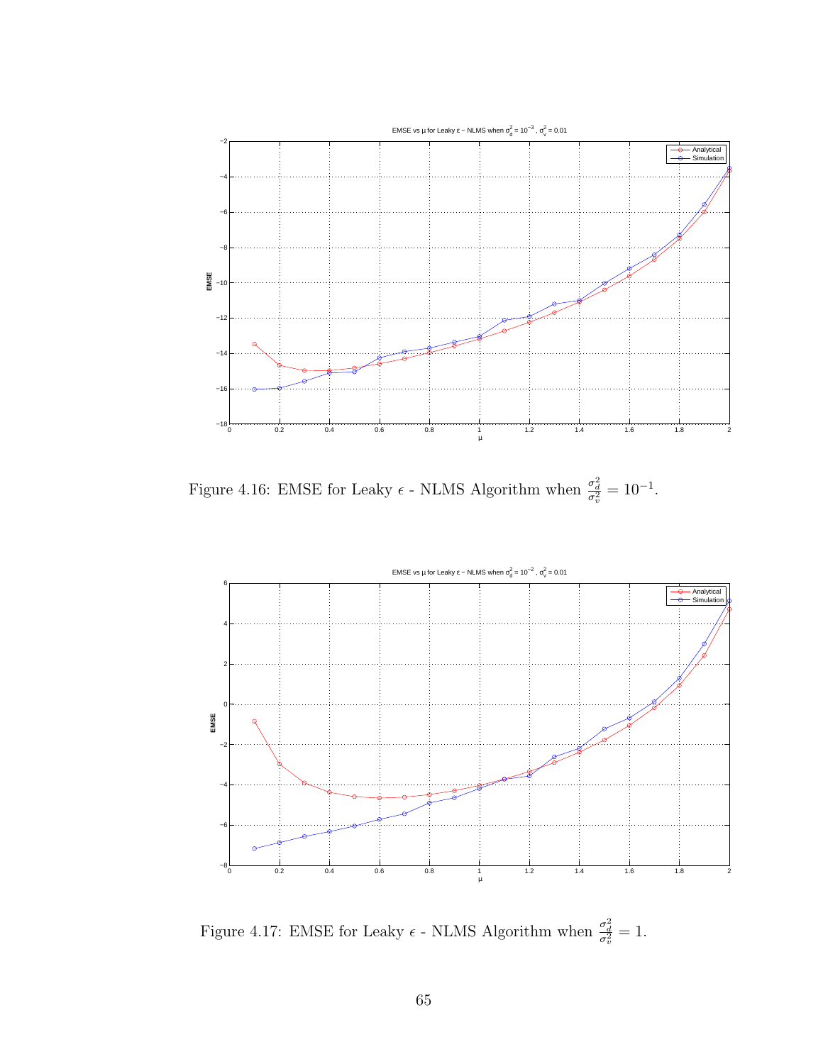Figure 4.16: EMSE for Leaky $\epsilon$ - NLMS Algorithm when $\frac{\sigma_d^2}{\sigma_v^2} = 10^{-1}$.

Figure 4.17: EMSE for Leaky $\epsilon$ - NLMS Algorithm when $\frac{\sigma_d^2}{\sigma_v^2} = 1$.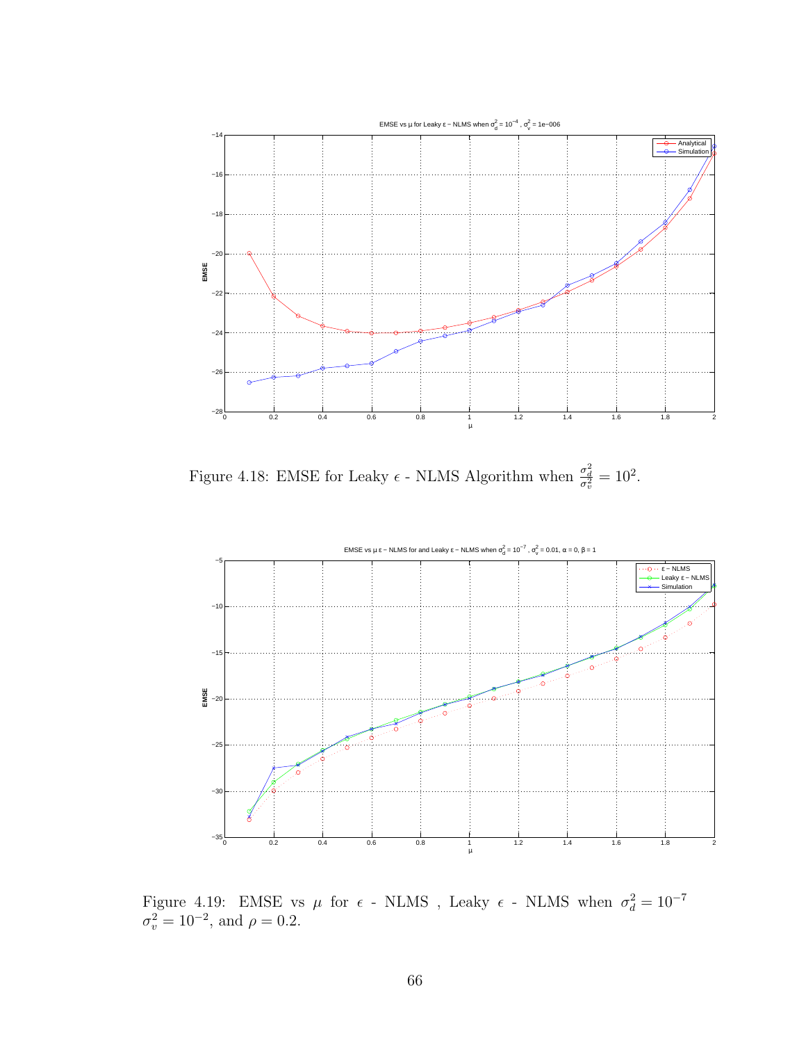Figure 4.18: EMSE for Leaky $\epsilon$ - NLMS Algorithm when $\frac{\sigma_d^2}{\sigma_v^2} = 10^2$.

Figure 4.19: EMSE vs $\mu$ for $\epsilon$ - NLMS , Leaky $\epsilon$ - NLMS when $\sigma_d^2 = 10^{-7}$ $\sigma_v^2 = 10^{-2}$, and $\rho = 0.2$.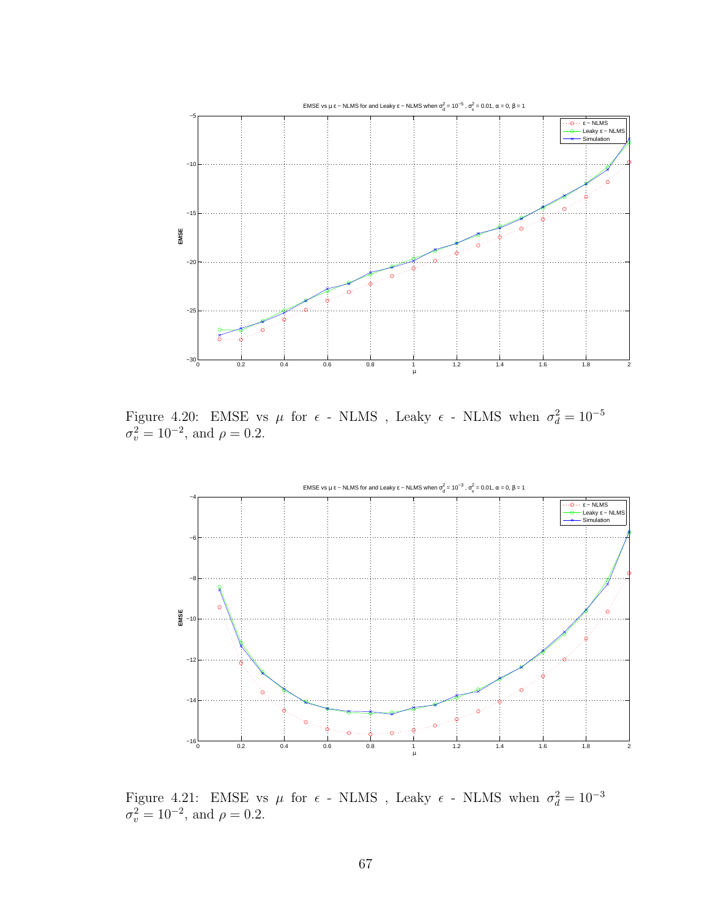Figure 4.20: EMSE vs $\mu$ for $\epsilon$ - NLMS , Leaky $\epsilon$ - NLMS when $\sigma_d^2 = 10^{-5}$ $\sigma_v^2 = 10^{-2}$, and $\rho = 0.2$.

Figure 4.21: EMSE vs $\mu$ for $\epsilon$ - NLMS , Leaky $\epsilon$ - NLMS when $\sigma_d^2 = 10^{-3}$ $\sigma_v^2 = 10^{-2}$, and $\rho = 0.2$.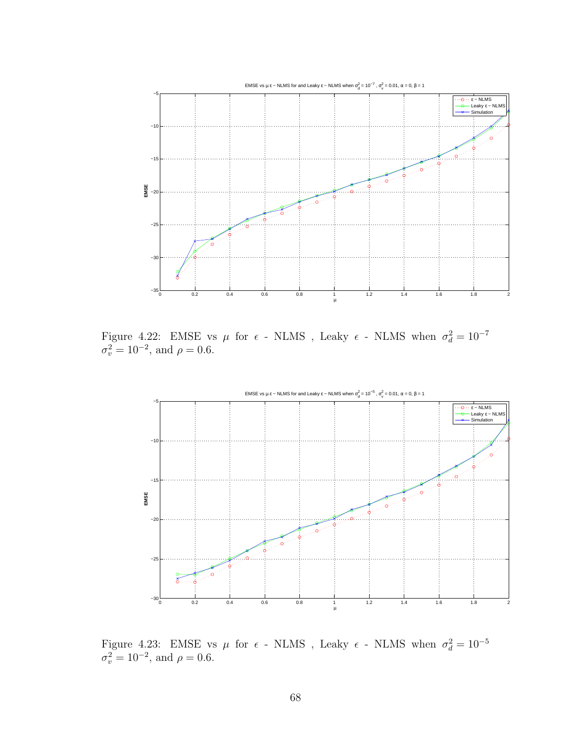Figure 4.22: EMSE vs $\mu$ for $\epsilon$ - NLMS , Leaky $\epsilon$ - NLMS when $\sigma_d^2 = 10^{-7}$ $\sigma_v^2 = 10^{-2}$, and $\rho = 0.6$.

Figure 4.23: EMSE vs $\mu$ for $\epsilon$ - NLMS , Leaky $\epsilon$ - NLMS when $\sigma_d^2 = 10^{-5}$ $\sigma_v^2 = 10^{-2}$, and $\rho = 0.6$.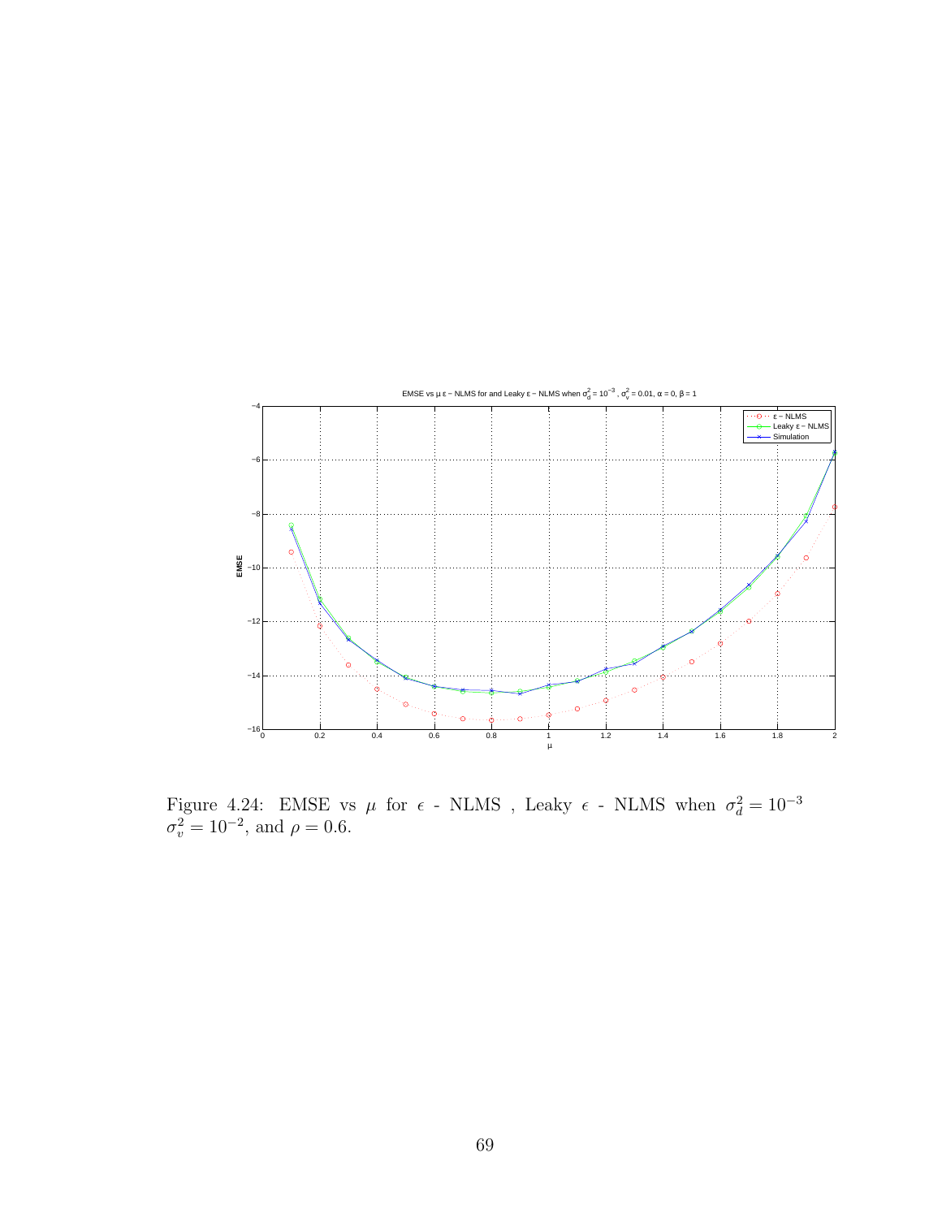Figure 4.24: EMSE vs $\mu$ for $\epsilon$ - NLMS , Leaky $\epsilon$ - NLMS when $\sigma_d^2 = 10^{-3}$ $\sigma_v^2 = 10^{-2}$, and $\rho = 0.6$.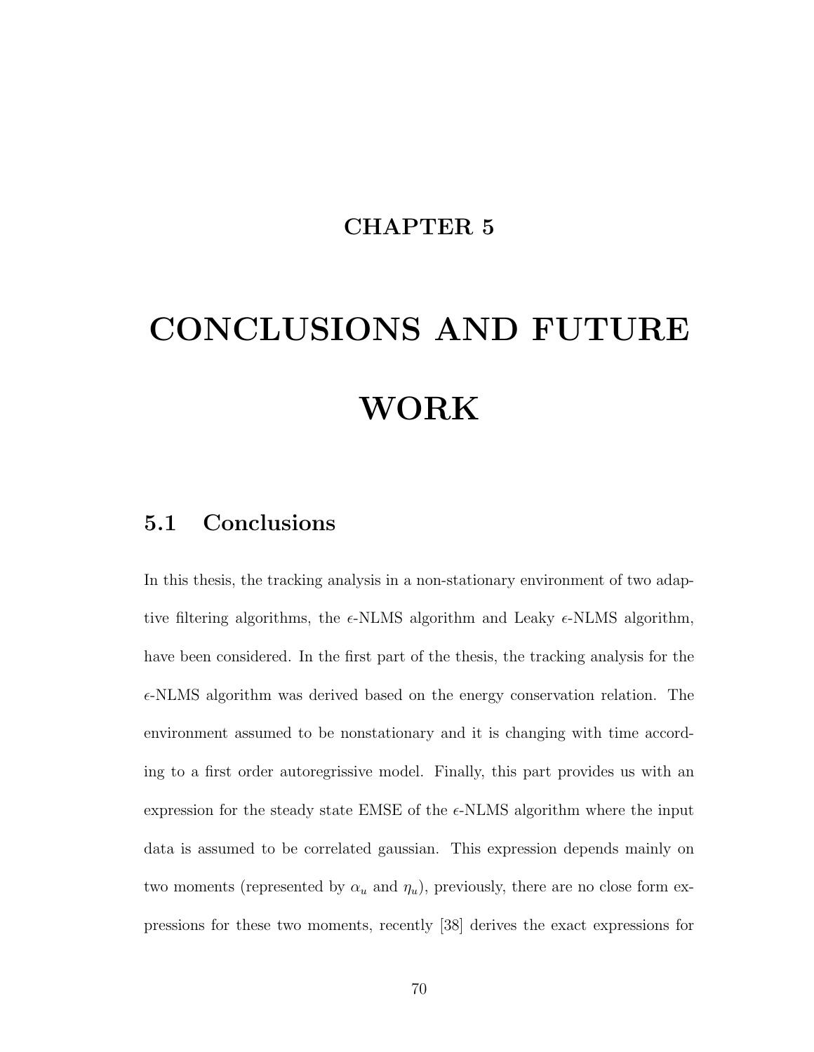# CHAPTER 5

# CONCLUSIONS AND FUTURE WORK

## 5.1 Conclusions

In this thesis, the tracking analysis in a non-stationary environment of two adaptive filtering algorithms, the $\epsilon$-NLMS algorithm and Leaky $\epsilon$-NLMS algorithm, have been considered. In the first part of the thesis, the tracking analysis for the $\epsilon$-NLMS algorithm was derived based on the energy conservation relation. The environment assumed to be nonstationary and it is changing with time according to a first order autoregrissive model. Finally, this part provides us with an expression for the steady state EMSE of the $\epsilon$-NLMS algorithm where the input data is assumed to be correlated gaussian. This expression depends mainly on two moments (represented by $\alpha_u$ and $\eta_u$), previously, there are no close form expressions for these two moments, recently [38] derives the exact expressions for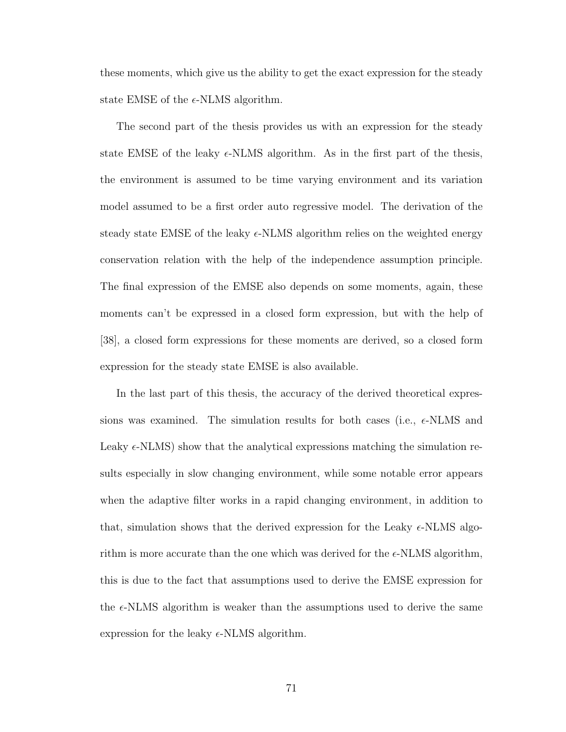these moments, which give us the ability to get the exact expression for the steady state EMSE of the $\epsilon$-NLMS algorithm.

The second part of the thesis provides us with an expression for the steady state EMSE of the leaky $\epsilon$-NLMS algorithm. As in the first part of the thesis, the environment is assumed to be time varying environment and its variation model assumed to be a first order auto regressive model. The derivation of the steady state EMSE of the leaky $\epsilon$-NLMS algorithm relies on the weighted energy conservation relation with the help of the independence assumption principle. The final expression of the EMSE also depends on some moments, again, these moments can't be expressed in a closed form expression, but with the help of [38], a closed form expressions for these moments are derived, so a closed form expression for the steady state EMSE is also available.

In the last part of this thesis, the accuracy of the derived theoretical expressions was examined. The simulation results for both cases (i.e., $\epsilon$-NLMS and Leaky $\epsilon$-NLMS) show that the analytical expressions matching the simulation results especially in slow changing environment, while some notable error appears when the adaptive filter works in a rapid changing environment, in addition to that, simulation shows that the derived expression for the Leaky $\epsilon$-NLMS algorithm is more accurate than the one which was derived for the $\epsilon$-NLMS algorithm, this is due to the fact that assumptions used to derive the EMSE expression for the $\epsilon$-NLMS algorithm is weaker than the assumptions used to derive the same expression for the leaky $\epsilon$-NLMS algorithm.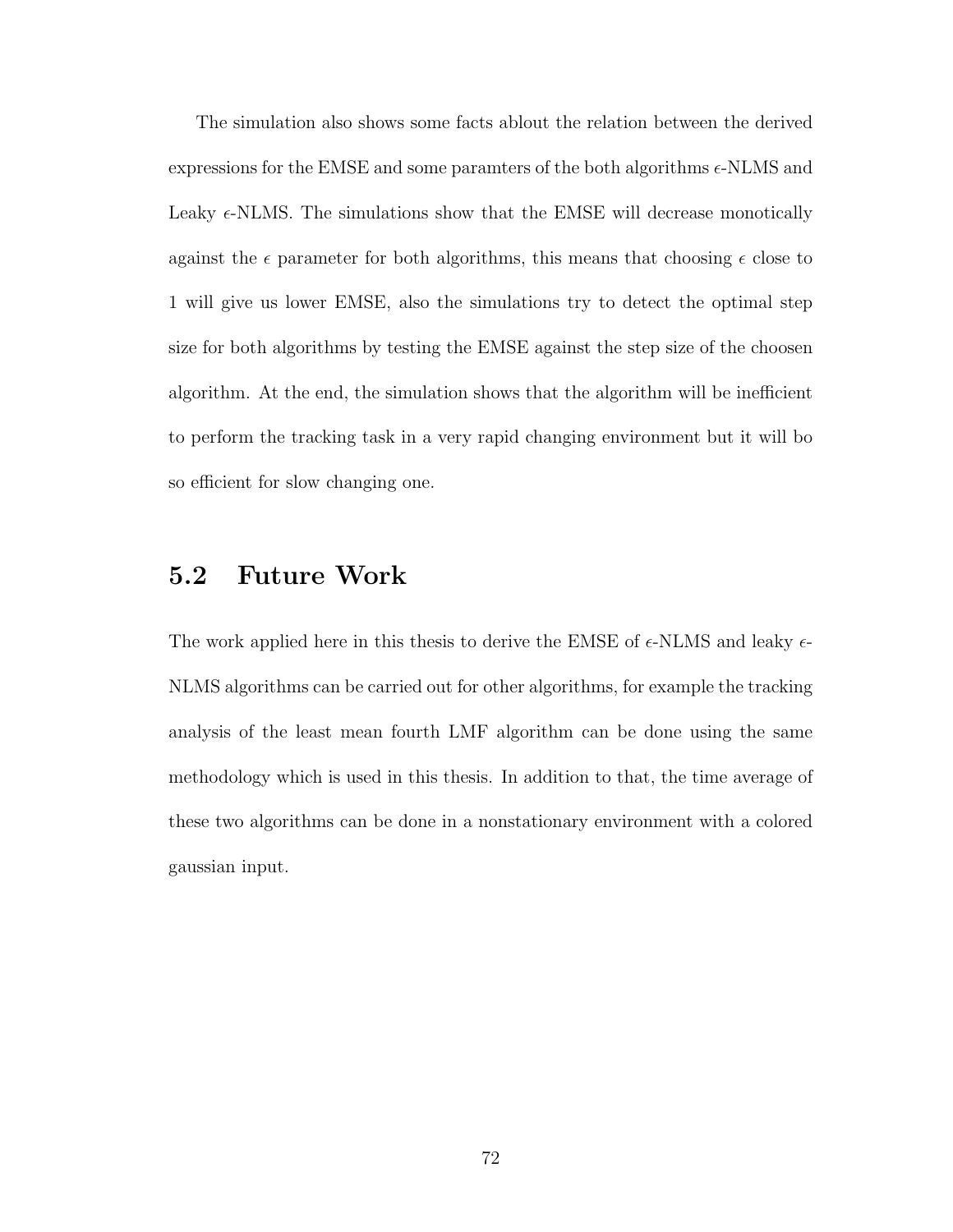The simulation also shows some facts ablout the relation between the derived expressions for the EMSE and some paramters of the both algorithms $\epsilon$-NLMS and Leaky $\epsilon$-NLMS. The simulations show that the EMSE will decrease monotically against the $\epsilon$ parameter for both algorithms, this means that choosing $\epsilon$ close to 1 will give us lower EMSE, also the simulations try to detect the optimal step size for both algorithms by testing the EMSE against the step size of the choosen algorithm. At the end, the simulation shows that the algorithm will be inefficient to perform the tracking task in a very rapid changing environment but it will bo so efficient for slow changing one.

## 5.2 Future Work

The work applied here in this thesis to derive the EMSE of $\epsilon$-NLMS and leaky $\epsilon$-NLMS algorithms can be carried out for other algorithms, for example the tracking analysis of the least mean fourth LMF algorithm can be done using the same methodology which is used in this thesis. In addition to that, the time average of these two algorithms can be done in a nonstationary environment with a colored gaussian input.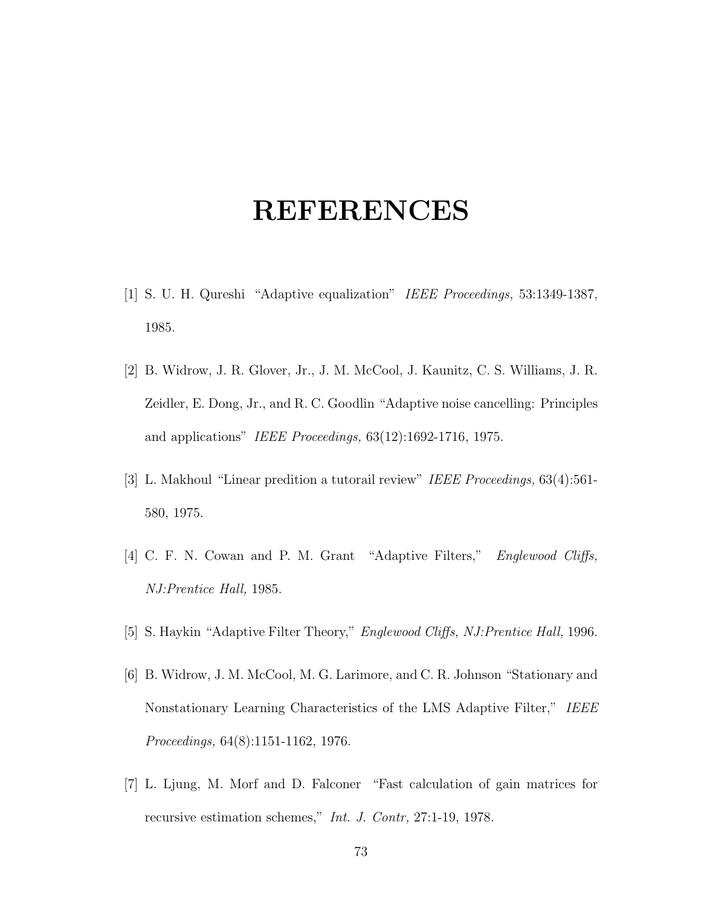# REFERENCES

[1] S. U. H. Qureshi "Adaptive equalization" *IEEE Proceedings,* 53:1349-1387, 1985.

[2] B. Widrow, J. R. Glover, Jr., J. M. McCool, J. Kaunitz, C. S. Williams, J. R. Zeidler, E. Dong, Jr., and R. C. Goodlin "Adaptive noise cancelling: Principles and applications" *IEEE Proceedings,* 63(12):1692-1716, 1975.

[3] L. Makhoul "Linear predition a tutorail review" *IEEE Proceedings,* 63(4):561-580, 1975.

[4] C. F. N. Cowan and P. M. Grant "Adaptive Filters," *Englewood Cliffs, NJ:Prentice Hall,* 1985.

[5] S. Haykin "Adaptive Filter Theory," *Englewood Cliffs, NJ:Prentice Hall,* 1996.

[6] B. Widrow, J. M. McCool, M. G. Larimore, and C. R. Johnson "Stationary and Nonstationary Learning Characteristics of the LMS Adaptive Filter," *IEEE Proceedings,* 64(8):1151-1162, 1976.

[7] L. Ljung, M. Morf and D. Falconer "Fast calculation of gain matrices for recursive estimation schemes," *Int. J. Contr,* 27:1-19, 1978.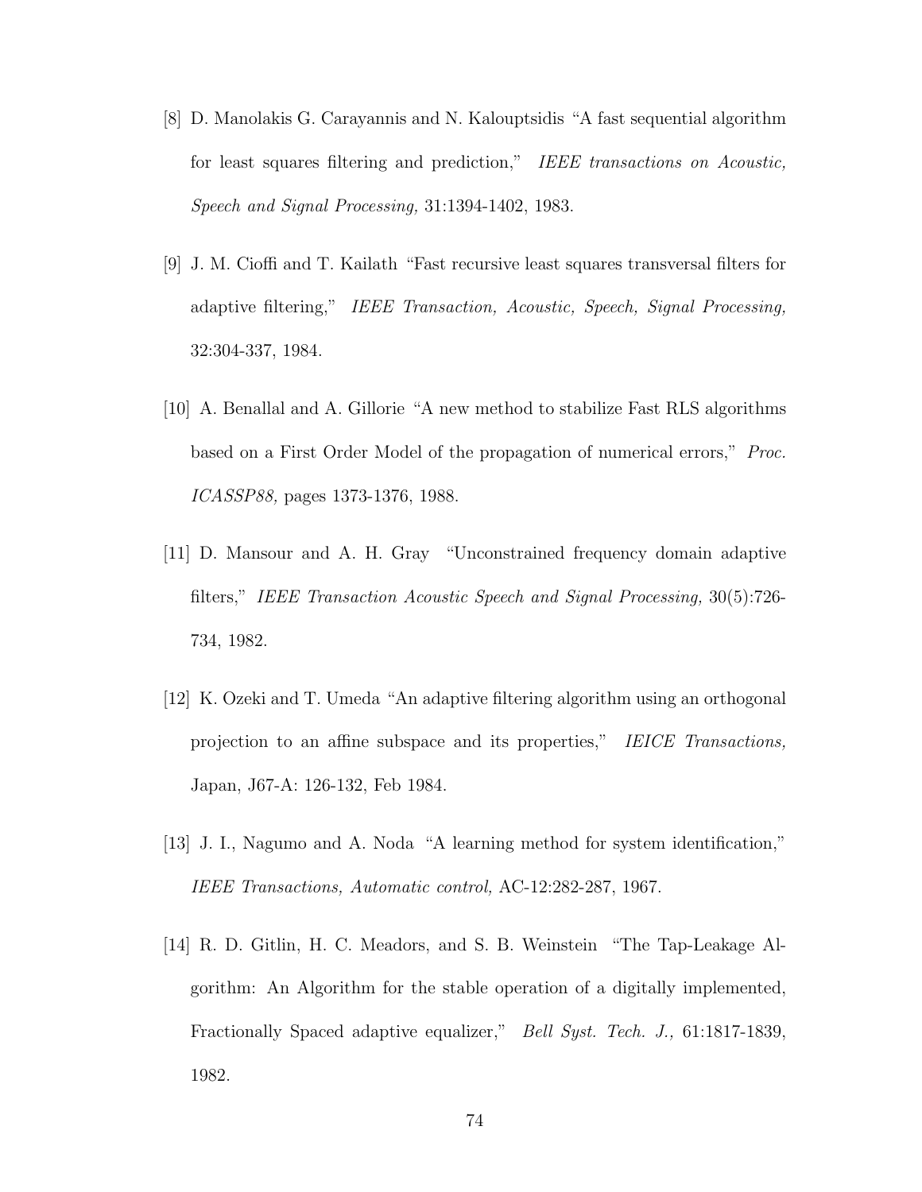[8] D. Manolakis G. Carayannis and N. Kalouptsidis "A fast sequential algorithm for least squares filtering and prediction," *IEEE transactions on Acoustic, Speech and Signal Processing,* 31:1394-1402, 1983.

[9] J. M. Cioffi and T. Kailath "Fast recursive least squares transversal filters for adaptive filtering," *IEEE Transaction, Acoustic, Speech, Signal Processing,* 32:304-337, 1984.

[10] A. Benallal and A. Gillorie "A new method to stabilize Fast RLS algorithms based on a First Order Model of the propagation of numerical errors," *Proc. ICASSP88,* pages 1373-1376, 1988.

[11] D. Mansour and A. H. Gray "Unconstrained frequency domain adaptive filters," *IEEE Transaction Acoustic Speech and Signal Processing,* 30(5):726-734, 1982.

[12] K. Ozeki and T. Umeda "An adaptive filtering algorithm using an orthogonal projection to an affine subspace and its properties," *IEICE Transactions,* Japan, J67-A: 126-132, Feb 1984.

[13] J. I., Nagumo and A. Noda "A learning method for system identification," *IEEE Transactions, Automatic control,* AC-12:282-287, 1967.

[14] R. D. Gitlin, H. C. Meadors, and S. B. Weinstein "The Tap-Leakage Algorithm: An Algorithm for the stable operation of a digitally implemented, Fractionally Spaced adaptive equalizer," *Bell Syst. Tech. J.,* 61:1817-1839, 1982.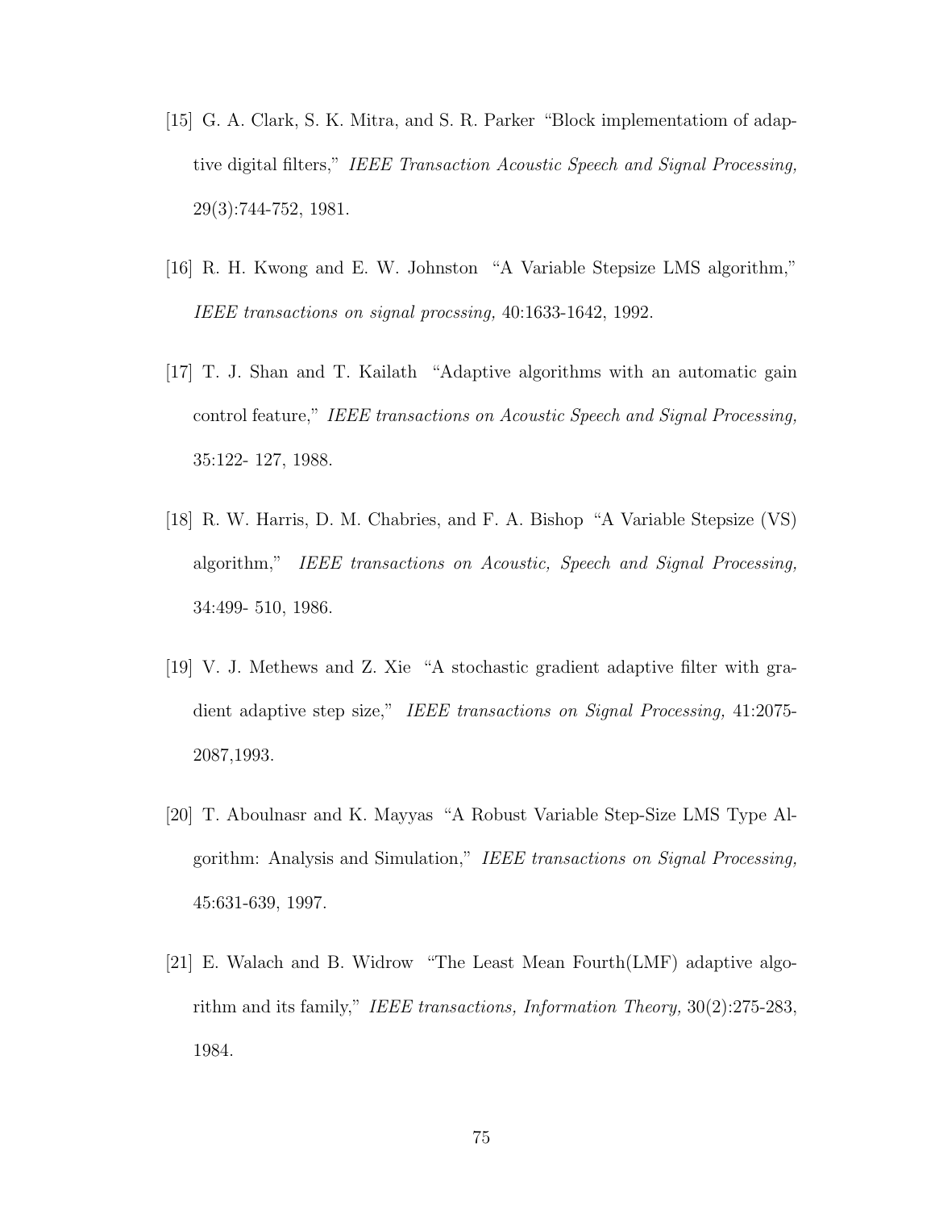[15] G. A. Clark, S. K. Mitra, and S. R. Parker "Block implementatiom of adaptive digital filters," *IEEE Transaction Acoustic Speech and Signal Processing,* 29(3):744-752, 1981.

[16] R. H. Kwong and E. W. Johnston "A Variable Stepsize LMS algorithm," *IEEE transactions on signal procssing,* 40:1633-1642, 1992.

[17] T. J. Shan and T. Kailath "Adaptive algorithms with an automatic gain control feature," *IEEE transactions on Acoustic Speech and Signal Processing,* 35:122- 127, 1988.

[18] R. W. Harris, D. M. Chabries, and F. A. Bishop "A Variable Stepsize (VS) algorithm," *IEEE transactions on Acoustic, Speech and Signal Processing,* 34:499- 510, 1986.

[19] V. J. Methews and Z. Xie "A stochastic gradient adaptive filter with gradient adaptive step size," *IEEE transactions on Signal Processing,* 41:2075-2087,1993.

[20] T. Aboulnasr and K. Mayyas "A Robust Variable Step-Size LMS Type Algorithm: Analysis and Simulation," *IEEE transactions on Signal Processing,* 45:631-639, 1997.

[21] E. Walach and B. Widrow "The Least Mean Fourth(LMF) adaptive algorithm and its family," *IEEE transactions, Information Theory,* 30(2):275-283, 1984.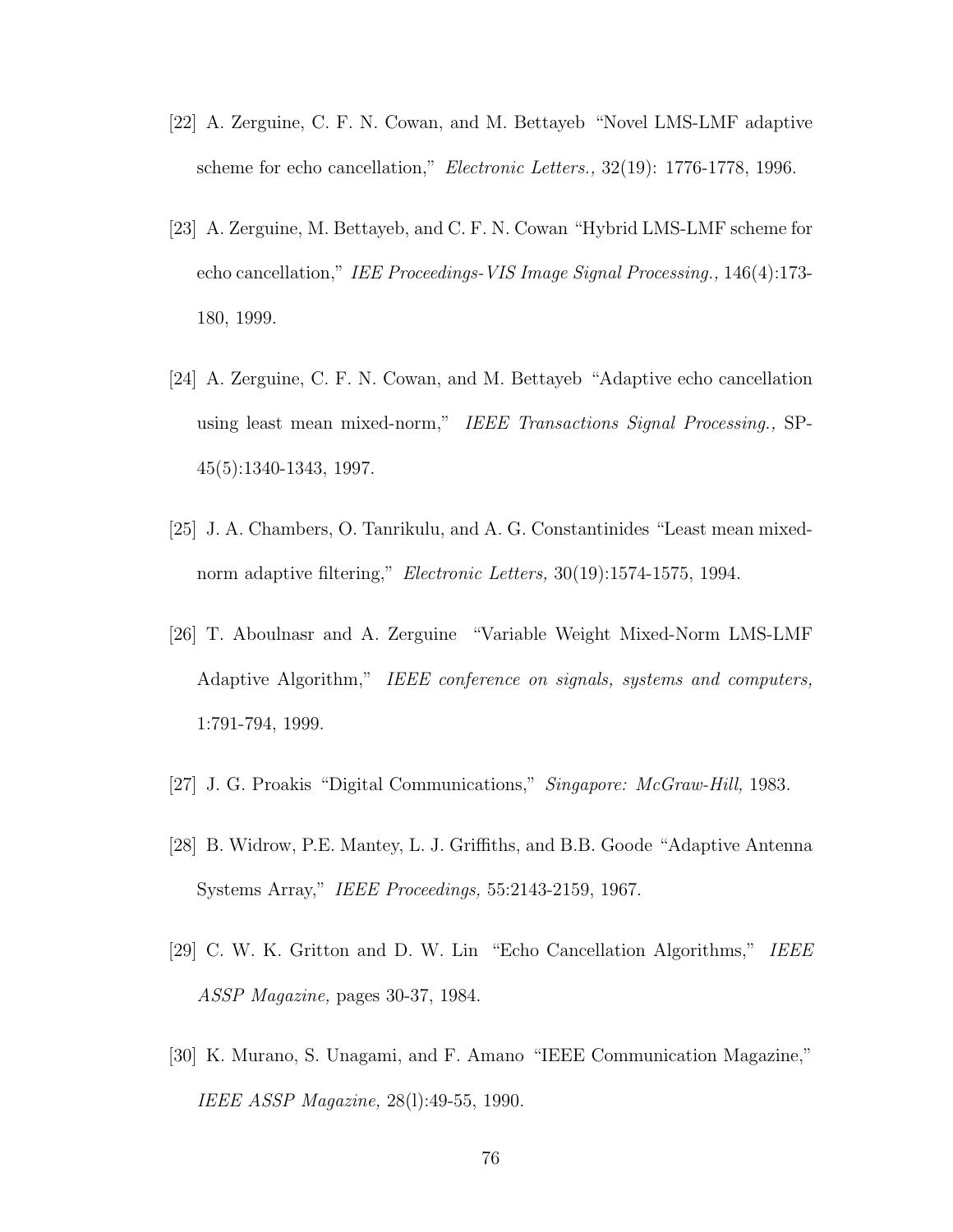[22] A. Zerguine, C. F. N. Cowan, and M. Bettayeb "Novel LMS-LMF adaptive scheme for echo cancellation," *Electronic Letters.,* 32(19): 1776-1778, 1996.

[23] A. Zerguine, M. Bettayeb, and C. F. N. Cowan "Hybrid LMS-LMF scheme for echo cancellation," *IEE Proceedings-VIS Image Signal Processing.,* 146(4):173-180, 1999.

[24] A. Zerguine, C. F. N. Cowan, and M. Bettayeb "Adaptive echo cancellation using least mean mixed-norm," *IEEE Transactions Signal Processing.,* SP-45(5):1340-1343, 1997.

[25] J. A. Chambers, O. Tanrikulu, and A. G. Constantinides "Least mean mixed-norm adaptive filtering," *Electronic Letters,* 30(19):1574-1575, 1994.

[26] T. Aboulnasr and A. Zerguine "Variable Weight Mixed-Norm LMS-LMF Adaptive Algorithm," *IEEE conference on signals, systems and computers,* 1:791-794, 1999.

[27] J. G. Proakis "Digital Communications," *Singapore: McGraw-Hill,* 1983.

[28] B. Widrow, P.E. Mantey, L. J. Griffiths, and B.B. Goode "Adaptive Antenna Systems Array," *IEEE Proceedings,* 55:2143-2159, 1967.

[29] C. W. K. Gritton and D. W. Lin "Echo Cancellation Algorithms," *IEEE ASSP Magazine,* pages 30-37, 1984.

[30] K. Murano, S. Unagami, and F. Amano "IEEE Communication Magazine," *IEEE ASSP Magazine,* 28(l):49-55, 1990.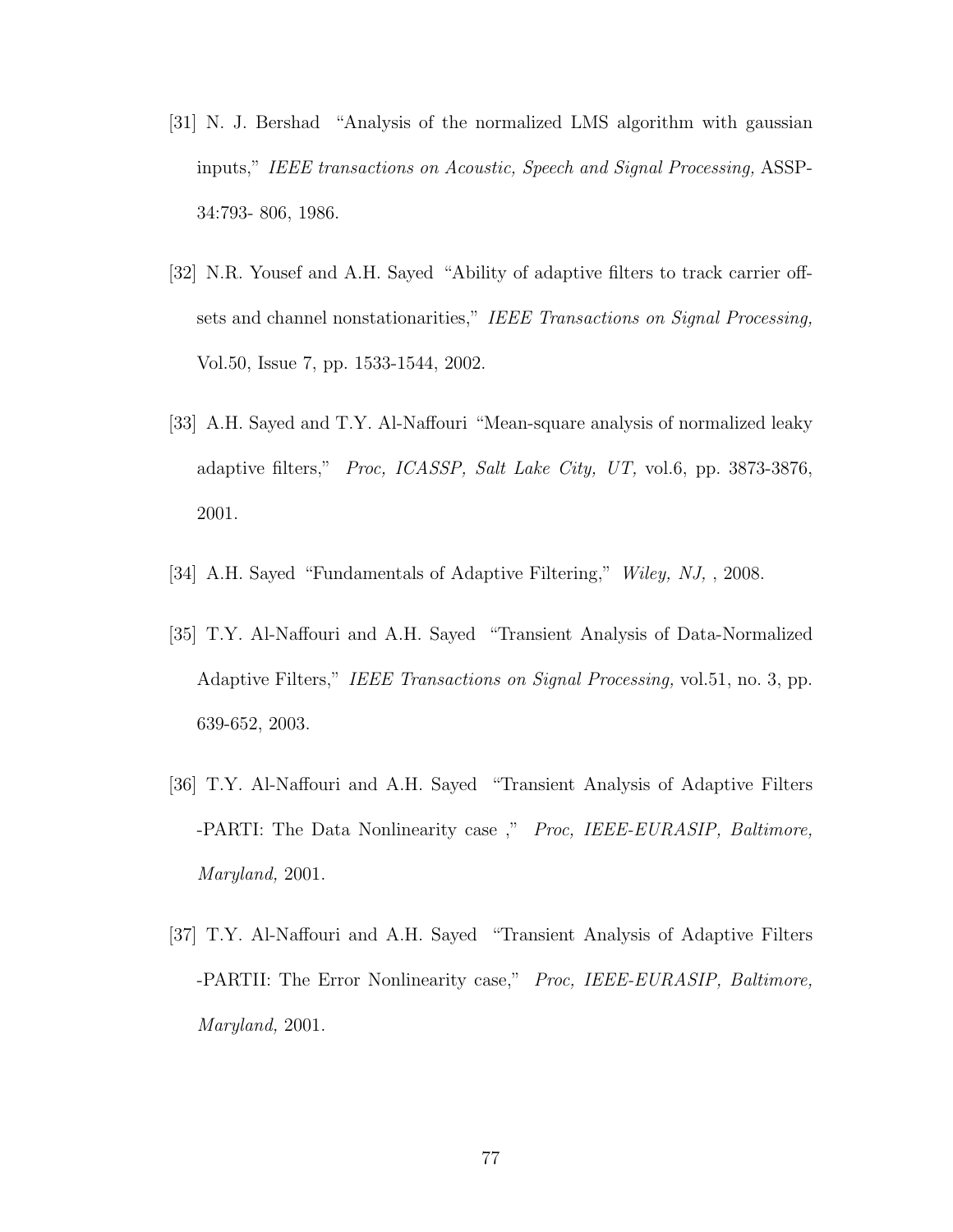[31] N. J. Bershad "Analysis of the normalized LMS algorithm with gaussian inputs," *IEEE transactions on Acoustic, Speech and Signal Processing,* ASSP-34:793- 806, 1986.

[32] N.R. Yousef and A.H. Sayed "Ability of adaptive filters to track carrier offsets and channel nonstationarities," *IEEE Transactions on Signal Processing,* Vol.50, Issue 7, pp. 1533-1544, 2002.

[33] A.H. Sayed and T.Y. Al-Naffouri "Mean-square analysis of normalized leaky adaptive filters," *Proc, ICASSP, Salt Lake City, UT,* vol.6, pp. 3873-3876, 2001.

[34] A.H. Sayed "Fundamentals of Adaptive Filtering," *Wiley, NJ,* , 2008.

[35] T.Y. Al-Naffouri and A.H. Sayed "Transient Analysis of Data-Normalized Adaptive Filters," *IEEE Transactions on Signal Processing,* vol.51, no. 3, pp. 639-652, 2003.

[36] T.Y. Al-Naffouri and A.H. Sayed "Transient Analysis of Adaptive Filters -PARTI: The Data Nonlinearity case ," *Proc, IEEE-EURASIP, Baltimore, Maryland,* 2001.

[37] T.Y. Al-Naffouri and A.H. Sayed "Transient Analysis of Adaptive Filters -PARTII: The Error Nonlinearity case," *Proc, IEEE-EURASIP, Baltimore, Maryland,* 2001.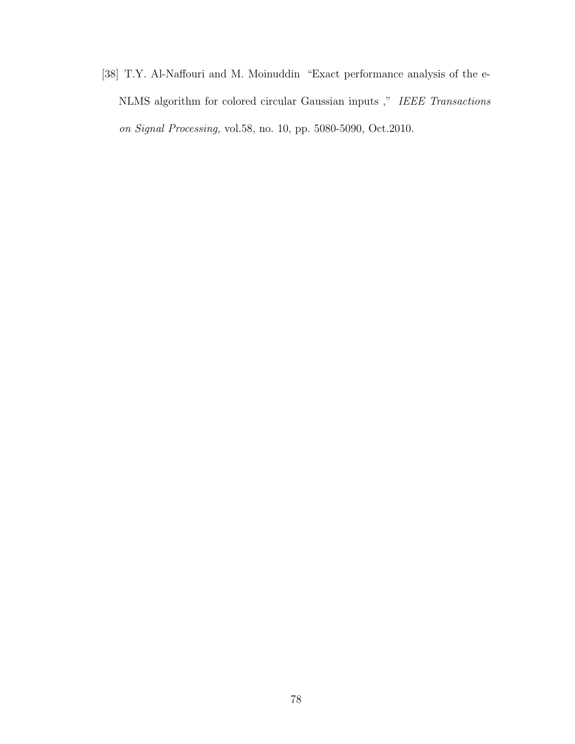[38] T.Y. Al-Naffouri and M. Moinuddin "Exact performance analysis of the e-NLMS algorithm for colored circular Gaussian inputs ," *IEEE Transactions on Signal Processing,* vol.58, no. 10, pp. 5080-5090, Oct.2010.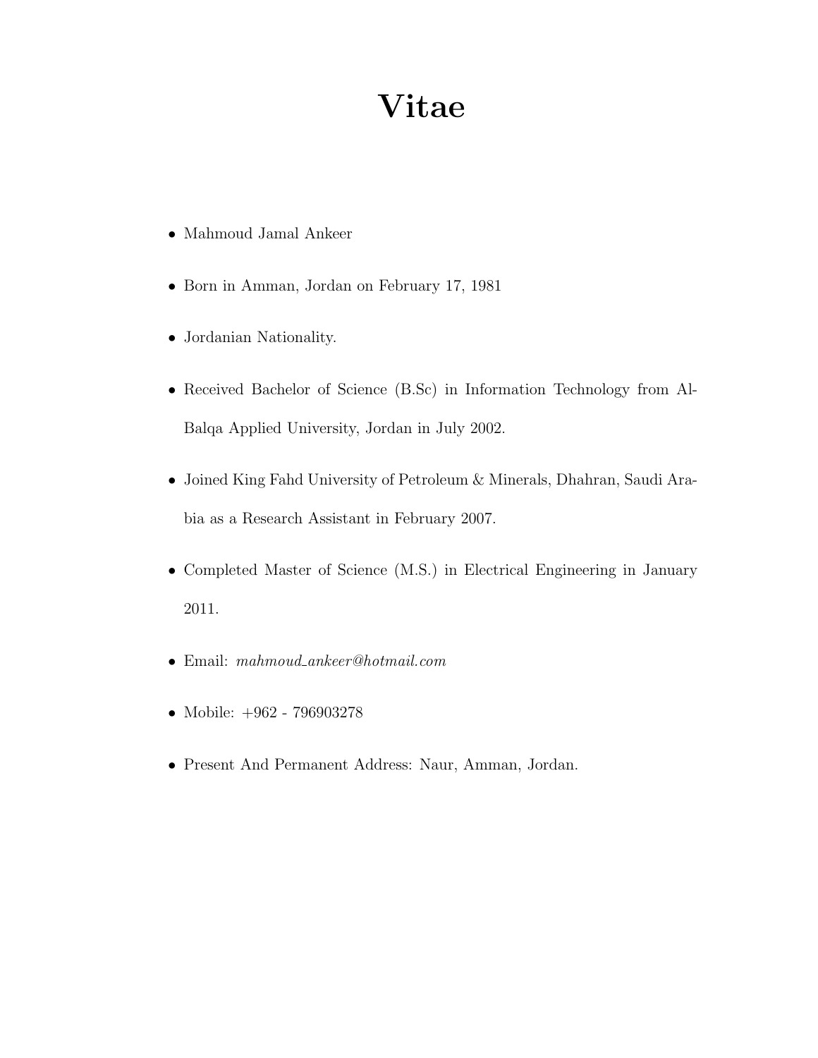# Vitae

- Mahmoud Jamal Ankeer
- Born in Amman, Jordan on February 17, 1981
- Jordanian Nationality.
- Received Bachelor of Science (B.Sc) in Information Technology from Al-Balqa Applied University, Jordan in July 2002.
- Joined King Fahd University of Petroleum & Minerals, Dhahran, Saudi Arabia as a Research Assistant in February 2007.
- Completed Master of Science (M.S.) in Electrical Engineering in January 2011.
- Email: *mahmoud_ankeer@hotmail.com*
- Mobile: +962 - 796903278
- Present And Permanent Address: Naur, Amman, Jordan.